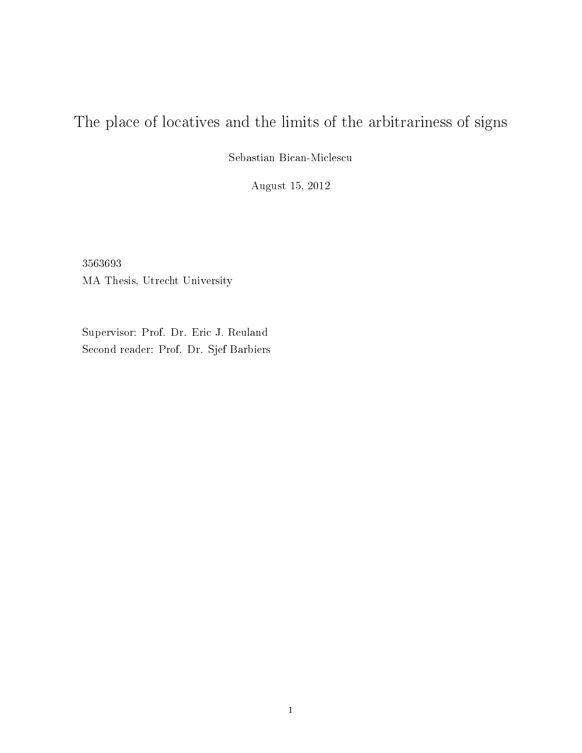# The place of locatives and the limits of the arbitrariness of signs

Sebastian Bican-Miclescu

August 15, 2012

3563693
MA Thesis, Utrecht University

Supervisor: Prof. Dr. Eric J. Reuland
Second reader: Prof. Dr. Sjef Barbiers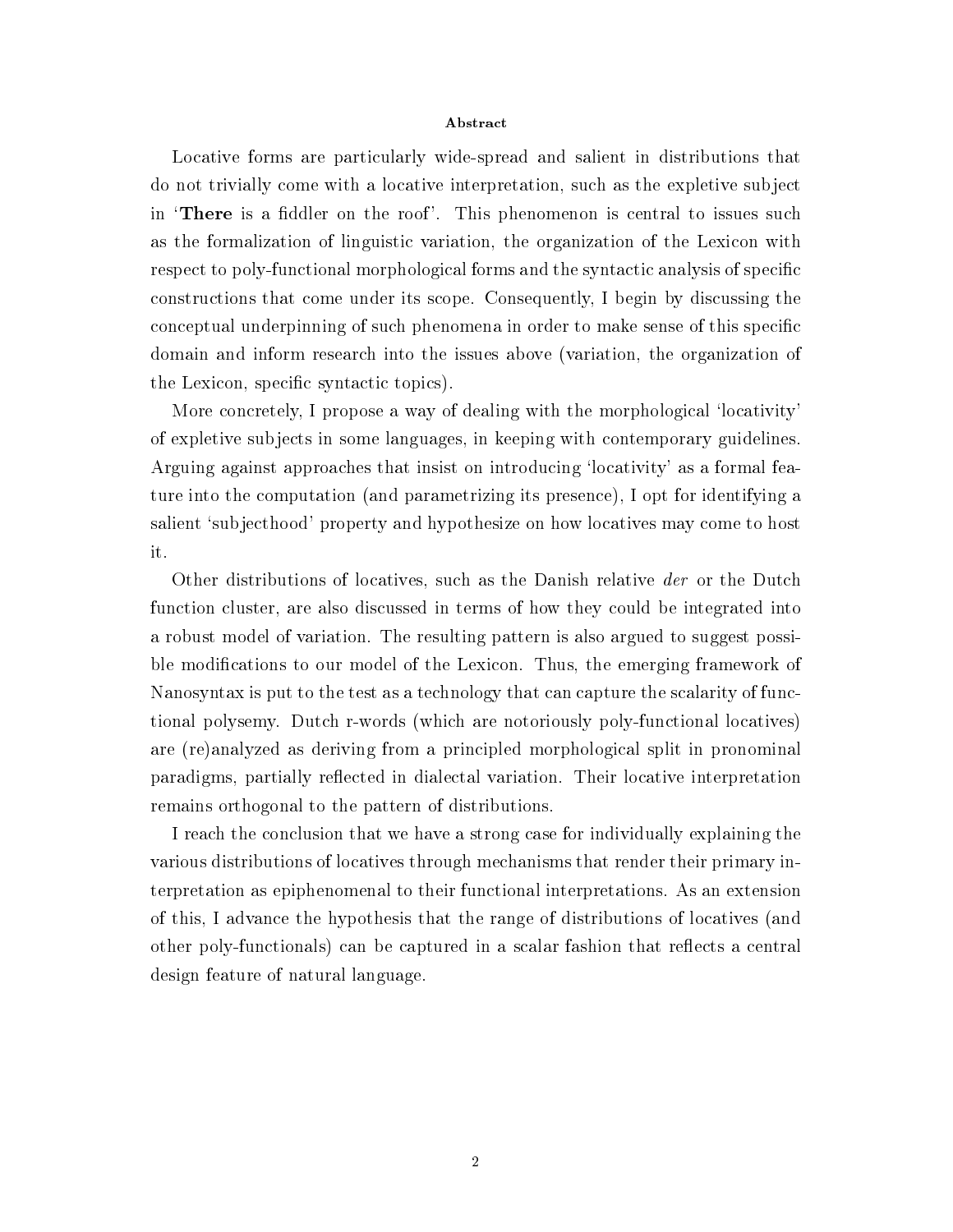## Abstract

Locative forms are particularly wide-spread and salient in distributions that do not trivially come with a locative interpretation, such as the expletive subject in '**There** is a fiddler on the roof'. This phenomenon is central to issues such as the formalization of linguistic variation, the organization of the Lexicon with respect to poly-functional morphological forms and the syntactic analysis of specific constructions that come under its scope. Consequently, I begin by discussing the conceptual underpinning of such phenomena in order to make sense of this specific domain and inform research into the issues above (variation, the organization of the Lexicon, specific syntactic topics).

More concretely, I propose a way of dealing with the morphological 'locativity' of expletive subjects in some languages, in keeping with contemporary guidelines. Arguing against approaches that insist on introducing 'locativity' as a formal feature into the computation (and parametrizing its presence), I opt for identifying a salient 'subjecthood' property and hypothesize on how locatives may come to host it.

Other distributions of locatives, such as the Danish relative *der* or the Dutch function cluster, are also discussed in terms of how they could be integrated into a robust model of variation. The resulting pattern is also argued to suggest possible modifications to our model of the Lexicon. Thus, the emerging framework of Nanosyntax is put to the test as a technology that can capture the scalarity of functional polysemy. Dutch r-words (which are notoriously poly-functional locatives) are (re)analyzed as deriving from a principled morphological split in pronominal paradigms, partially reflected in dialectal variation. Their locative interpretation remains orthogonal to the pattern of distributions.

I reach the conclusion that we have a strong case for individually explaining the various distributions of locatives through mechanisms that render their primary interpretation as epiphenomenal to their functional interpretations. As an extension of this, I advance the hypothesis that the range of distributions of locatives (and other poly-functionals) can be captured in a scalar fashion that reflects a central design feature of natural language.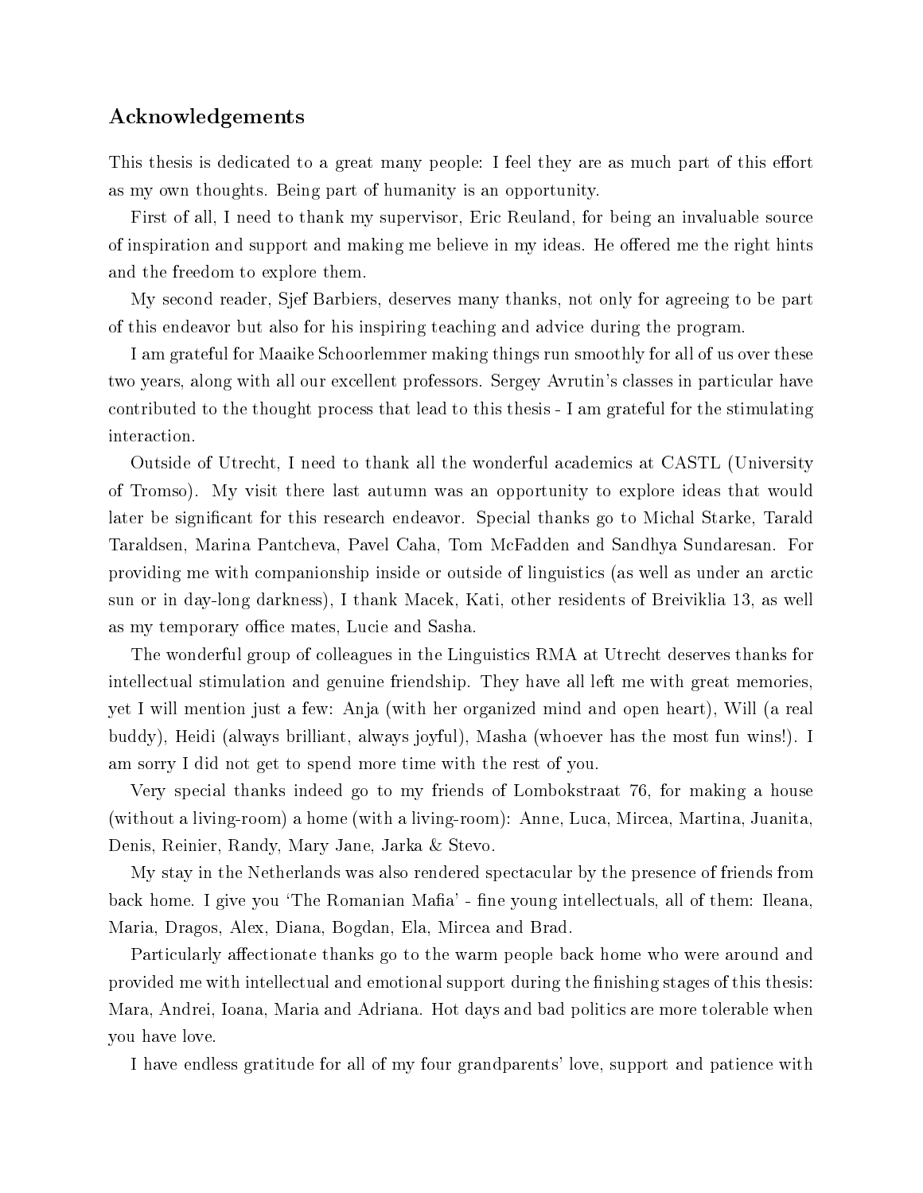## Acknowledgements

This thesis is dedicated to a great many people: I feel they are as much part of this effort as my own thoughts. Being part of humanity is an opportunity.

First of all, I need to thank my supervisor, Eric Reuland, for being an invaluable source of inspiration and support and making me believe in my ideas. He offered me the right hints and the freedom to explore them.

My second reader, Sjef Barbiers, deserves many thanks, not only for agreeing to be part of this endeavor but also for his inspiring teaching and advice during the program.

I am grateful for Maaike Schoorlemmer making things run smoothly for all of us over these two years, along with all our excellent professors. Sergey Avrutin's classes in particular have contributed to the thought process that lead to this thesis - I am grateful for the stimulating interaction.

Outside of Utrecht, I need to thank all the wonderful academics at CASTL (University of Tromso). My visit there last autumn was an opportunity to explore ideas that would later be significant for this research endeavor. Special thanks go to Michal Starke, Tarald Taraldsen, Marina Pantcheva, Pavel Caha, Tom McFadden and Sandhya Sundaresan. For providing me with companionship inside or outside of linguistics (as well as under an arctic sun or in day-long darkness), I thank Macek, Kati, other residents of Breiviklia 13, as well as my temporary office mates, Lucie and Sasha.

The wonderful group of colleagues in the Linguistics RMA at Utrecht deserves thanks for intellectual stimulation and genuine friendship. They have all left me with great memories, yet I will mention just a few: Anja (with her organized mind and open heart), Will (a real buddy), Heidi (always brilliant, always joyful), Masha (whoever has the most fun wins!). I am sorry I did not get to spend more time with the rest of you.

Very special thanks indeed go to my friends of Lombokstraat 76, for making a house (without a living-room) a home (with a living-room): Anne, Luca, Mircea, Martina, Juanita, Denis, Reinier, Randy, Mary Jane, Jarka & Stevo.

My stay in the Netherlands was also rendered spectacular by the presence of friends from back home. I give you 'The Romanian Mafia' - fine young intellectuals, all of them: Ileana, Maria, Dragos, Alex, Diana, Bogdan, Ela, Mircea and Brad.

Particularly affectionate thanks go to the warm people back home who were around and provided me with intellectual and emotional support during the finishing stages of this thesis: Mara, Andrei, Ioana, Maria and Adriana. Hot days and bad politics are more tolerable when you have love.

I have endless gratitude for all of my four grandparents' love, support and patience with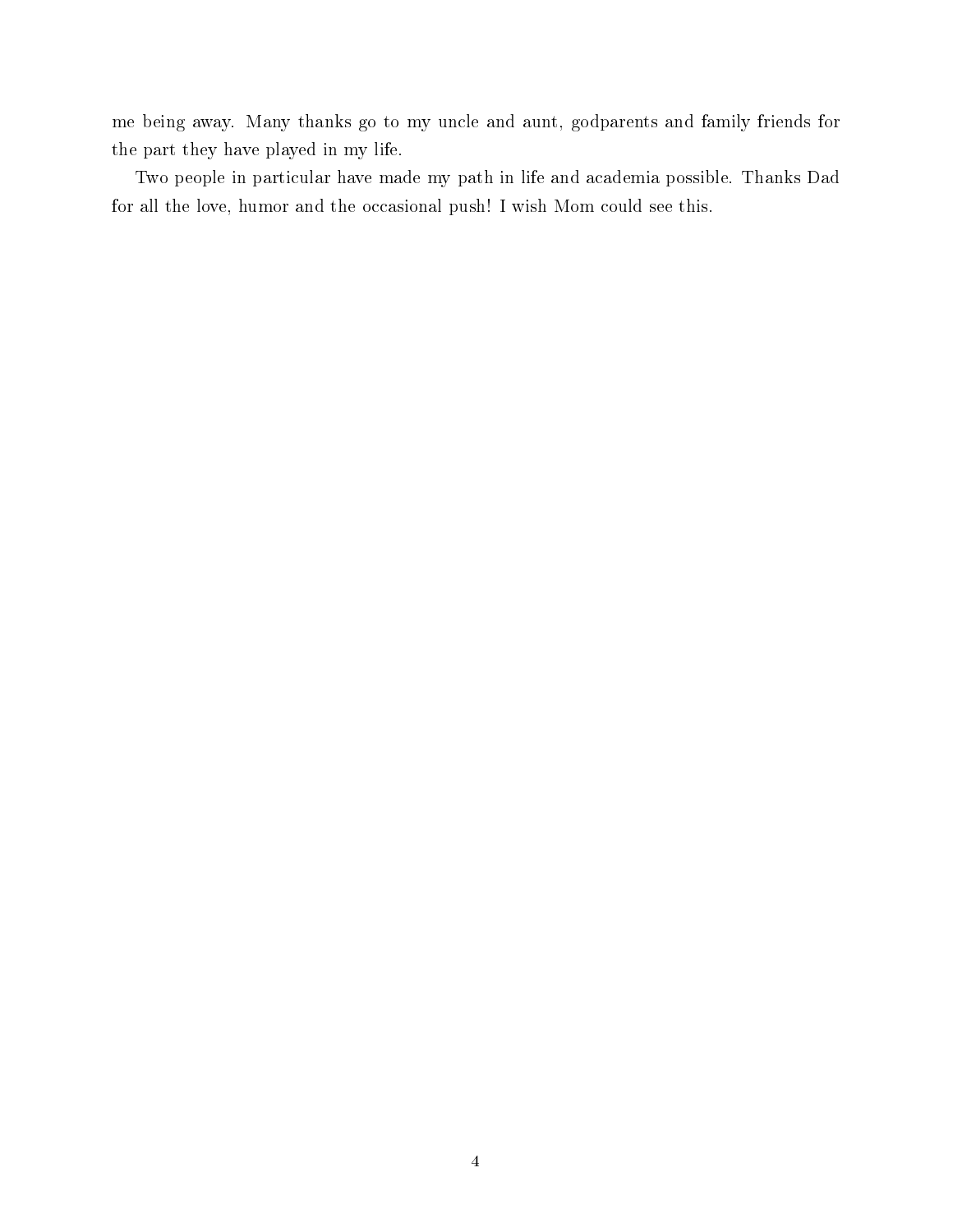me being away. Many thanks go to my uncle and aunt, godparents and family friends for the part they have played in my life.

Two people in particular have made my path in life and academia possible. Thanks Dad for all the love, humor and the occasional push! I wish Mom could see this.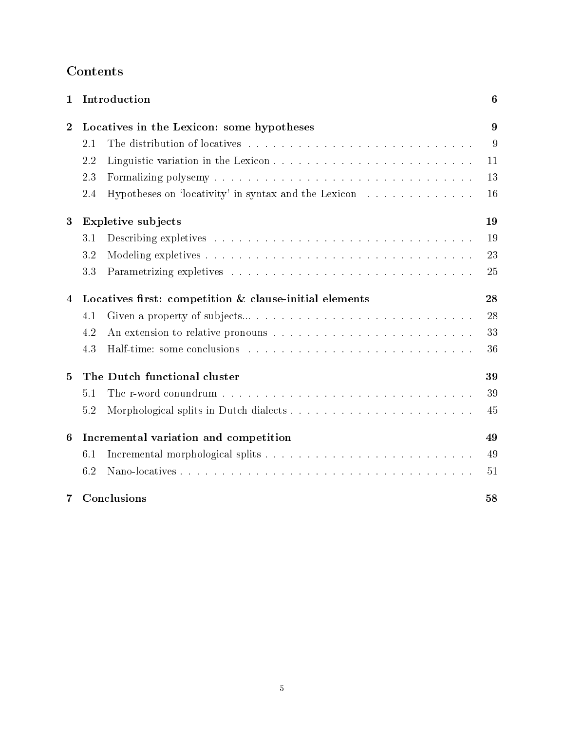# Contents

| | | |
|---|---|---|
| **1** | **Introduction** | **6** |
| **2** | **Locatives in the Lexicon: some hypotheses** | **9** |
| 2.1 | The distribution of locatives | 9 |
| 2.2 | Linguistic variation in the Lexicon | 11 |
| 2.3 | Formalizing polysemy | 13 |
| 2.4 | Hypotheses on 'locativity' in syntax and the Lexicon | 16 |
| **3** | **Expletive subjects** | **19** |
| 3.1 | Describing expletives | 19 |
| 3.2 | Modeling expletives | 23 |
| 3.3 | Parametrizing expletives | 25 |
| **4** | **Locatives first: competition & clause-initial elements** | **28** |
| 4.1 | Given a property of subjects... | 28 |
| 4.2 | An extension to relative pronouns | 33 |
| 4.3 | Half-time: some conclusions | 36 |
| **5** | **The Dutch functional cluster** | **39** |
| 5.1 | The r-word conundrum | 39 |
| 5.2 | Morphological splits in Dutch dialects | 45 |
| **6** | **Incremental variation and competition** | **49** |
| 6.1 | Incremental morphological splits | 49 |
| 6.2 | Nano-locatives | 51 |
| **7** | **Conclusions** | **58** |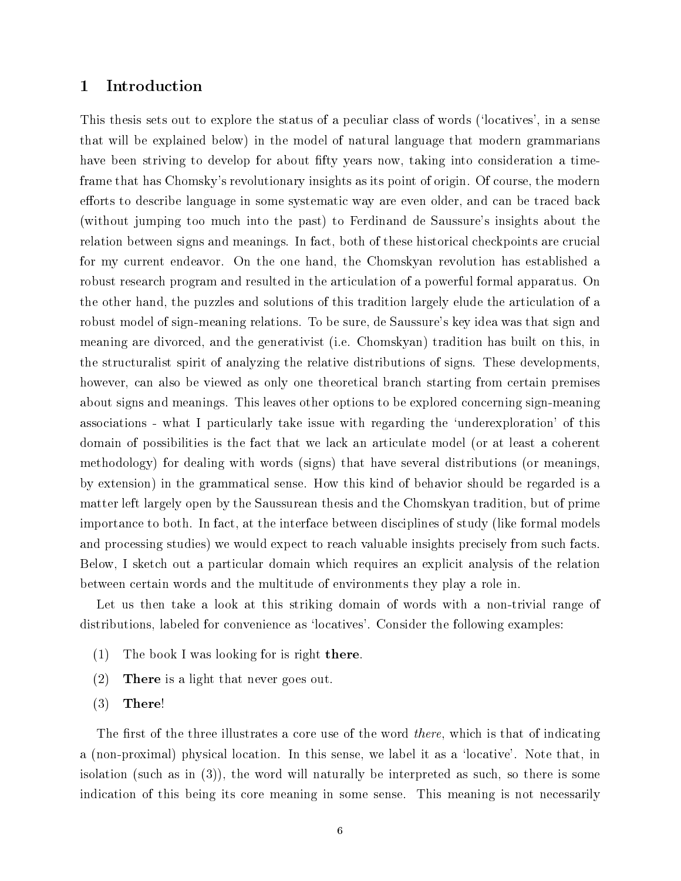## 1 Introduction

This thesis sets out to explore the status of a peculiar class of words ('locatives', in a sense that will be explained below) in the model of natural language that modern grammarians have been striving to develop for about fifty years now, taking into consideration a time-frame that has Chomsky's revolutionary insights as its point of origin. Of course, the modern efforts to describe language in some systematic way are even older, and can be traced back (without jumping too much into the past) to Ferdinand de Saussure's insights about the relation between signs and meanings. In fact, both of these historical checkpoints are crucial for my current endeavor. On the one hand, the Chomskyan revolution has established a robust research program and resulted in the articulation of a powerful formal apparatus. On the other hand, the puzzles and solutions of this tradition largely elude the articulation of a robust model of sign-meaning relations. To be sure, de Saussure's key idea was that sign and meaning are divorced, and the generativist (i.e. Chomskyan) tradition has built on this, in the structuralist spirit of analyzing the relative distributions of signs. These developments, however, can also be viewed as only one theoretical branch starting from certain premises about signs and meanings. This leaves other options to be explored concerning sign-meaning associations - what I particularly take issue with regarding the 'underexploration' of this domain of possibilities is the fact that we lack an articulate model (or at least a coherent methodology) for dealing with words (signs) that have several distributions (or meanings, by extension) in the grammatical sense. How this kind of behavior should be regarded is a matter left largely open by the Saussurean thesis and the Chomskyan tradition, but of prime importance to both. In fact, at the interface between disciplines of study (like formal models and processing studies) we would expect to reach valuable insights precisely from such facts. Below, I sketch out a particular domain which requires an explicit analysis of the relation between certain words and the multitude of environments they play a role in.

Let us then take a look at this striking domain of words with a non-trivial range of distributions, labeled for convenience as 'locatives'. Consider the following examples:

(1) The book I was looking for is right **there**.

(2) **There** is a light that never goes out.

(3) **There**!

The first of the three illustrates a core use of the word *there*, which is that of indicating a (non-proximal) physical location. In this sense, we label it as a 'locative'. Note that, in isolation (such as in (3)), the word will naturally be interpreted as such, so there is some indication of this being its core meaning in some sense. This meaning is not necessarily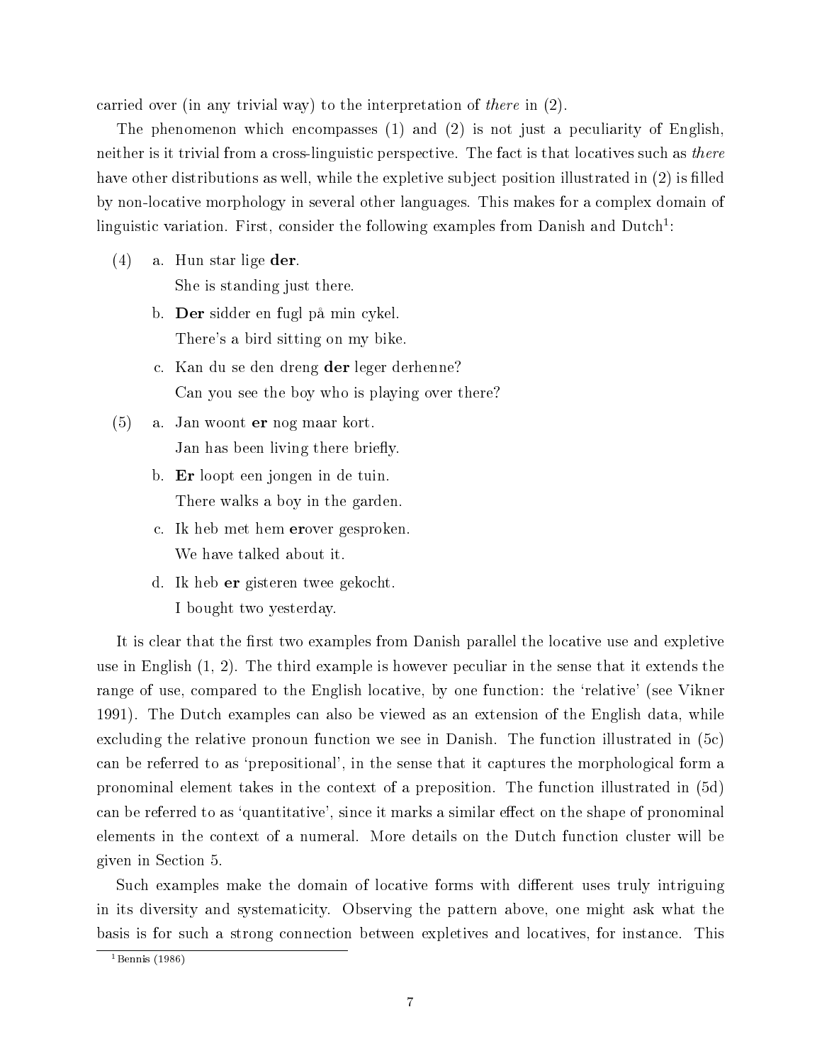carried over (in any trivial way) to the interpretation of *there* in (2).

The phenomenon which encompasses (1) and (2) is not just a peculiarity of English, neither is it trivial from a cross-linguistic perspective. The fact is that locatives such as *there* have other distributions as well, while the expletive subject position illustrated in (2) is filled by non-locative morphology in several other languages. This makes for a complex domain of linguistic variation. First, consider the following examples from Danish and Dutch[1]:

(4) a. Hun star lige **der**.
    She is standing just there.

  b. **Der** sidder en fugl på min cykel.
    There's a bird sitting on my bike.

  c. Kan du se den dreng **der** leger derhenne?
    Can you see the boy who is playing over there?

(5) a. Jan woont **er** nog maar kort.
    Jan has been living there briefly.

  b. **Er** loopt een jongen in de tuin.
    There walks a boy in the garden.

  c. Ik heb met hem **er**over gesproken.
    We have talked about it.

  d. Ik heb **er** gisteren twee gekocht.
    I bought two yesterday.

It is clear that the first two examples from Danish parallel the locative use and expletive use in English (1, 2). The third example is however peculiar in the sense that it extends the range of use, compared to the English locative, by one function: the 'relative' (see Vikner 1991). The Dutch examples can also be viewed as an extension of the English data, while excluding the relative pronoun function we see in Danish. The function illustrated in (5c) can be referred to as 'prepositional', in the sense that it captures the morphological form a pronominal element takes in the context of a preposition. The function illustrated in (5d) can be referred to as 'quantitative', since it marks a similar effect on the shape of pronominal elements in the context of a numeral. More details on the Dutch function cluster will be given in Section 5.

Such examples make the domain of locative forms with different uses truly intriguing in its diversity and systematicity. Observing the pattern above, one might ask what the basis is for such a strong connection between expletives and locatives, for instance. This

[1] Bennis (1986)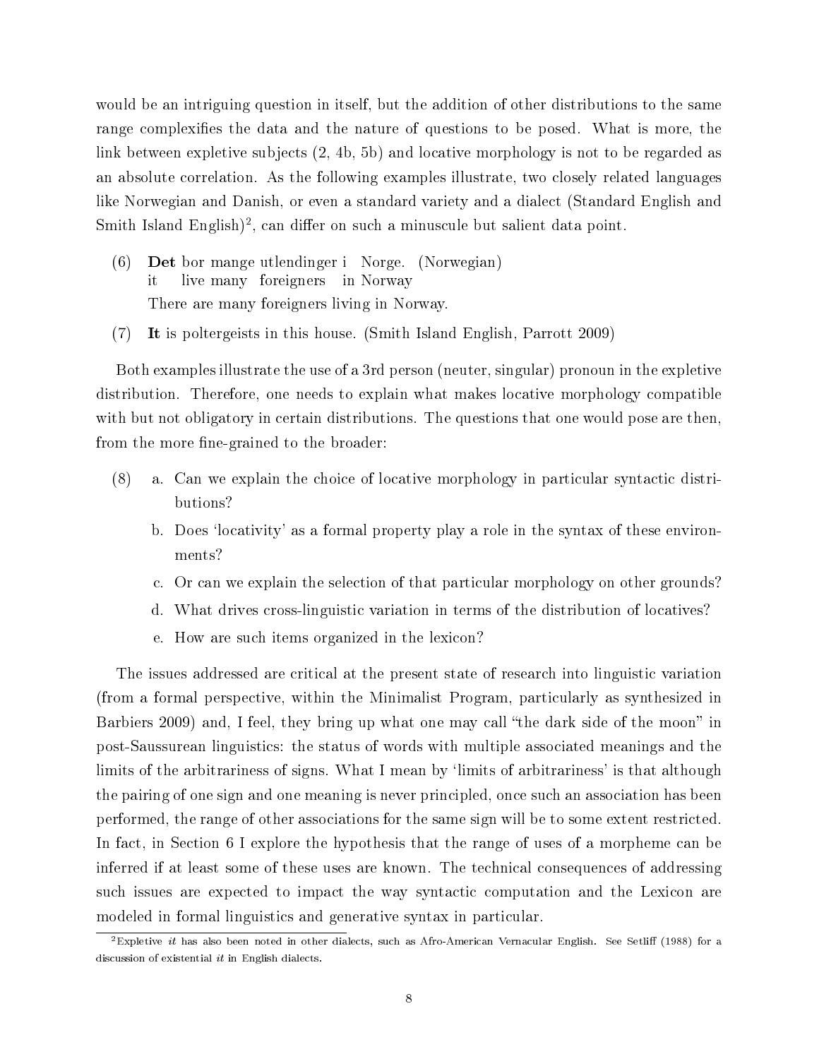would be an intriguing question in itself, but the addition of other distributions to the same range complexifies the data and the nature of questions to be posed. What is more, the link between expletive subjects (2, 4b, 5b) and locative morphology is not to be regarded as an absolute correlation. As the following examples illustrate, two closely related languages like Norwegian and Danish, or even a standard variety and a dialect (Standard English and Smith Island English)[2], can differ on such a minuscule but salient data point.

(6) **Det** bor mange utlendinger i Norge. (Norwegian)
  it live many foreigners in Norway
  There are many foreigners living in Norway.

(7) **It** is poltergeists in this house. (Smith Island English, Parrott 2009)

Both examples illustrate the use of a 3rd person (neuter, singular) pronoun in the expletive distribution. Therefore, one needs to explain what makes locative morphology compatible with but not obligatory in certain distributions. The questions that one would pose are then, from the more fine-grained to the broader:

(8) a. Can we explain the choice of locative morphology in particular syntactic distributions?
  b. Does 'locativity' as a formal property play a role in the syntax of these environments?
  c. Or can we explain the selection of that particular morphology on other grounds?
  d. What drives cross-linguistic variation in terms of the distribution of locatives?
  e. How are such items organized in the lexicon?

The issues addressed are critical at the present state of research into linguistic variation (from a formal perspective, within the Minimalist Program, particularly as synthesized in Barbiers 2009) and, I feel, they bring up what one may call "the dark side of the moon" in post-Saussurean linguistics: the status of words with multiple associated meanings and the limits of the arbitrariness of signs. What I mean by 'limits of arbitrariness' is that although the pairing of one sign and one meaning is never principled, once such an association has been performed, the range of other associations for the same sign will be to some extent restricted. In fact, in Section 6 I explore the hypothesis that the range of uses of a morpheme can be inferred if at least some of these uses are known. The technical consequences of addressing such issues are expected to impact the way syntactic computation and the Lexicon are modeled in formal linguistics and generative syntax in particular.

[2] Expletive *it* has also been noted in other dialects, such as Afro-American Vernacular English. See Setliff (1988) for a discussion of existential *it* in English dialects.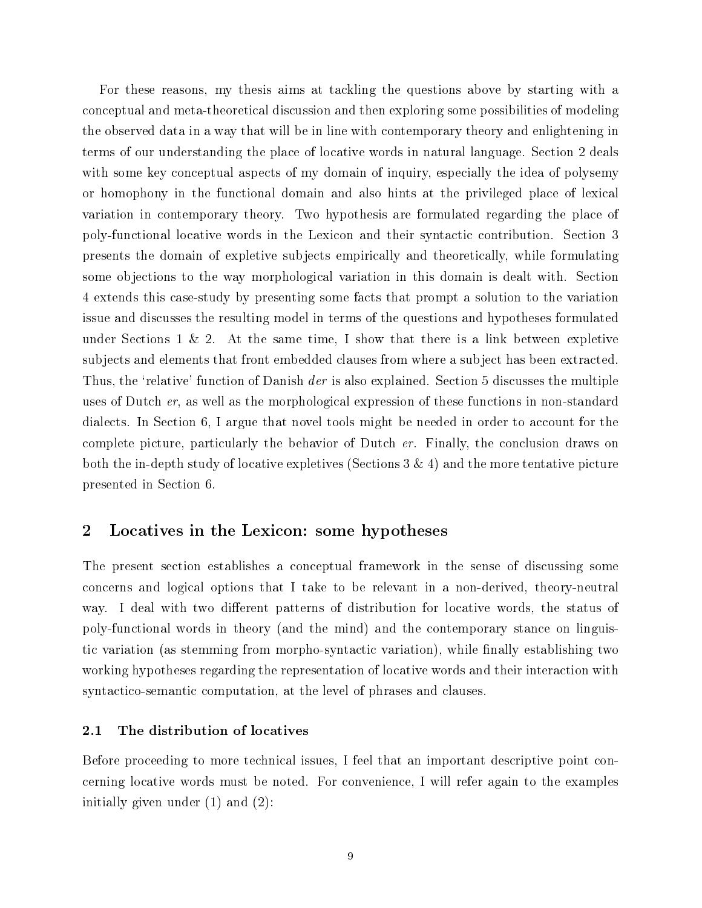For these reasons, my thesis aims at tackling the questions above by starting with a conceptual and meta-theoretical discussion and then exploring some possibilities of modeling the observed data in a way that will be in line with contemporary theory and enlightening in terms of our understanding the place of locative words in natural language. Section 2 deals with some key conceptual aspects of my domain of inquiry, especially the idea of polysemy or homophony in the functional domain and also hints at the privileged place of lexical variation in contemporary theory. Two hypothesis are formulated regarding the place of poly-functional locative words in the Lexicon and their syntactic contribution. Section 3 presents the domain of expletive subjects empirically and theoretically, while formulating some objections to the way morphological variation in this domain is dealt with. Section 4 extends this case-study by presenting some facts that prompt a solution to the variation issue and discusses the resulting model in terms of the questions and hypotheses formulated under Sections 1 & 2. At the same time, I show that there is a link between expletive subjects and elements that front embedded clauses from where a subject has been extracted. Thus, the 'relative' function of Danish *der* is also explained. Section 5 discusses the multiple uses of Dutch *er*, as well as the morphological expression of these functions in non-standard dialects. In Section 6, I argue that novel tools might be needed in order to account for the complete picture, particularly the behavior of Dutch *er*. Finally, the conclusion draws on both the in-depth study of locative expletives (Sections 3 & 4) and the more tentative picture presented in Section 6.

## 2 Locatives in the Lexicon: some hypotheses

The present section establishes a conceptual framework in the sense of discussing some concerns and logical options that I take to be relevant in a non-derived, theory-neutral way. I deal with two different patterns of distribution for locative words, the status of poly-functional words in theory (and the mind) and the contemporary stance on linguistic variation (as stemming from morpho-syntactic variation), while finally establishing two working hypotheses regarding the representation of locative words and their interaction with syntactico-semantic computation, at the level of phrases and clauses.

### 2.1 The distribution of locatives

Before proceeding to more technical issues, I feel that an important descriptive point concerning locative words must be noted. For convenience, I will refer again to the examples initially given under (1) and (2):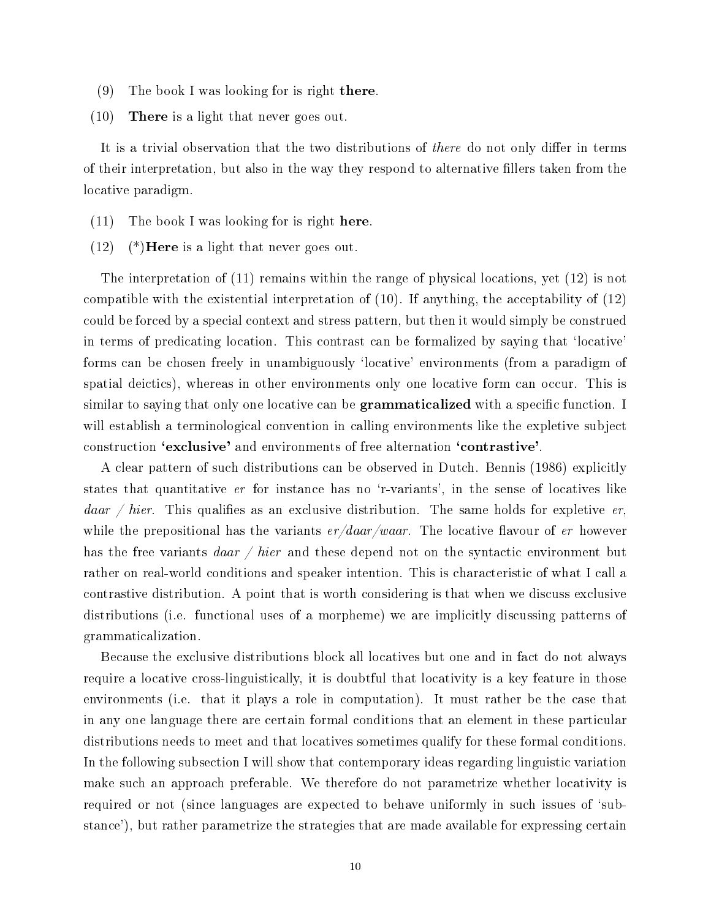(9) The book I was looking for is right **there**.

(10) **There** is a light that never goes out.

It is a trivial observation that the two distributions of *there* do not only differ in terms of their interpretation, but also in the way they respond to alternative fillers taken from the locative paradigm.

(11) The book I was looking for is right **here**.

(12) (*)**Here** is a light that never goes out.

The interpretation of (11) remains within the range of physical locations, yet (12) is not compatible with the existential interpretation of (10). If anything, the acceptability of (12) could be forced by a special context and stress pattern, but then it would simply be construed in terms of predicating location. This contrast can be formalized by saying that 'locative' forms can be chosen freely in unambiguously 'locative' environments (from a paradigm of spatial deictics), whereas in other environments only one locative form can occur. This is similar to saying that only one locative can be **grammaticalized** with a specific function. I will establish a terminological convention in calling environments like the expletive subject construction **'exclusive'** and environments of free alternation **'contrastive'**.

A clear pattern of such distributions can be observed in Dutch. Bennis (1986) explicitly states that quantitative *er* for instance has no 'r-variants', in the sense of locatives like *daar / hier*. This qualifies as an exclusive distribution. The same holds for expletive *er*, while the prepositional has the variants *er/daar/waar*. The locative flavour of *er* however has the free variants *daar / hier* and these depend not on the syntactic environment but rather on real-world conditions and speaker intention. This is characteristic of what I call a contrastive distribution. A point that is worth considering is that when we discuss exclusive distributions (i.e. functional uses of a morpheme) we are implicitly discussing patterns of grammaticalization.

Because the exclusive distributions block all locatives but one and in fact do not always require a locative cross-linguistically, it is doubtful that locativity is a key feature in those environments (i.e. that it plays a role in computation). It must rather be the case that in any one language there are certain formal conditions that an element in these particular distributions needs to meet and that locatives sometimes qualify for these formal conditions. In the following subsection I will show that contemporary ideas regarding linguistic variation make such an approach preferable. We therefore do not parametrize whether locativity is required or not (since languages are expected to behave uniformly in such issues of 'substance'), but rather parametrize the strategies that are made available for expressing certain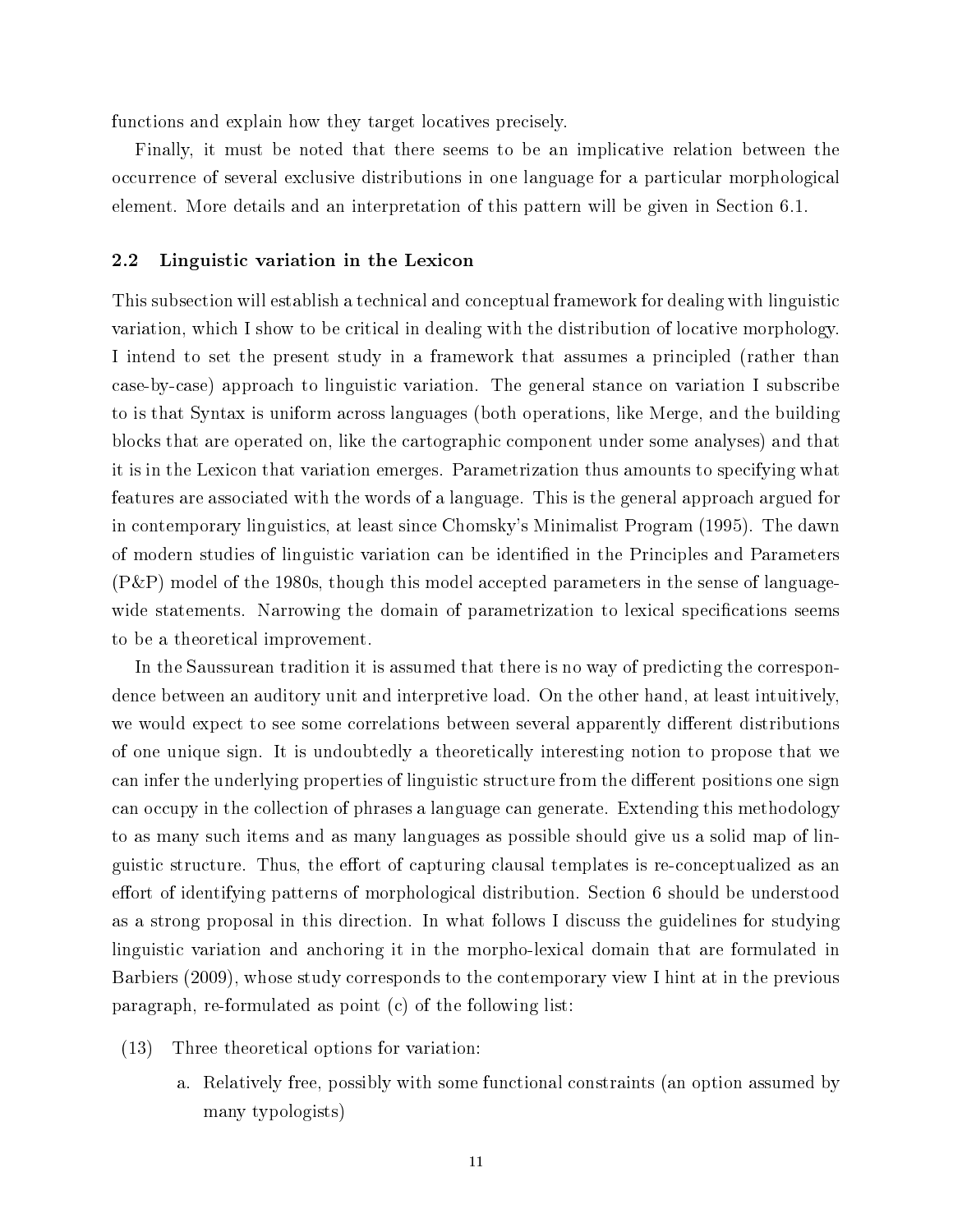functions and explain how they target locatives precisely.

Finally, it must be noted that there seems to be an implicative relation between the occurrence of several exclusive distributions in one language for a particular morphological element. More details and an interpretation of this pattern will be given in Section 6.1.

### 2.2 Linguistic variation in the Lexicon

This subsection will establish a technical and conceptual framework for dealing with linguistic variation, which I show to be critical in dealing with the distribution of locative morphology. I intend to set the present study in a framework that assumes a principled (rather than case-by-case) approach to linguistic variation. The general stance on variation I subscribe to is that Syntax is uniform across languages (both operations, like Merge, and the building blocks that are operated on, like the cartographic component under some analyses) and that it is in the Lexicon that variation emerges. Parametrization thus amounts to specifying what features are associated with the words of a language. This is the general approach argued for in contemporary linguistics, at least since Chomsky's Minimalist Program (1995). The dawn of modern studies of linguistic variation can be identified in the Principles and Parameters (P&P) model of the 1980s, though this model accepted parameters in the sense of language-wide statements. Narrowing the domain of parametrization to lexical specifications seems to be a theoretical improvement.

In the Saussurean tradition it is assumed that there is no way of predicting the correspondence between an auditory unit and interpretive load. On the other hand, at least intuitively, we would expect to see some correlations between several apparently different distributions of one unique sign. It is undoubtedly a theoretically interesting notion to propose that we can infer the underlying properties of linguistic structure from the different positions one sign can occupy in the collection of phrases a language can generate. Extending this methodology to as many such items and as many languages as possible should give us a solid map of linguistic structure. Thus, the effort of capturing clausal templates is re-conceptualized as an effort of identifying patterns of morphological distribution. Section 6 should be understood as a strong proposal in this direction. In what follows I discuss the guidelines for studying linguistic variation and anchoring it in the morpho-lexical domain that are formulated in Barbiers (2009), whose study corresponds to the contemporary view I hint at in the previous paragraph, re-formulated as point (c) of the following list:

(13) Three theoretical options for variation:

a. Relatively free, possibly with some functional constraints (an option assumed by many typologists)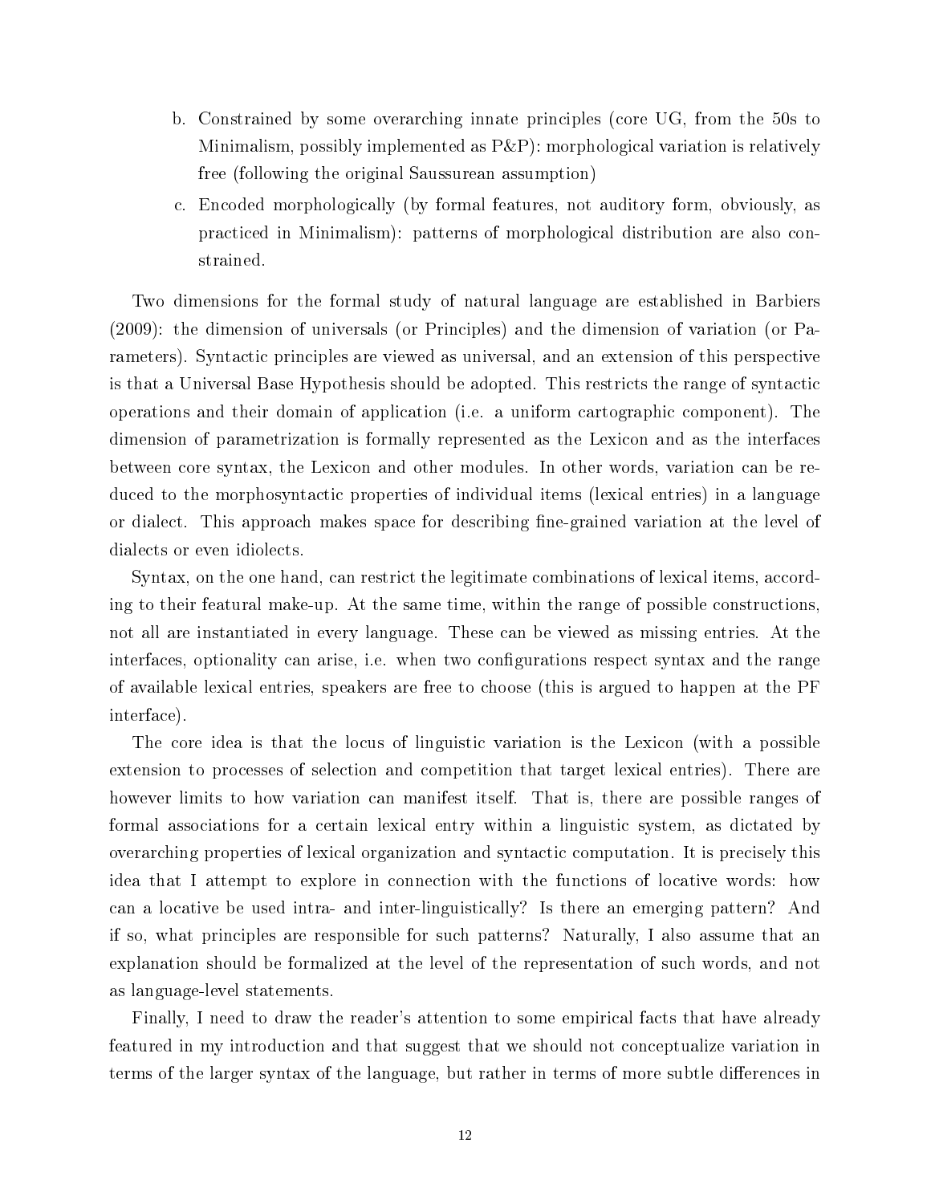b. Constrained by some overarching innate principles (core UG, from the 50s to Minimalism, possibly implemented as P&P): morphological variation is relatively free (following the original Saussurean assumption)

c. Encoded morphologically (by formal features, not auditory form, obviously, as practiced in Minimalism): patterns of morphological distribution are also constrained.

Two dimensions for the formal study of natural language are established in Barbiers (2009): the dimension of universals (or Principles) and the dimension of variation (or Parameters). Syntactic principles are viewed as universal, and an extension of this perspective is that a Universal Base Hypothesis should be adopted. This restricts the range of syntactic operations and their domain of application (i.e. a uniform cartographic component). The dimension of parametrization is formally represented as the Lexicon and as the interfaces between core syntax, the Lexicon and other modules. In other words, variation can be reduced to the morphosyntactic properties of individual items (lexical entries) in a language or dialect. This approach makes space for describing fine-grained variation at the level of dialects or even idiolects.

Syntax, on the one hand, can restrict the legitimate combinations of lexical items, according to their featural make-up. At the same time, within the range of possible constructions, not all are instantiated in every language. These can be viewed as missing entries. At the interfaces, optionality can arise, i.e. when two configurations respect syntax and the range of available lexical entries, speakers are free to choose (this is argued to happen at the PF interface).

The core idea is that the locus of linguistic variation is the Lexicon (with a possible extension to processes of selection and competition that target lexical entries). There are however limits to how variation can manifest itself. That is, there are possible ranges of formal associations for a certain lexical entry within a linguistic system, as dictated by overarching properties of lexical organization and syntactic computation. It is precisely this idea that I attempt to explore in connection with the functions of locative words: how can a locative be used intra- and inter-linguistically? Is there an emerging pattern? And if so, what principles are responsible for such patterns? Naturally, I also assume that an explanation should be formalized at the level of the representation of such words, and not as language-level statements.

Finally, I need to draw the reader's attention to some empirical facts that have already featured in my introduction and that suggest that we should not conceptualize variation in terms of the larger syntax of the language, but rather in terms of more subtle differences in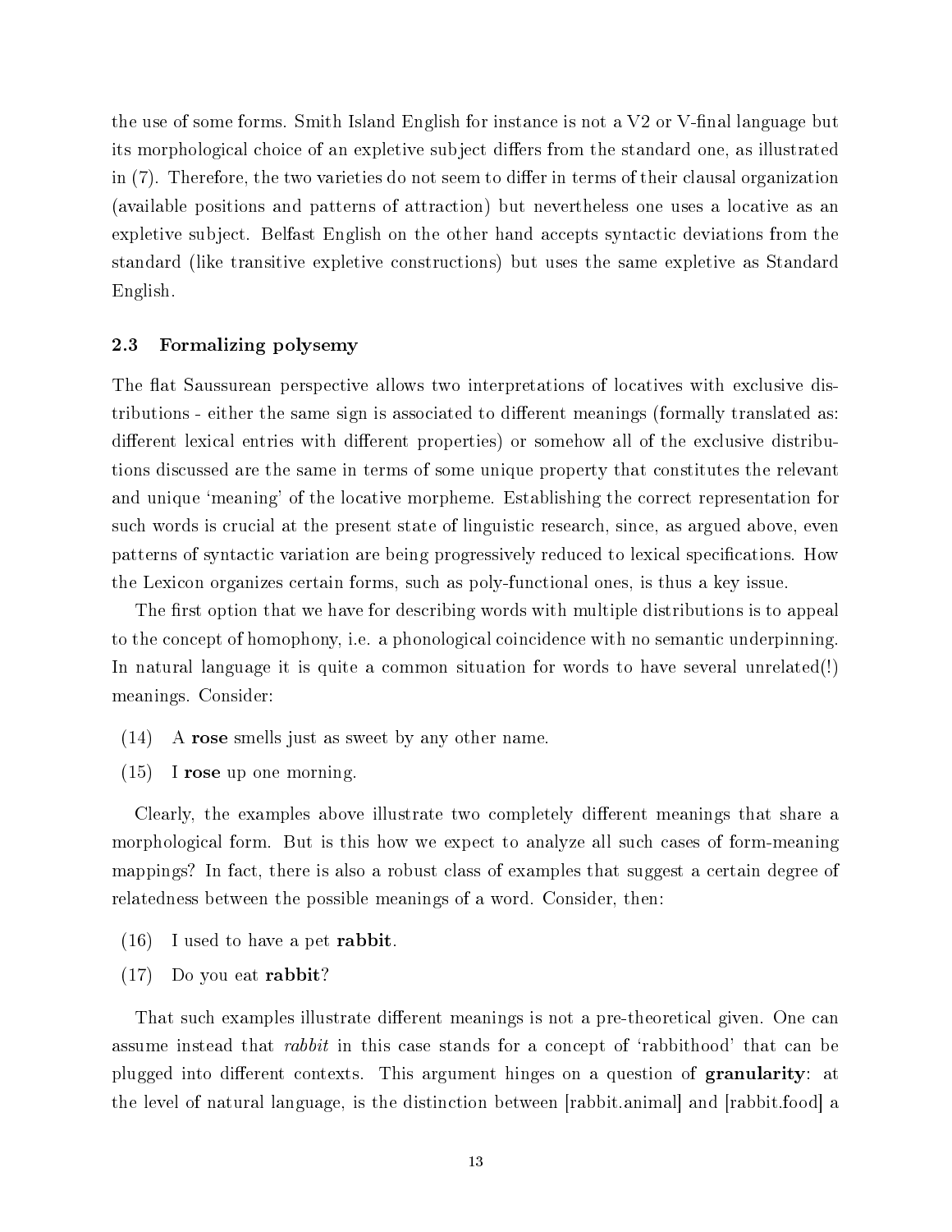the use of some forms. Smith Island English for instance is not a V2 or V-final language but its morphological choice of an expletive subject differs from the standard one, as illustrated in (7). Therefore, the two varieties do not seem to differ in terms of their clausal organization (available positions and patterns of attraction) but nevertheless one uses a locative as an expletive subject. Belfast English on the other hand accepts syntactic deviations from the standard (like transitive expletive constructions) but uses the same expletive as Standard English.

### 2.3 Formalizing polysemy

The flat Saussurean perspective allows two interpretations of locatives with exclusive distributions - either the same sign is associated to different meanings (formally translated as: different lexical entries with different properties) or somehow all of the exclusive distributions discussed are the same in terms of some unique property that constitutes the relevant and unique 'meaning' of the locative morpheme. Establishing the correct representation for such words is crucial at the present state of linguistic research, since, as argued above, even patterns of syntactic variation are being progressively reduced to lexical specifications. How the Lexicon organizes certain forms, such as poly-functional ones, is thus a key issue.

The first option that we have for describing words with multiple distributions is to appeal to the concept of homophony, i.e. a phonological coincidence with no semantic underpinning. In natural language it is quite a common situation for words to have several unrelated(!) meanings. Consider:

(14) A **rose** smells just as sweet by any other name.

(15) I **rose** up one morning.

Clearly, the examples above illustrate two completely different meanings that share a morphological form. But is this how we expect to analyze all such cases of form-meaning mappings? In fact, there is also a robust class of examples that suggest a certain degree of relatedness between the possible meanings of a word. Consider, then:

(16) I used to have a pet **rabbit**.

(17) Do you eat **rabbit**?

That such examples illustrate different meanings is not a pre-theoretical given. One can assume instead that *rabbit* in this case stands for a concept of 'rabbithood' that can be plugged into different contexts. This argument hinges on a question of **granularity**: at the level of natural language, is the distinction between [rabbit.animal] and [rabbit.food] a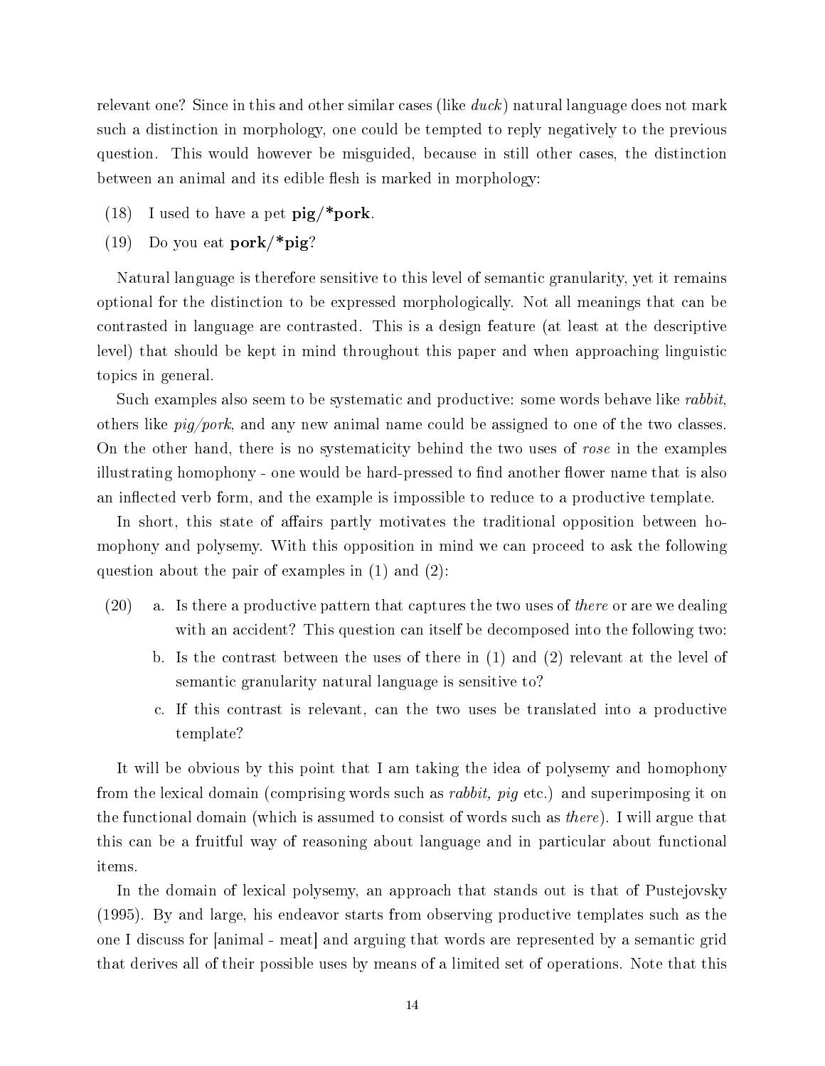relevant one? Since in this and other similar cases (like *duck*) natural language does not mark such a distinction in morphology, one could be tempted to reply negatively to the previous question. This would however be misguided, because in still other cases, the distinction between an animal and its edible flesh is marked in morphology:

(18) I used to have a pet **pig/*pork**.

(19) Do you eat **pork/*pig**?

Natural language is therefore sensitive to this level of semantic granularity, yet it remains optional for the distinction to be expressed morphologically. Not all meanings that can be contrasted in language are contrasted. This is a design feature (at least at the descriptive level) that should be kept in mind throughout this paper and when approaching linguistic topics in general.

Such examples also seem to be systematic and productive: some words behave like *rabbit*, others like *pig/pork*, and any new animal name could be assigned to one of the two classes. On the other hand, there is no systematicity behind the two uses of *rose* in the examples illustrating homophony - one would be hard-pressed to find another flower name that is also an inflected verb form, and the example is impossible to reduce to a productive template.

In short, this state of affairs partly motivates the traditional opposition between homophony and polysemy. With this opposition in mind we can proceed to ask the following question about the pair of examples in (1) and (2):

(20)
a. Is there a productive pattern that captures the two uses of *there* or are we dealing with an accident? This question can itself be decomposed into the following two:
b. Is the contrast between the uses of there in (1) and (2) relevant at the level of semantic granularity natural language is sensitive to?
c. If this contrast is relevant, can the two uses be translated into a productive template?

It will be obvious by this point that I am taking the idea of polysemy and homophony from the lexical domain (comprising words such as *rabbit, pig* etc.) and superimposing it on the functional domain (which is assumed to consist of words such as *there*). I will argue that this can be a fruitful way of reasoning about language and in particular about functional items.

In the domain of lexical polysemy, an approach that stands out is that of Pustejovsky (1995). By and large, his endeavor starts from observing productive templates such as the one I discuss for [animal - meat] and arguing that words are represented by a semantic grid that derives all of their possible uses by means of a limited set of operations. Note that this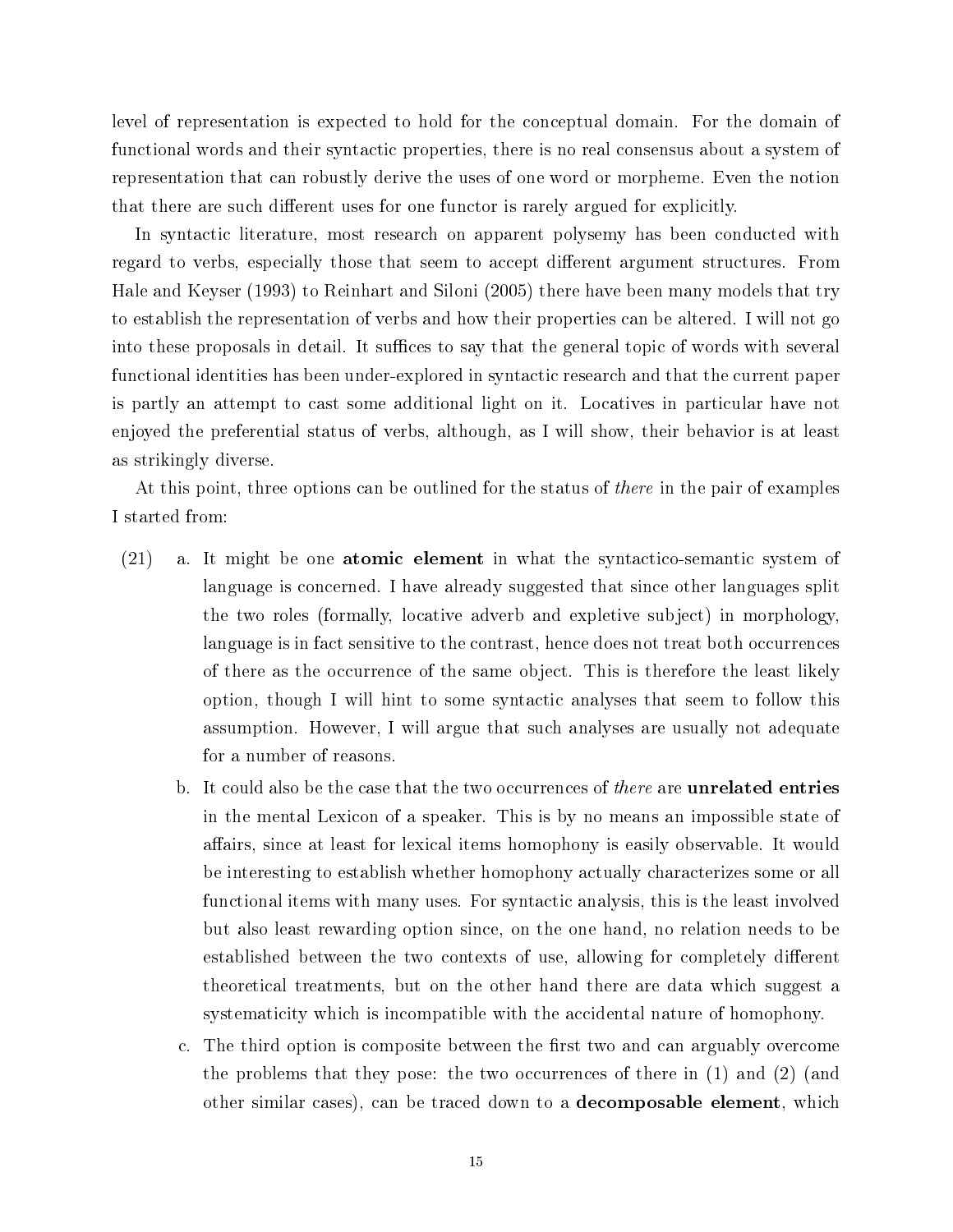level of representation is expected to hold for the conceptual domain. For the domain of functional words and their syntactic properties, there is no real consensus about a system of representation that can robustly derive the uses of one word or morpheme. Even the notion that there are such different uses for one functor is rarely argued for explicitly.

In syntactic literature, most research on apparent polysemy has been conducted with regard to verbs, especially those that seem to accept different argument structures. From Hale and Keyser (1993) to Reinhart and Siloni (2005) there have been many models that try to establish the representation of verbs and how their properties can be altered. I will not go into these proposals in detail. It suffices to say that the general topic of words with several functional identities has been under-explored in syntactic research and that the current paper is partly an attempt to cast some additional light on it. Locatives in particular have not enjoyed the preferential status of verbs, although, as I will show, their behavior is at least as strikingly diverse.

At this point, three options can be outlined for the status of *there* in the pair of examples I started from:

(21) a. It might be one **atomic element** in what the syntactico-semantic system of language is concerned. I have already suggested that since other languages split the two roles (formally, locative adverb and expletive subject) in morphology, language is in fact sensitive to the contrast, hence does not treat both occurrences of there as the occurrence of the same object. This is therefore the least likely option, though I will hint to some syntactic analyses that seem to follow this assumption. However, I will argue that such analyses are usually not adequate for a number of reasons.

b. It could also be the case that the two occurrences of *there* are **unrelated entries** in the mental Lexicon of a speaker. This is by no means an impossible state of affairs, since at least for lexical items homophony is easily observable. It would be interesting to establish whether homophony actually characterizes some or all functional items with many uses. For syntactic analysis, this is the least involved but also least rewarding option since, on the one hand, no relation needs to be established between the two contexts of use, allowing for completely different theoretical treatments, but on the other hand there are data which suggest a systematicity which is incompatible with the accidental nature of homophony.

c. The third option is composite between the first two and can arguably overcome the problems that they pose: the two occurrences of there in (1) and (2) (and other similar cases), can be traced down to a **decomposable element**, which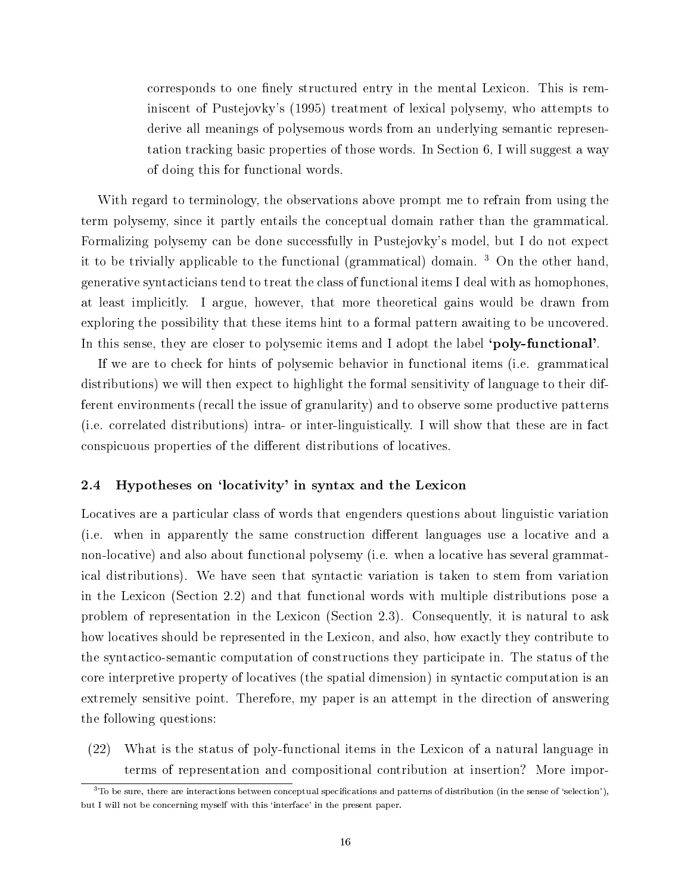corresponds to one finely structured entry in the mental Lexicon. This is reminiscent of Pustejovky's (1995) treatment of lexical polysemy, who attempts to derive all meanings of polysemous words from an underlying semantic representation tracking basic properties of those words. In Section 6, I will suggest a way of doing this for functional words.

With regard to terminology, the observations above prompt me to refrain from using the term polysemy, since it partly entails the conceptual domain rather than the grammatical. Formalizing polysemy can be done successfully in Pustejovky's model, but I do not expect it to be trivially applicable to the functional (grammatical) domain. [3] On the other hand, generative syntacticians tend to treat the class of functional items I deal with as homophones, at least implicitly. I argue, however, that more theoretical gains would be drawn from exploring the possibility that these items hint to a formal pattern awaiting to be uncovered. In this sense, they are closer to polysemic items and I adopt the label **'poly-functional'**.

If we are to check for hints of polysemic behavior in functional items (i.e. grammatical distributions) we will then expect to highlight the formal sensitivity of language to their different environments (recall the issue of granularity) and to observe some productive patterns (i.e. correlated distributions) intra- or inter-linguistically. I will show that these are in fact conspicuous properties of the different distributions of locatives.

### 2.4 Hypotheses on 'locativity' in syntax and the Lexicon

Locatives are a particular class of words that engenders questions about linguistic variation (i.e. when in apparently the same construction different languages use a locative and a non-locative) and also about functional polysemy (i.e. when a locative has several grammatical distributions). We have seen that syntactic variation is taken to stem from variation in the Lexicon (Section 2.2) and that functional words with multiple distributions pose a problem of representation in the Lexicon (Section 2.3). Consequently, it is natural to ask how locatives should be represented in the Lexicon, and also, how exactly they contribute to the syntactico-semantic computation of constructions they participate in. The status of the core interpretive property of locatives (the spatial dimension) in syntactic computation is an extremely sensitive point. Therefore, my paper is an attempt in the direction of answering the following questions:

(22) What is the status of poly-functional items in the Lexicon of a natural language in terms of representation and compositional contribution at insertion? More impor-

[3] To be sure, there are interactions between conceptual specifications and patterns of distribution (in the sense of 'selection'), but I will not be concerning myself with this 'interface' in the present paper.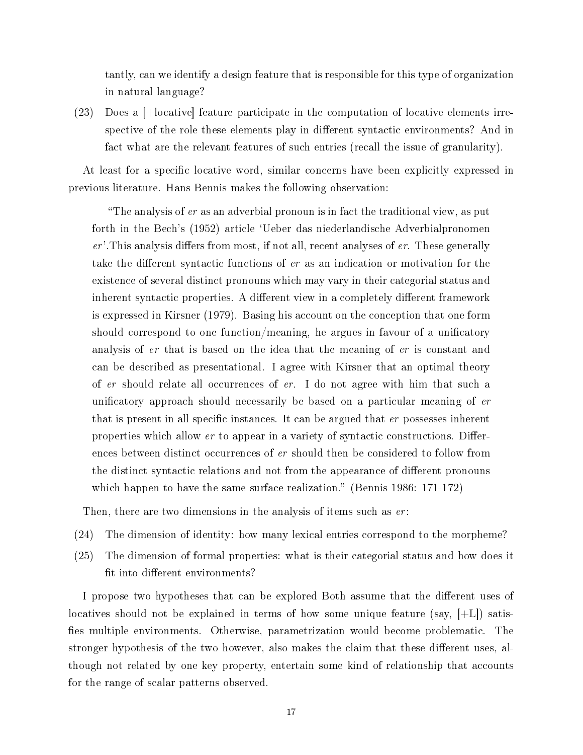tantly, can we identify a design feature that is responsible for this type of organization in natural language?

(23) Does a [+locative] feature participate in the computation of locative elements irrespective of the role these elements play in different syntactic environments? And in fact what are the relevant features of such entries (recall the issue of granularity).

At least for a specific locative word, similar concerns have been explicitly expressed in previous literature. Hans Bennis makes the following observation:

> "The analysis of *er* as an adverbial pronoun is in fact the traditional view, as put forth in the Bech's (1952) article 'Ueber das niederlandische Adverbialpronomen *er*'.This analysis differs from most, if not all, recent analyses of *er*. These generally take the different syntactic functions of *er* as an indication or motivation for the existence of several distinct pronouns which may vary in their categorial status and inherent syntactic properties. A different view in a completely different framework is expressed in Kirsner (1979). Basing his account on the conception that one form should correspond to one function/meaning, he argues in favour of a unificatory analysis of *er* that is based on the idea that the meaning of *er* is constant and can be described as presentational. I agree with Kirsner that an optimal theory of *er* should relate all occurrences of *er*. I do not agree with him that such a unificatory approach should necessarily be based on a particular meaning of *er* that is present in all specific instances. It can be argued that *er* possesses inherent properties which allow *er* to appear in a variety of syntactic constructions. Differences between distinct occurrences of *er* should then be considered to follow from the distinct syntactic relations and not from the appearance of different pronouns which happen to have the same surface realization." (Bennis 1986: 171-172)

Then, there are two dimensions in the analysis of items such as *er*:

(24) The dimension of identity: how many lexical entries correspond to the morpheme?

(25) The dimension of formal properties: what is their categorial status and how does it fit into different environments?

I propose two hypotheses that can be explored Both assume that the different uses of locatives should not be explained in terms of how some unique feature (say, [+L]) satisfies multiple environments. Otherwise, parametrization would become problematic. The stronger hypothesis of the two however, also makes the claim that these different uses, although not related by one key property, entertain some kind of relationship that accounts for the range of scalar patterns observed.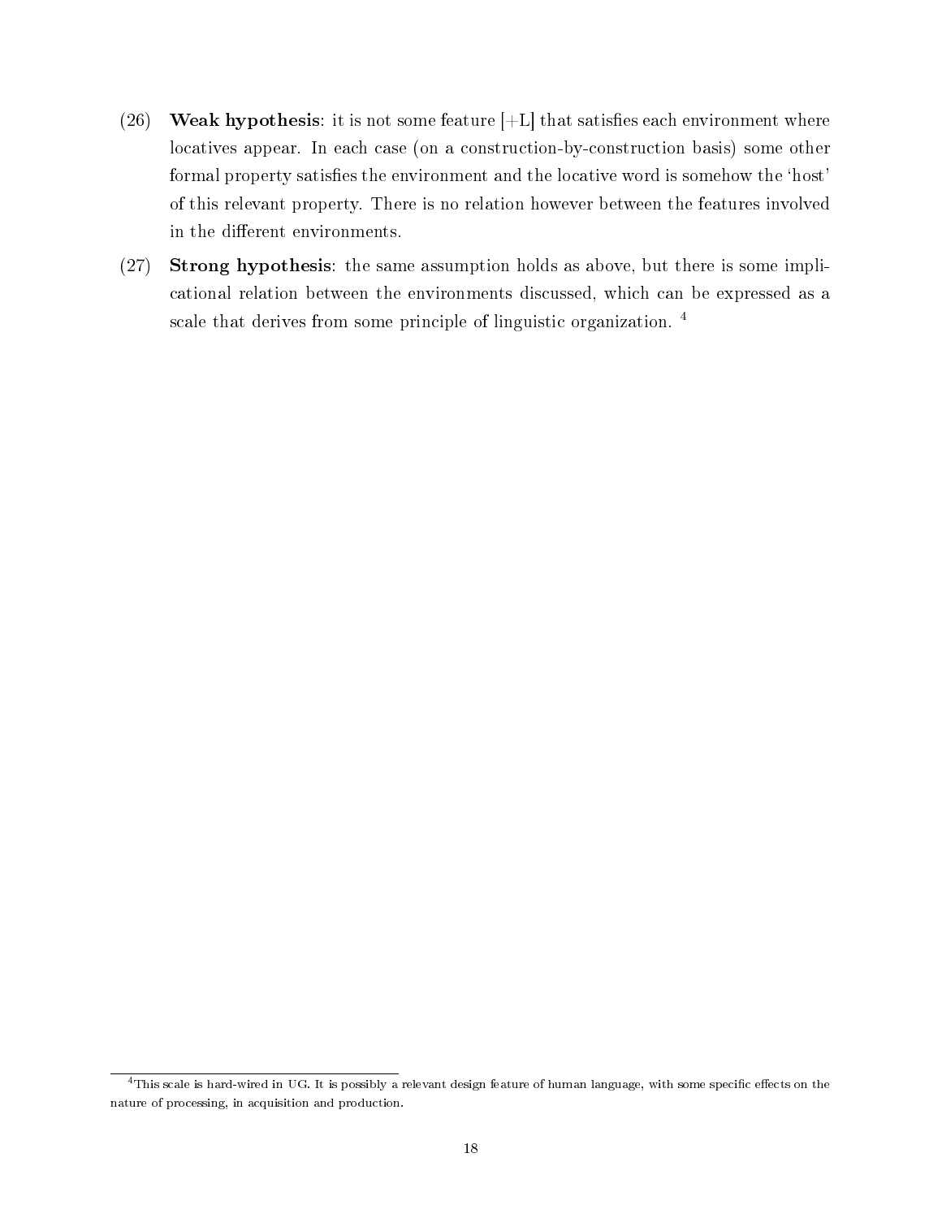(26) **Weak hypothesis**: it is not some feature [+L] that satisfies each environment where locatives appear. In each case (on a construction-by-construction basis) some other formal property satisfies the environment and the locative word is somehow the 'host' of this relevant property. There is no relation however between the features involved in the different environments.

(27) **Strong hypothesis**: the same assumption holds as above, but there is some implicational relation between the environments discussed, which can be expressed as a scale that derives from some principle of linguistic organization. [4]

---

[4] This scale is hard-wired in UG. It is possibly a relevant design feature of human language, with some specific effects on the nature of processing, in acquisition and production.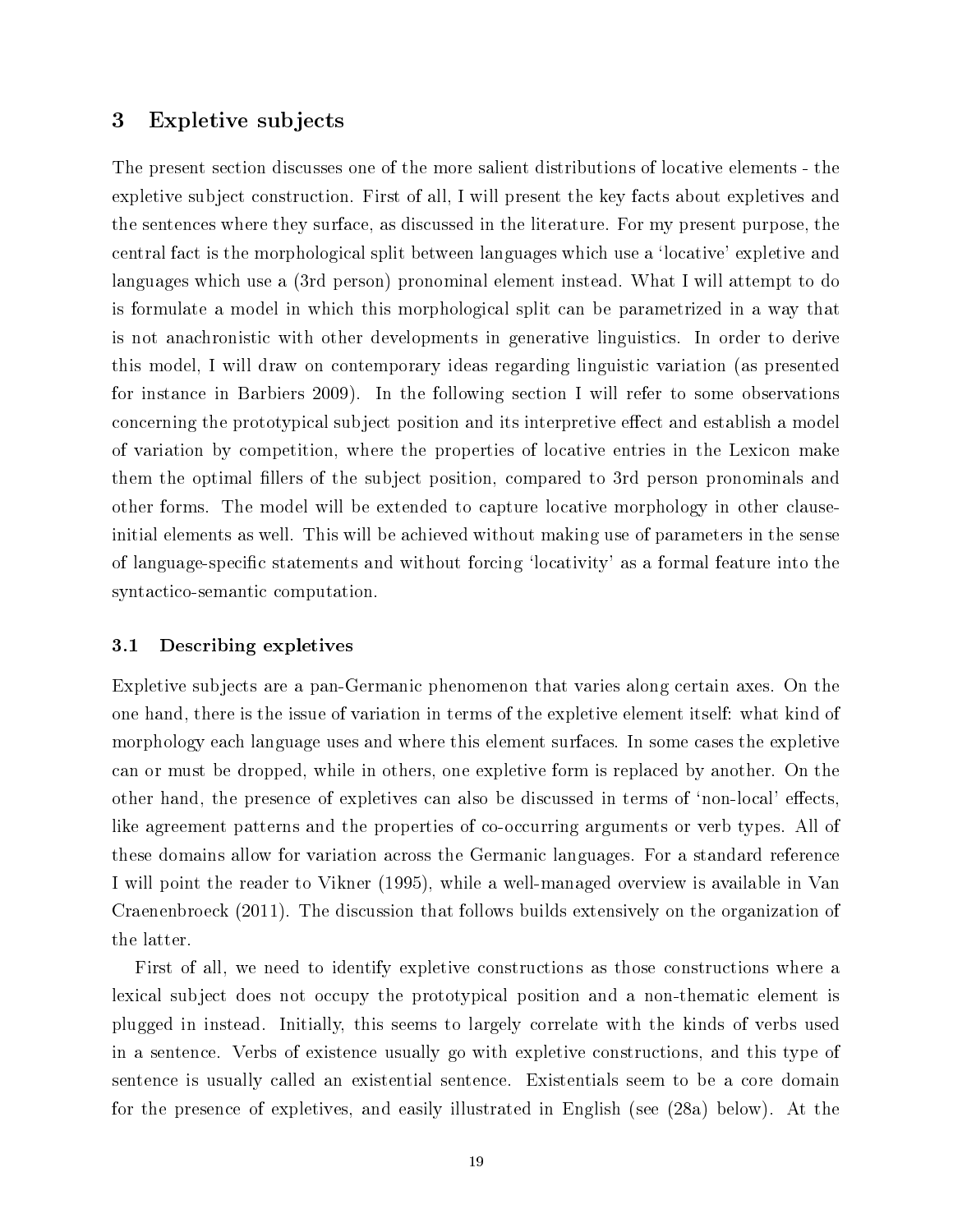## 3 Expletive subjects

The present section discusses one of the more salient distributions of locative elements - the expletive subject construction. First of all, I will present the key facts about expletives and the sentences where they surface, as discussed in the literature. For my present purpose, the central fact is the morphological split between languages which use a 'locative' expletive and languages which use a (3rd person) pronominal element instead. What I will attempt to do is formulate a model in which this morphological split can be parametrized in a way that is not anachronistic with other developments in generative linguistics. In order to derive this model, I will draw on contemporary ideas regarding linguistic variation (as presented for instance in Barbiers 2009). In the following section I will refer to some observations concerning the prototypical subject position and its interpretive effect and establish a model of variation by competition, where the properties of locative entries in the Lexicon make them the optimal fillers of the subject position, compared to 3rd person pronominals and other forms. The model will be extended to capture locative morphology in other clause-initial elements as well. This will be achieved without making use of parameters in the sense of language-specific statements and without forcing 'locativity' as a formal feature into the syntactico-semantic computation.

### 3.1 Describing expletives

Expletive subjects are a pan-Germanic phenomenon that varies along certain axes. On the one hand, there is the issue of variation in terms of the expletive element itself: what kind of morphology each language uses and where this element surfaces. In some cases the expletive can or must be dropped, while in others, one expletive form is replaced by another. On the other hand, the presence of expletives can also be discussed in terms of 'non-local' effects, like agreement patterns and the properties of co-occurring arguments or verb types. All of these domains allow for variation across the Germanic languages. For a standard reference I will point the reader to Vikner (1995), while a well-managed overview is available in Van Craenenbroeck (2011). The discussion that follows builds extensively on the organization of the latter.

First of all, we need to identify expletive constructions as those constructions where a lexical subject does not occupy the prototypical position and a non-thematic element is plugged in instead. Initially, this seems to largely correlate with the kinds of verbs used in a sentence. Verbs of existence usually go with expletive constructions, and this type of sentence is usually called an existential sentence. Existentials seem to be a core domain for the presence of expletives, and easily illustrated in English (see (28a) below). At the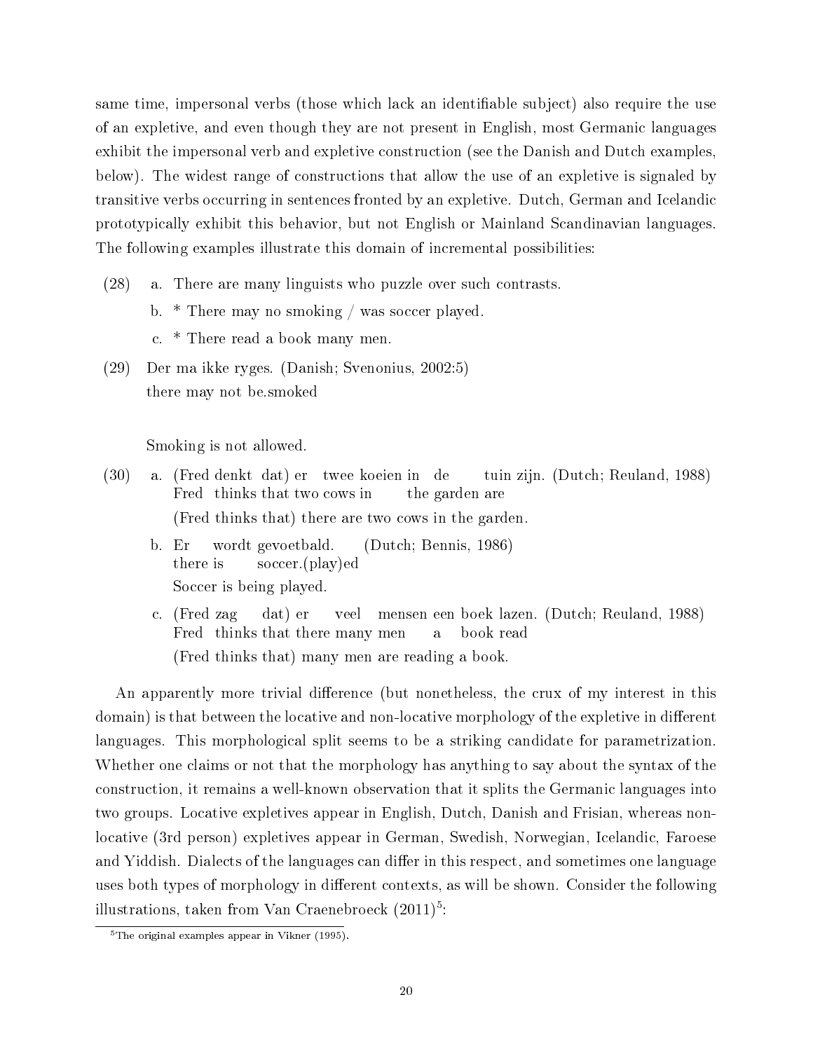same time, impersonal verbs (those which lack an identifiable subject) also require the use of an expletive, and even though they are not present in English, most Germanic languages exhibit the impersonal verb and expletive construction (see the Danish and Dutch examples, below). The widest range of constructions that allow the use of an expletive is signaled by transitive verbs occurring in sentences fronted by an expletive. Dutch, German and Icelandic prototypically exhibit this behavior, but not English or Mainland Scandinavian languages. The following examples illustrate this domain of incremental possibilities:

(28) a. There are many linguists who puzzle over such contrasts.

b. * There may no smoking / was soccer played.

c. * There read a book many men.

(29) Der ma ikke ryges. (Danish; Svenonius, 2002:5)
there may not be.smoked

Smoking is not allowed.

(30) a. (Fred denkt dat) er twee koeien in de tuin zijn. (Dutch; Reuland, 1988)
Fred thinks that two cows in the garden are
(Fred thinks that) there are two cows in the garden.

b. Er wordt gevoetbald. (Dutch; Bennis, 1986)
there is soccer.(play)ed
Soccer is being played.

c. (Fred zag dat) er veel mensen een boek lazen. (Dutch; Reuland, 1988)
Fred thinks that there many men a book read
(Fred thinks that) many men are reading a book.

An apparently more trivial difference (but nonetheless, the crux of my interest in this domain) is that between the locative and non-locative morphology of the expletive in different languages. This morphological split seems to be a striking candidate for parametrization. Whether one claims or not that the morphology has anything to say about the syntax of the construction, it remains a well-known observation that it splits the Germanic languages into two groups. Locative expletives appear in English, Dutch, Danish and Frisian, whereas non-locative (3rd person) expletives appear in German, Swedish, Norwegian, Icelandic, Faroese and Yiddish. Dialects of the languages can differ in this respect, and sometimes one language uses both types of morphology in different contexts, as will be shown. Consider the following illustrations, taken from Van Craenebroeck (2011)[5]:

[5] The original examples appear in Vikner (1995).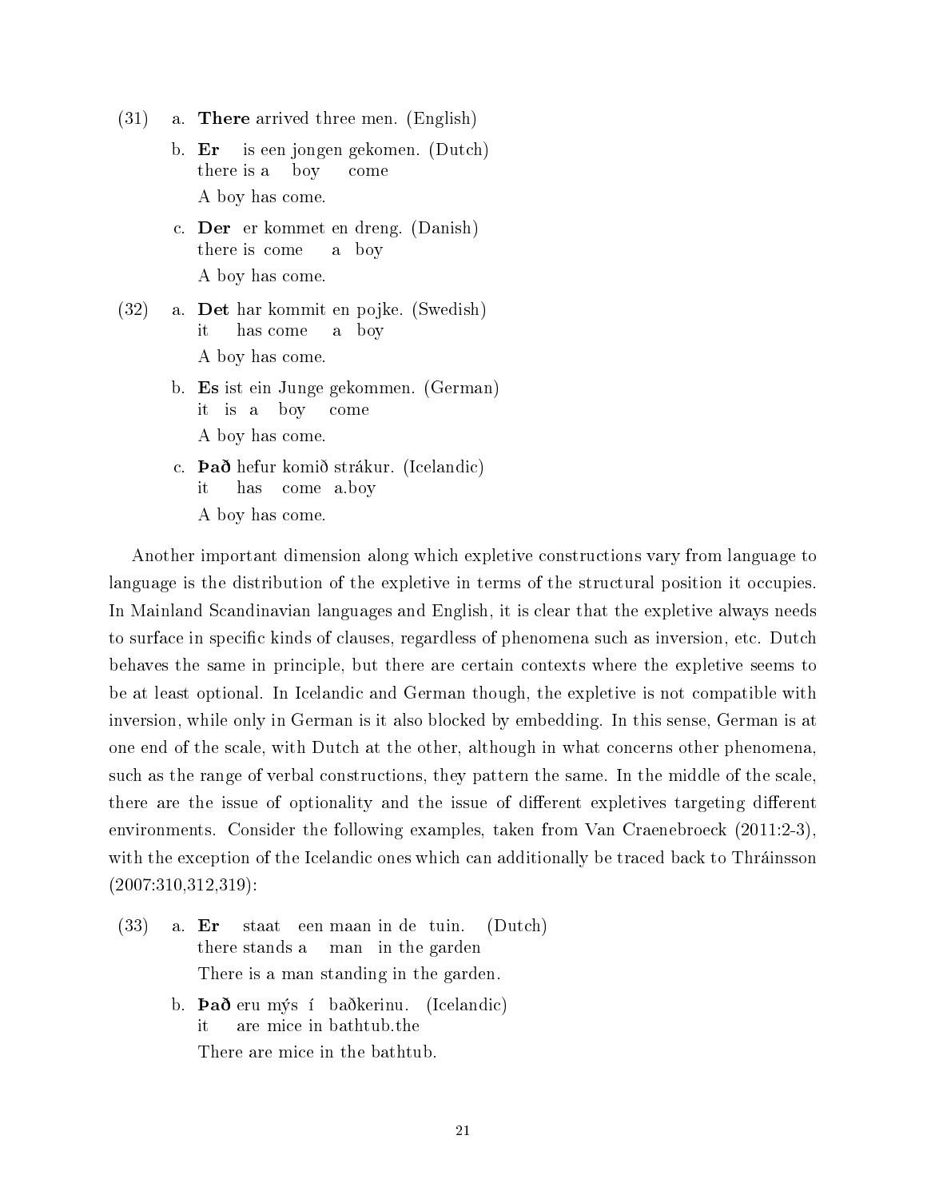(31) a. **There** arrived three men. (English)

b. **Er** is een jongen gekomen. (Dutch)
there is a boy come
A boy has come.

c. **Der** er kommet en dreng. (Danish)
there is come a boy
A boy has come.

(32) a. **Det** har kommit en pojke. (Swedish)
it has come a boy
A boy has come.

b. **Es** ist ein Junge gekommen. (German)
it is a boy come
A boy has come.

c. **Það** hefur komið strákur. (Icelandic)
it has come a.boy
A boy has come.

Another important dimension along which expletive constructions vary from language to language is the distribution of the expletive in terms of the structural position it occupies. In Mainland Scandinavian languages and English, it is clear that the expletive always needs to surface in specific kinds of clauses, regardless of phenomena such as inversion, etc. Dutch behaves the same in principle, but there are certain contexts where the expletive seems to be at least optional. In Icelandic and German though, the expletive is not compatible with inversion, while only in German is it also blocked by embedding. In this sense, German is at one end of the scale, with Dutch at the other, although in what concerns other phenomena, such as the range of verbal constructions, they pattern the same. In the middle of the scale, there are the issue of optionality and the issue of different expletives targeting different environments. Consider the following examples, taken from Van Craenebroeck (2011:2-3), with the exception of the Icelandic ones which can additionally be traced back to Thráinsson (2007:310,312,319):

(33) a. **Er** staat een maan in de tuin. (Dutch)
there stands a man in the garden
There is a man standing in the garden.

b. **Það** eru mýs í baðkerinu. (Icelandic)
it are mice in bathtub.the
There are mice in the bathtub.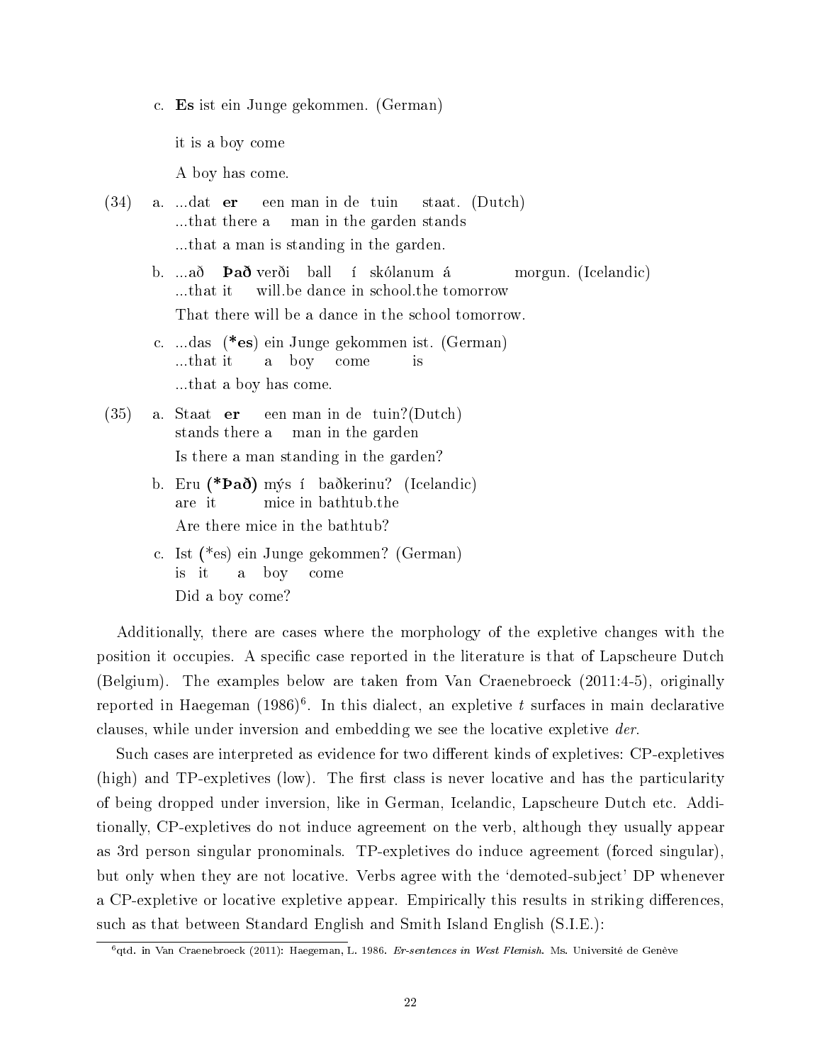c. **Es** ist ein Junge gekommen. (German)

   it is a boy come

   A boy has come.

(34) a. ...dat **er** een man in de tuin staat. (Dutch)
   ...that there a man in the garden stands
   ...that a man is standing in the garden.

   b. ...að **Það** verði ball í skólanum á morgun. (Icelandic)
   ...that it will.be dance in school.the tomorrow
   That there will be a dance in the school tomorrow.

   c. ...das (***es**) ein Junge gekommen ist. (German)
   ...that it a boy come is
   ...that a boy has come.

(35) a. Staat **er** een man in de tuin?(Dutch)
   stands there a man in the garden
   Is there a man standing in the garden?

   b. Eru (***Það**) mýs í baðkerinu? (Icelandic)
   are it mice in bathtub.the
   Are there mice in the bathtub?

   c. Ist (*es) ein Junge gekommen? (German)
   is it a boy come
   Did a boy come?

Additionally, there are cases where the morphology of the expletive changes with the position it occupies. A specific case reported in the literature is that of Lapscheure Dutch (Belgium). The examples below are taken from Van Craenebroeck (2011:4-5), originally reported in Haegeman (1986)[6]. In this dialect, an expletive *t* surfaces in main declarative clauses, while under inversion and embedding we see the locative expletive *der*.

Such cases are interpreted as evidence for two different kinds of expletives: CP-expletives (high) and TP-expletives (low). The first class is never locative and has the particularity of being dropped under inversion, like in German, Icelandic, Lapscheure Dutch etc. Additionally, CP-expletives do not induce agreement on the verb, although they usually appear as 3rd person singular pronominals. TP-expletives do induce agreement (forced singular), but only when they are not locative. Verbs agree with the 'demoted-subject' DP whenever a CP-expletive or locative expletive appear. Empirically this results in striking differences, such as that between Standard English and Smith Island English (S.I.E.):

[6] qtd. in Van Craenebroeck (2011): Haegeman, L. 1986. *Er-sentences in West Flemish*. Ms. Université de Genève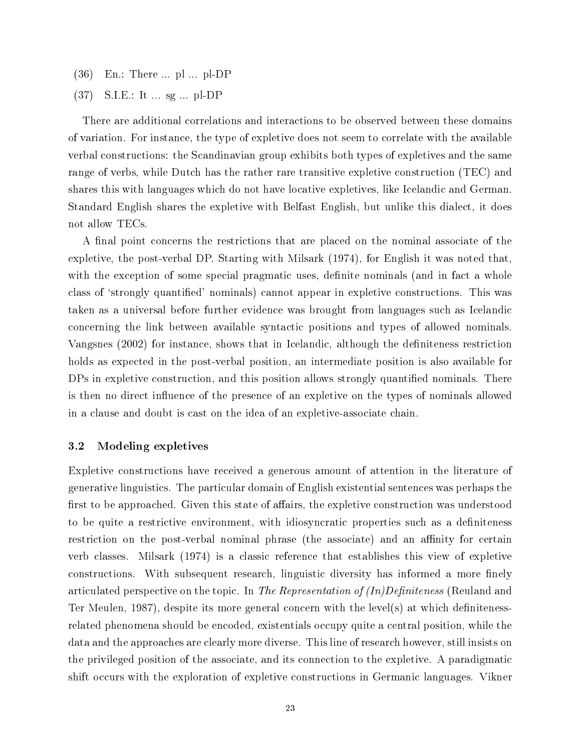(36) En.: There ... pl ... pl-DP

(37) S.I.E.: It ... sg ... pl-DP

There are additional correlations and interactions to be observed between these domains of variation. For instance, the type of expletive does not seem to correlate with the available verbal constructions: the Scandinavian group exhibits both types of expletives and the same range of verbs, while Dutch has the rather rare transitive expletive construction (TEC) and shares this with languages which do not have locative expletives, like Icelandic and German. Standard English shares the expletive with Belfast English, but unlike this dialect, it does not allow TECs.

A final point concerns the restrictions that are placed on the nominal associate of the expletive, the post-verbal DP. Starting with Milsark (1974), for English it was noted that, with the exception of some special pragmatic uses, definite nominals (and in fact a whole class of 'strongly quantified' nominals) cannot appear in expletive constructions. This was taken as a universal before further evidence was brought from languages such as Icelandic concerning the link between available syntactic positions and types of allowed nominals. Vangsnes (2002) for instance, shows that in Icelandic, although the definiteness restriction holds as expected in the post-verbal position, an intermediate position is also available for DPs in expletive construction, and this position allows strongly quantified nominals. There is then no direct influence of the presence of an expletive on the types of nominals allowed in a clause and doubt is cast on the idea of an expletive-associate chain.

### 3.2 Modeling expletives

Expletive constructions have received a generous amount of attention in the literature of generative linguistics. The particular domain of English existential sentences was perhaps the first to be approached. Given this state of affairs, the expletive construction was understood to be quite a restrictive environment, with idiosyncratic properties such as a definiteness restriction on the post-verbal nominal phrase (the associate) and an affinity for certain verb classes. Milsark (1974) is a classic reference that establishes this view of expletive constructions. With subsequent research, linguistic diversity has informed a more finely articulated perspective on the topic. In *The Representation of (In)Definiteness* (Reuland and Ter Meulen, 1987), despite its more general concern with the level(s) at which definiteness-related phenomena should be encoded, existentials occupy quite a central position, while the data and the approaches are clearly more diverse. This line of research however, still insists on the privileged position of the associate, and its connection to the expletive. A paradigmatic shift occurs with the exploration of expletive constructions in Germanic languages. Vikner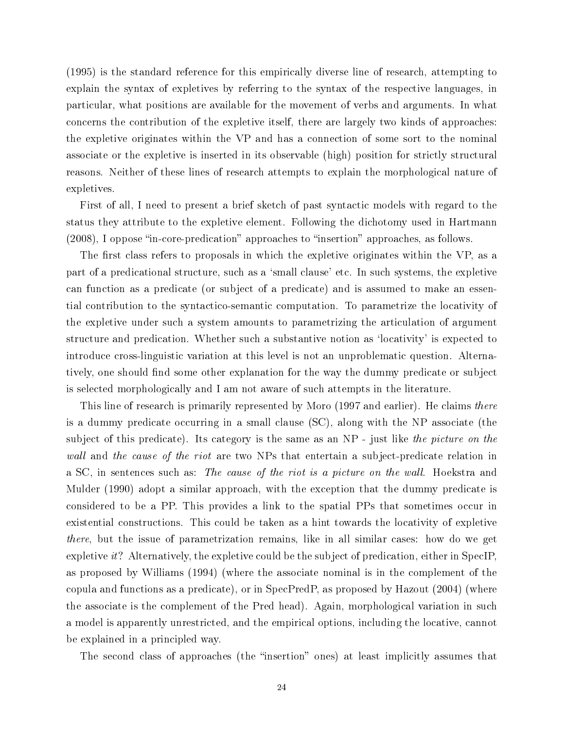(1995) is the standard reference for this empirically diverse line of research, attempting to explain the syntax of expletives by referring to the syntax of the respective languages, in particular, what positions are available for the movement of verbs and arguments. In what concerns the contribution of the expletive itself, there are largely two kinds of approaches: the expletive originates within the VP and has a connection of some sort to the nominal associate or the expletive is inserted in its observable (high) position for strictly structural reasons. Neither of these lines of research attempts to explain the morphological nature of expletives.

First of all, I need to present a brief sketch of past syntactic models with regard to the status they attribute to the expletive element. Following the dichotomy used in Hartmann (2008), I oppose "in-core-predication" approaches to "insertion" approaches, as follows.

The first class refers to proposals in which the expletive originates within the VP, as a part of a predicational structure, such as a 'small clause' etc. In such systems, the expletive can function as a predicate (or subject of a predicate) and is assumed to make an essential contribution to the syntactico-semantic computation. To parametrize the locativity of the expletive under such a system amounts to parametrizing the articulation of argument structure and predication. Whether such a substantive notion as 'locativity' is expected to introduce cross-linguistic variation at this level is not an unproblematic question. Alternatively, one should find some other explanation for the way the dummy predicate or subject is selected morphologically and I am not aware of such attempts in the literature.

This line of research is primarily represented by Moro (1997 and earlier). He claims *there* is a dummy predicate occurring in a small clause (SC), along with the NP associate (the subject of this predicate). Its category is the same as an NP - just like *the picture on the wall* and *the cause of the riot* are two NPs that entertain a subject-predicate relation in a SC, in sentences such as: *The cause of the riot is a picture on the wall*. Hoekstra and Mulder (1990) adopt a similar approach, with the exception that the dummy predicate is considered to be a PP. This provides a link to the spatial PPs that sometimes occur in existential constructions. This could be taken as a hint towards the locativity of expletive *there*, but the issue of parametrization remains, like in all similar cases: how do we get expletive *it*? Alternatively, the expletive could be the subject of predication, either in SpecIP, as proposed by Williams (1994) (where the associate nominal is in the complement of the copula and functions as a predicate), or in SpecPredP, as proposed by Hazout (2004) (where the associate is the complement of the Pred head). Again, morphological variation in such a model is apparently unrestricted, and the empirical options, including the locative, cannot be explained in a principled way.

The second class of approaches (the "insertion" ones) at least implicitly assumes that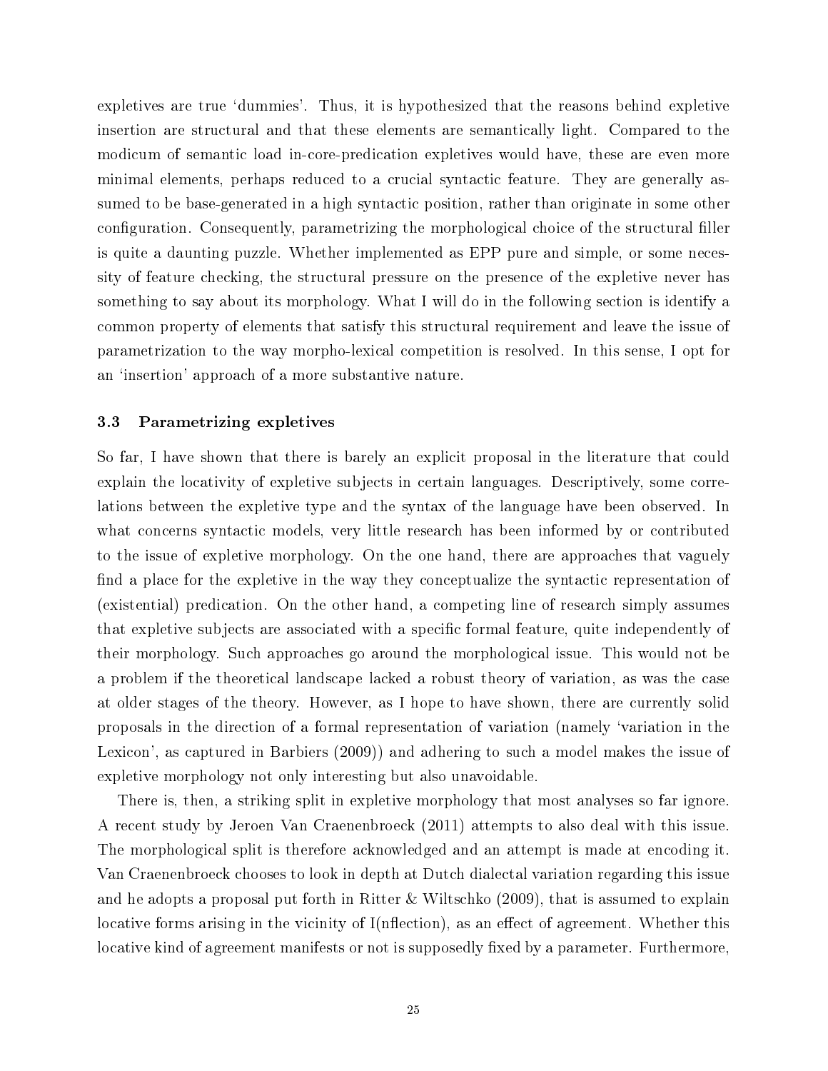expletives are true 'dummies'. Thus, it is hypothesized that the reasons behind expletive insertion are structural and that these elements are semantically light. Compared to the modicum of semantic load in-core-predication expletives would have, these are even more minimal elements, perhaps reduced to a crucial syntactic feature. They are generally assumed to be base-generated in a high syntactic position, rather than originate in some other configuration. Consequently, parametrizing the morphological choice of the structural filler is quite a daunting puzzle. Whether implemented as EPP pure and simple, or some necessity of feature checking, the structural pressure on the presence of the expletive never has something to say about its morphology. What I will do in the following section is identify a common property of elements that satisfy this structural requirement and leave the issue of parametrization to the way morpho-lexical competition is resolved. In this sense, I opt for an 'insertion' approach of a more substantive nature.

### 3.3 Parametrizing expletives

So far, I have shown that there is barely an explicit proposal in the literature that could explain the locativity of expletive subjects in certain languages. Descriptively, some correlations between the expletive type and the syntax of the language have been observed. In what concerns syntactic models, very little research has been informed by or contributed to the issue of expletive morphology. On the one hand, there are approaches that vaguely find a place for the expletive in the way they conceptualize the syntactic representation of (existential) predication. On the other hand, a competing line of research simply assumes that expletive subjects are associated with a specific formal feature, quite independently of their morphology. Such approaches go around the morphological issue. This would not be a problem if the theoretical landscape lacked a robust theory of variation, as was the case at older stages of the theory. However, as I hope to have shown, there are currently solid proposals in the direction of a formal representation of variation (namely 'variation in the Lexicon', as captured in Barbiers (2009)) and adhering to such a model makes the issue of expletive morphology not only interesting but also unavoidable.

There is, then, a striking split in expletive morphology that most analyses so far ignore. A recent study by Jeroen Van Craenenbroeck (2011) attempts to also deal with this issue. The morphological split is therefore acknowledged and an attempt is made at encoding it. Van Craenenbroeck chooses to look in depth at Dutch dialectal variation regarding this issue and he adopts a proposal put forth in Ritter & Wiltschko (2009), that is assumed to explain locative forms arising in the vicinity of I(nflection), as an effect of agreement. Whether this locative kind of agreement manifests or not is supposedly fixed by a parameter. Furthermore,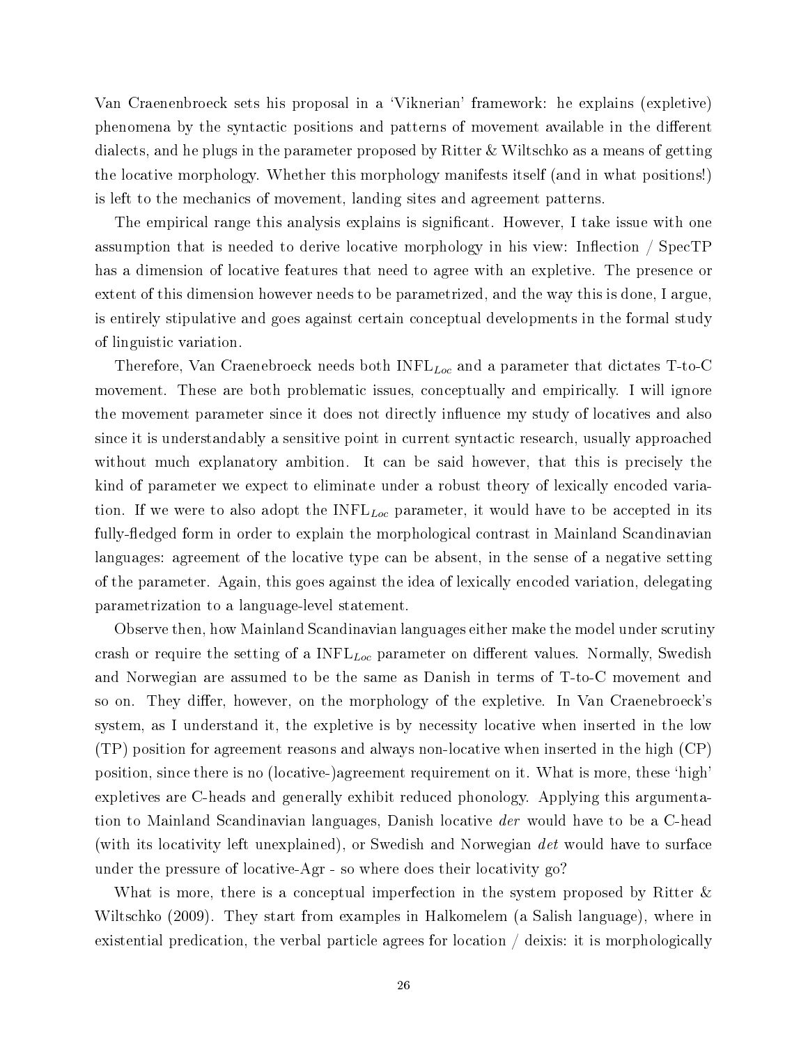Van Craenenbroeck sets his proposal in a 'Viknerian' framework: he explains (expletive) phenomena by the syntactic positions and patterns of movement available in the different dialects, and he plugs in the parameter proposed by Ritter & Wiltschko as a means of getting the locative morphology. Whether this morphology manifests itself (and in what positions!) is left to the mechanics of movement, landing sites and agreement patterns.

The empirical range this analysis explains is significant. However, I take issue with one assumption that is needed to derive locative morphology in his view: Inflection / SpecTP has a dimension of locative features that need to agree with an expletive. The presence or extent of this dimension however needs to be parametrized, and the way this is done, I argue, is entirely stipulative and goes against certain conceptual developments in the formal study of linguistic variation.

Therefore, Van Craenebroeck needs both $\text{INFL}_{Loc}$ and a parameter that dictates T-to-C movement. These are both problematic issues, conceptually and empirically. I will ignore the movement parameter since it does not directly influence my study of locatives and also since it is understandably a sensitive point in current syntactic research, usually approached without much explanatory ambition. It can be said however, that this is precisely the kind of parameter we expect to eliminate under a robust theory of lexically encoded variation. If we were to also adopt the $\text{INFL}_{Loc}$ parameter, it would have to be accepted in its fully-fledged form in order to explain the morphological contrast in Mainland Scandinavian languages: agreement of the locative type can be absent, in the sense of a negative setting of the parameter. Again, this goes against the idea of lexically encoded variation, delegating parametrization to a language-level statement.

Observe then, how Mainland Scandinavian languages either make the model under scrutiny crash or require the setting of a $\text{INFL}_{Loc}$ parameter on different values. Normally, Swedish and Norwegian are assumed to be the same as Danish in terms of T-to-C movement and so on. They differ, however, on the morphology of the expletive. In Van Craenebroeck's system, as I understand it, the expletive is by necessity locative when inserted in the low (TP) position for agreement reasons and always non-locative when inserted in the high (CP) position, since there is no (locative-)agreement requirement on it. What is more, these 'high' expletives are C-heads and generally exhibit reduced phonology. Applying this argumentation to Mainland Scandinavian languages, Danish locative *der* would have to be a C-head (with its locativity left unexplained), or Swedish and Norwegian *det* would have to surface under the pressure of locative-Agr - so where does their locativity go?

What is more, there is a conceptual imperfection in the system proposed by Ritter & Wiltschko (2009). They start from examples in Halkomelem (a Salish language), where in existential predication, the verbal particle agrees for location / deixis: it is morphologically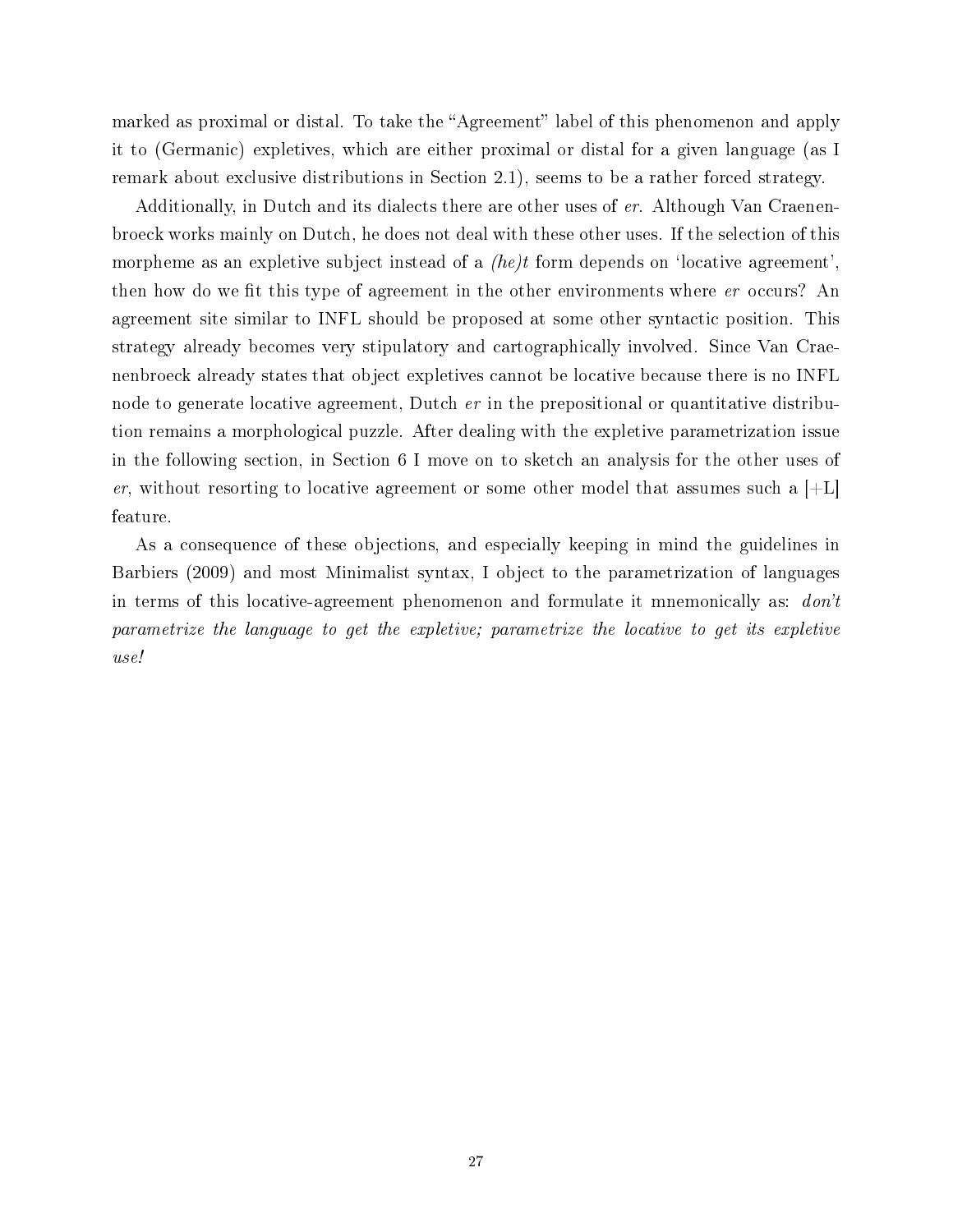marked as proximal or distal. To take the "Agreement" label of this phenomenon and apply it to (Germanic) expletives, which are either proximal or distal for a given language (as I remark about exclusive distributions in Section 2.1), seems to be a rather forced strategy.

Additionally, in Dutch and its dialects there are other uses of *er*. Although Van Craenenbroeck works mainly on Dutch, he does not deal with these other uses. If the selection of this morpheme as an expletive subject instead of a *(he)t* form depends on 'locative agreement', then how do we fit this type of agreement in the other environments where *er* occurs? An agreement site similar to INFL should be proposed at some other syntactic position. This strategy already becomes very stipulatory and cartographically involved. Since Van Craenenbroeck already states that object expletives cannot be locative because there is no INFL node to generate locative agreement, Dutch *er* in the prepositional or quantitative distribution remains a morphological puzzle. After dealing with the expletive parametrization issue in the following section, in Section 6 I move on to sketch an analysis for the other uses of *er*, without resorting to locative agreement or some other model that assumes such a [+L] feature.

As a consequence of these objections, and especially keeping in mind the guidelines in Barbiers (2009) and most Minimalist syntax, I object to the parametrization of languages in terms of this locative-agreement phenomenon and formulate it mnemonically as: *don't parametrize the language to get the expletive; parametrize the locative to get its expletive use!*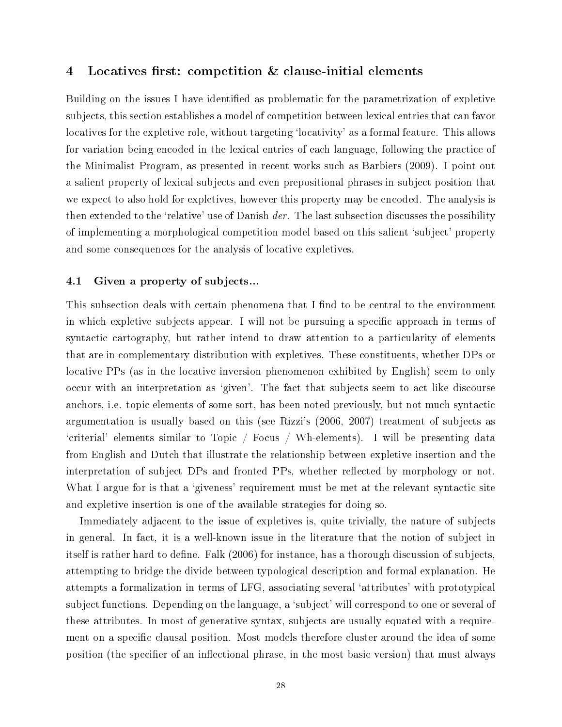## 4 Locatives first: competition & clause-initial elements

Building on the issues I have identified as problematic for the parametrization of expletive subjects, this section establishes a model of competition between lexical entries that can favor locatives for the expletive role, without targeting 'locativity' as a formal feature. This allows for variation being encoded in the lexical entries of each language, following the practice of the Minimalist Program, as presented in recent works such as Barbiers (2009). I point out a salient property of lexical subjects and even prepositional phrases in subject position that we expect to also hold for expletives, however this property may be encoded. The analysis is then extended to the 'relative' use of Danish *der*. The last subsection discusses the possibility of implementing a morphological competition model based on this salient 'subject' property and some consequences for the analysis of locative expletives.

### 4.1 Given a property of subjects...

This subsection deals with certain phenomena that I find to be central to the environment in which expletive subjects appear. I will not be pursuing a specific approach in terms of syntactic cartography, but rather intend to draw attention to a particularity of elements that are in complementary distribution with expletives. These constituents, whether DPs or locative PPs (as in the locative inversion phenomenon exhibited by English) seem to only occur with an interpretation as 'given'. The fact that subjects seem to act like discourse anchors, i.e. topic elements of some sort, has been noted previously, but not much syntactic argumentation is usually based on this (see Rizzi's (2006, 2007) treatment of subjects as 'criterial' elements similar to Topic / Focus / Wh-elements). I will be presenting data from English and Dutch that illustrate the relationship between expletive insertion and the interpretation of subject DPs and fronted PPs, whether reflected by morphology or not. What I argue for is that a 'giveness' requirement must be met at the relevant syntactic site and expletive insertion is one of the available strategies for doing so.

Immediately adjacent to the issue of expletives is, quite trivially, the nature of subjects in general. In fact, it is a well-known issue in the literature that the notion of subject in itself is rather hard to define. Falk (2006) for instance, has a thorough discussion of subjects, attempting to bridge the divide between typological description and formal explanation. He attempts a formalization in terms of LFG, associating several 'attributes' with prototypical subject functions. Depending on the language, a 'subject' will correspond to one or several of these attributes. In most of generative syntax, subjects are usually equated with a requirement on a specific clausal position. Most models therefore cluster around the idea of some position (the specifier of an inflectional phrase, in the most basic version) that must always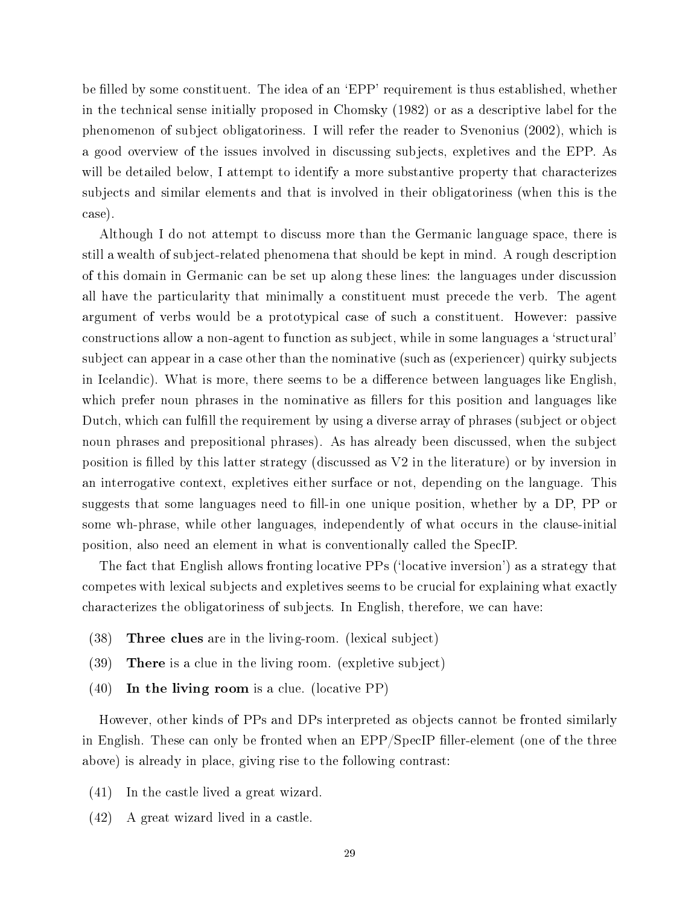be filled by some constituent. The idea of an 'EPP' requirement is thus established, whether in the technical sense initially proposed in Chomsky (1982) or as a descriptive label for the phenomenon of subject obligatoriness. I will refer the reader to Svenonius (2002), which is a good overview of the issues involved in discussing subjects, expletives and the EPP. As will be detailed below, I attempt to identify a more substantive property that characterizes subjects and similar elements and that is involved in their obligatoriness (when this is the case).

Although I do not attempt to discuss more than the Germanic language space, there is still a wealth of subject-related phenomena that should be kept in mind. A rough description of this domain in Germanic can be set up along these lines: the languages under discussion all have the particularity that minimally a constituent must precede the verb. The agent argument of verbs would be a prototypical case of such a constituent. However: passive constructions allow a non-agent to function as subject, while in some languages a 'structural' subject can appear in a case other than the nominative (such as (experiencer) quirky subjects in Icelandic). What is more, there seems to be a difference between languages like English, which prefer noun phrases in the nominative as fillers for this position and languages like Dutch, which can fulfill the requirement by using a diverse array of phrases (subject or object noun phrases and prepositional phrases). As has already been discussed, when the subject position is filled by this latter strategy (discussed as V2 in the literature) or by inversion in an interrogative context, expletives either surface or not, depending on the language. This suggests that some languages need to fill-in one unique position, whether by a DP, PP or some wh-phrase, while other languages, independently of what occurs in the clause-initial position, also need an element in what is conventionally called the SpecIP.

The fact that English allows fronting locative PPs ('locative inversion') as a strategy that competes with lexical subjects and expletives seems to be crucial for explaining what exactly characterizes the obligatoriness of subjects. In English, therefore, we can have:

(38) **Three clues** are in the living-room. (lexical subject)

(39) **There** is a clue in the living room. (expletive subject)

(40) **In the living room** is a clue. (locative PP)

However, other kinds of PPs and DPs interpreted as objects cannot be fronted similarly in English. These can only be fronted when an EPP/SpecIP filler-element (one of the three above) is already in place, giving rise to the following contrast:

(41) In the castle lived a great wizard.

(42) A great wizard lived in a castle.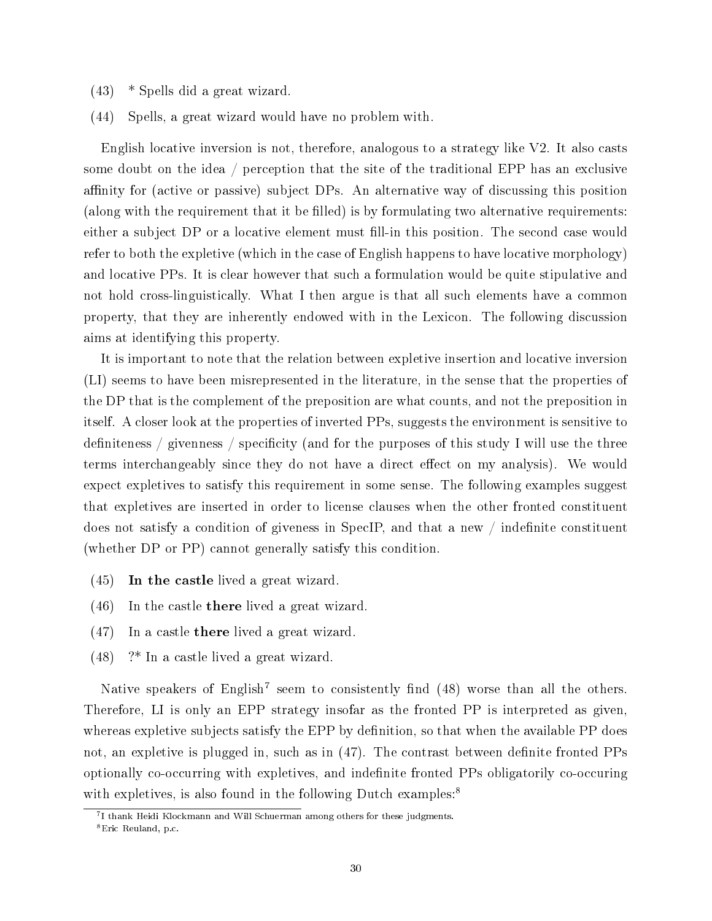(43) * Spells did a great wizard.

(44) Spells, a great wizard would have no problem with.

English locative inversion is not, therefore, analogous to a strategy like V2. It also casts some doubt on the idea / perception that the site of the traditional EPP has an exclusive affinity for (active or passive) subject DPs. An alternative way of discussing this position (along with the requirement that it be filled) is by formulating two alternative requirements: either a subject DP or a locative element must fill-in this position. The second case would refer to both the expletive (which in the case of English happens to have locative morphology) and locative PPs. It is clear however that such a formulation would be quite stipulative and not hold cross-linguistically. What I then argue is that all such elements have a common property, that they are inherently endowed with in the Lexicon. The following discussion aims at identifying this property.

It is important to note that the relation between expletive insertion and locative inversion (LI) seems to have been misrepresented in the literature, in the sense that the properties of the DP that is the complement of the preposition are what counts, and not the preposition in itself. A closer look at the properties of inverted PPs, suggests the environment is sensitive to definiteness / givenness / specificity (and for the purposes of this study I will use the three terms interchangeably since they do not have a direct effect on my analysis). We would expect expletives to satisfy this requirement in some sense. The following examples suggest that expletives are inserted in order to license clauses when the other fronted constituent does not satisfy a condition of giveness in SpecIP, and that a new / indefinite constituent (whether DP or PP) cannot generally satisfy this condition.

(45) **In the castle** lived a great wizard.

(46) In the castle **there** lived a great wizard.

(47) In a castle **there** lived a great wizard.

(48) ?* In a castle lived a great wizard.

Native speakers of English[7] seem to consistently find (48) worse than all the others. Therefore, LI is only an EPP strategy insofar as the fronted PP is interpreted as given, whereas expletive subjects satisfy the EPP by definition, so that when the available PP does not, an expletive is plugged in, such as in (47). The contrast between definite fronted PPs optionally co-occurring with expletives, and indefinite fronted PPs obligatorily co-occuring with expletives, is also found in the following Dutch examples:[8]

[7] I thank Heidi Klockmann and Will Schuerman among others for these judgments.

[8] Eric Reuland, p.c.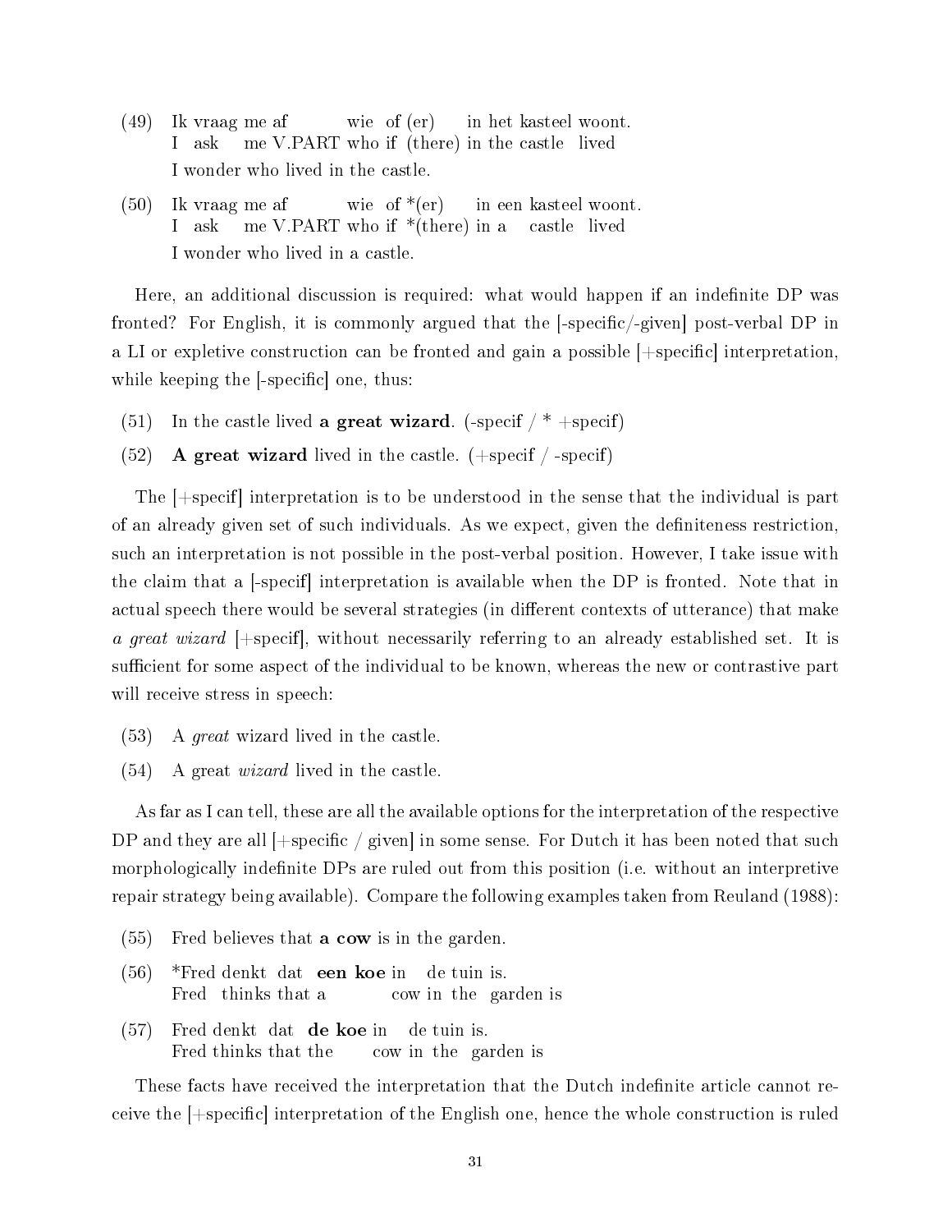(49) Ik vraag me af wie of (er) in het kasteel woont.
I ask me V.PART who if (there) in the castle lived
I wonder who lived in the castle.

(50) Ik vraag me af wie of *(er) in een kasteel woont.
I ask me V.PART who if *(there) in a castle lived
I wonder who lived in a castle.

Here, an additional discussion is required: what would happen if an indefinite DP was fronted? For English, it is commonly argued that the [-specific/-given] post-verbal DP in a LI or expletive construction can be fronted and gain a possible [+specific] interpretation, while keeping the [-specific] one, thus:

(51) In the castle lived **a great wizard**. (-specif / * +specif)

(52) **A great wizard** lived in the castle. (+specif / -specif)

The [+specif] interpretation is to be understood in the sense that the individual is part of an already given set of such individuals. As we expect, given the definiteness restriction, such an interpretation is not possible in the post-verbal position. However, I take issue with the claim that a [-specif] interpretation is available when the DP is fronted. Note that in actual speech there would be several strategies (in different contexts of utterance) that make *a great wizard* [+specif], without necessarily referring to an already established set. It is sufficient for some aspect of the individual to be known, whereas the new or contrastive part will receive stress in speech:

(53) A *great* wizard lived in the castle.

(54) A great *wizard* lived in the castle.

As far as I can tell, these are all the available options for the interpretation of the respective DP and they are all [+specific / given] in some sense. For Dutch it has been noted that such morphologically indefinite DPs are ruled out from this position (i.e. without an interpretive repair strategy being available). Compare the following examples taken from Reuland (1988):

(55) Fred believes that **a cow** is in the garden.

(56) *Fred denkt dat **een koe** in de tuin is.
Fred thinks that a cow in the garden is

(57) Fred denkt dat **de koe** in de tuin is.
Fred thinks that the cow in the garden is

These facts have received the interpretation that the Dutch indefinite article cannot receive the [+specific] interpretation of the English one, hence the whole construction is ruled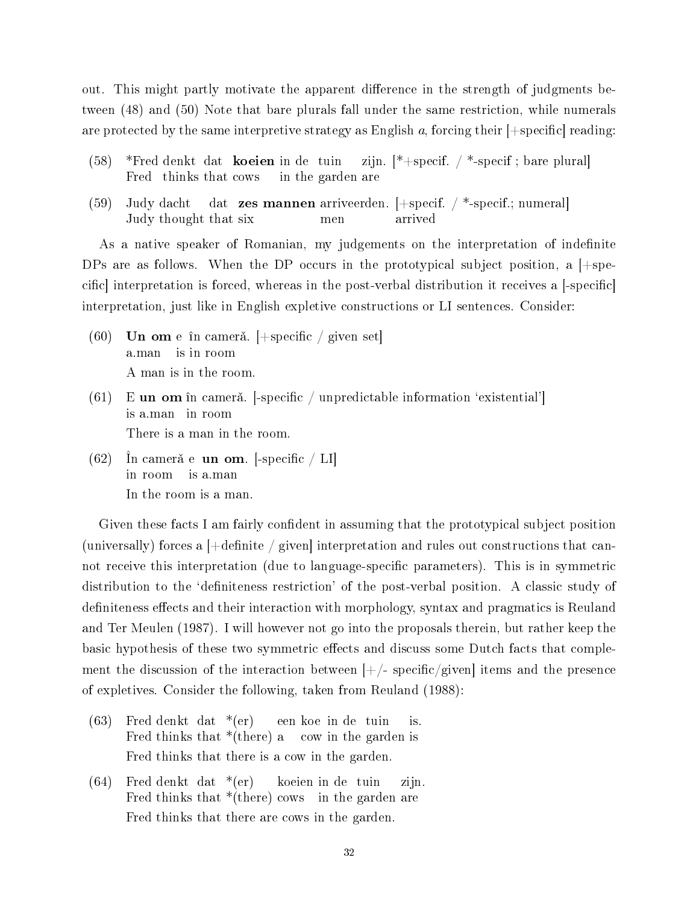out. This might partly motivate the apparent difference in the strength of judgments between (48) and (50) Note that bare plurals fall under the same restriction, while numerals are protected by the same interpretive strategy as English *a*, forcing their [+specific] reading:

(58) *Fred denkt dat **koeien** in de tuin zijn. [*+specif. / *-specif ; bare plural]
   Fred thinks that cows in the garden are

(59) Judy dacht dat **zes mannen** arriveerden. [+specif. / *-specif.; numeral]
   Judy thought that six men arrived

As a native speaker of Romanian, my judgements on the interpretation of indefinite DPs are as follows. When the DP occurs in the prototypical subject position, a [+specific] interpretation is forced, whereas in the post-verbal distribution it receives a [-specific] interpretation, just like in English expletive constructions or LI sentences. Consider:

(60) **Un om** e în cameră. [+specific / given set]
   a.man is in room
   A man is in the room.

(61) E **un om** în cameră. [-specific / unpredictable information 'existential']
   is a.man in room
   There is a man in the room.

(62) În cameră e **un om**. [-specific / LI]
   in room is a.man
   In the room is a man.

Given these facts I am fairly confident in assuming that the prototypical subject position (universally) forces a [+definite / given] interpretation and rules out constructions that cannot receive this interpretation (due to language-specific parameters). This is in symmetric distribution to the 'definiteness restriction' of the post-verbal position. A classic study of definiteness effects and their interaction with morphology, syntax and pragmatics is Reuland and Ter Meulen (1987). I will however not go into the proposals therein, but rather keep the basic hypothesis of these two symmetric effects and discuss some Dutch facts that complement the discussion of the interaction between [+/- specific/given] items and the presence of expletives. Consider the following, taken from Reuland (1988):

(63) Fred denkt dat *(er) een koe in de tuin is.
   Fred thinks that *(there) a cow in the garden is
   Fred thinks that there is a cow in the garden.

(64) Fred denkt dat *(er) koeien in de tuin zijn.
   Fred thinks that *(there) cows in the garden are
   Fred thinks that there are cows in the garden.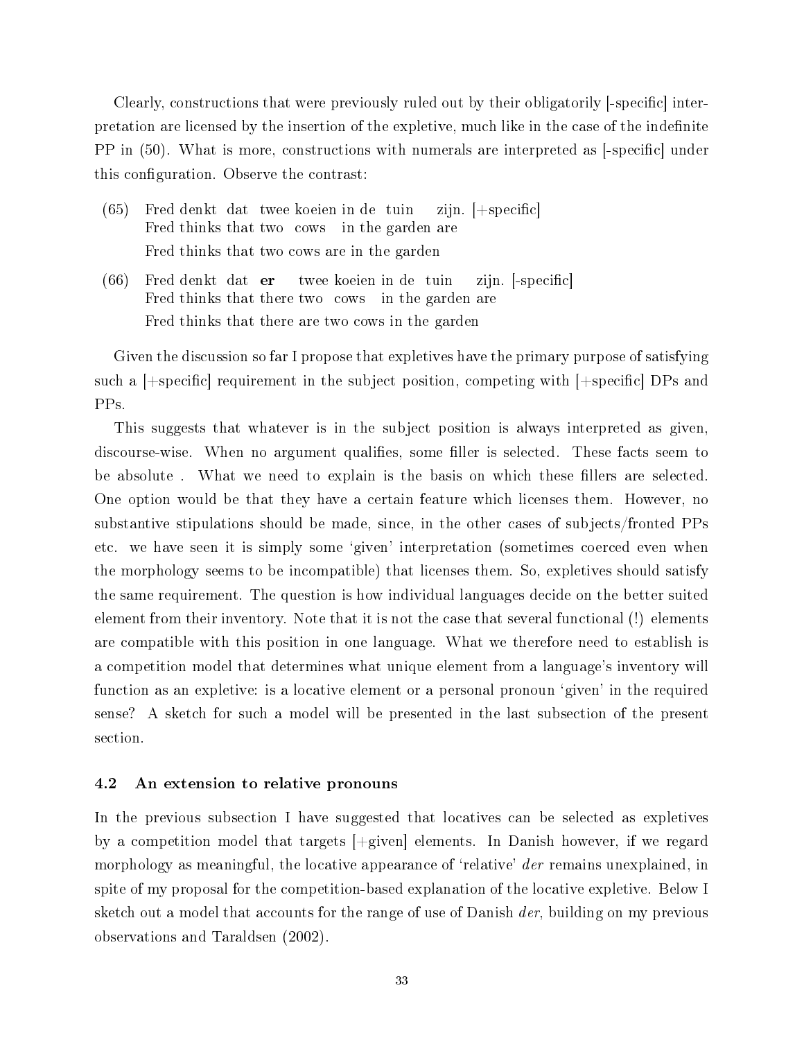Clearly, constructions that were previously ruled out by their obligatorily [-specific] interpretation are licensed by the insertion of the expletive, much like in the case of the indefinite PP in (50). What is more, constructions with numerals are interpreted as [-specific] under this configuration. Observe the contrast:

(65) Fred denkt dat twee koeien in de tuin zijn. [+specific]
  Fred thinks that two cows in the garden are
  Fred thinks that two cows are in the garden

(66) Fred denkt dat **er** twee koeien in de tuin zijn. [-specific]
  Fred thinks that there two cows in the garden are
  Fred thinks that there are two cows in the garden

Given the discussion so far I propose that expletives have the primary purpose of satisfying such a [+specific] requirement in the subject position, competing with [+specific] DPs and PPs.

This suggests that whatever is in the subject position is always interpreted as given, discourse-wise. When no argument qualifies, some filler is selected. These facts seem to be absolute . What we need to explain is the basis on which these fillers are selected. One option would be that they have a certain feature which licenses them. However, no substantive stipulations should be made, since, in the other cases of subjects/fronted PPs etc. we have seen it is simply some 'given' interpretation (sometimes coerced even when the morphology seems to be incompatible) that licenses them. So, expletives should satisfy the same requirement. The question is how individual languages decide on the better suited element from their inventory. Note that it is not the case that several functional (!) elements are compatible with this position in one language. What we therefore need to establish is a competition model that determines what unique element from a language's inventory will function as an expletive: is a locative element or a personal pronoun 'given' in the required sense? A sketch for such a model will be presented in the last subsection of the present section.

### 4.2 An extension to relative pronouns

In the previous subsection I have suggested that locatives can be selected as expletives by a competition model that targets [+given] elements. In Danish however, if we regard morphology as meaningful, the locative appearance of 'relative' *der* remains unexplained, in spite of my proposal for the competition-based explanation of the locative expletive. Below I sketch out a model that accounts for the range of use of Danish *der*, building on my previous observations and Taraldsen (2002).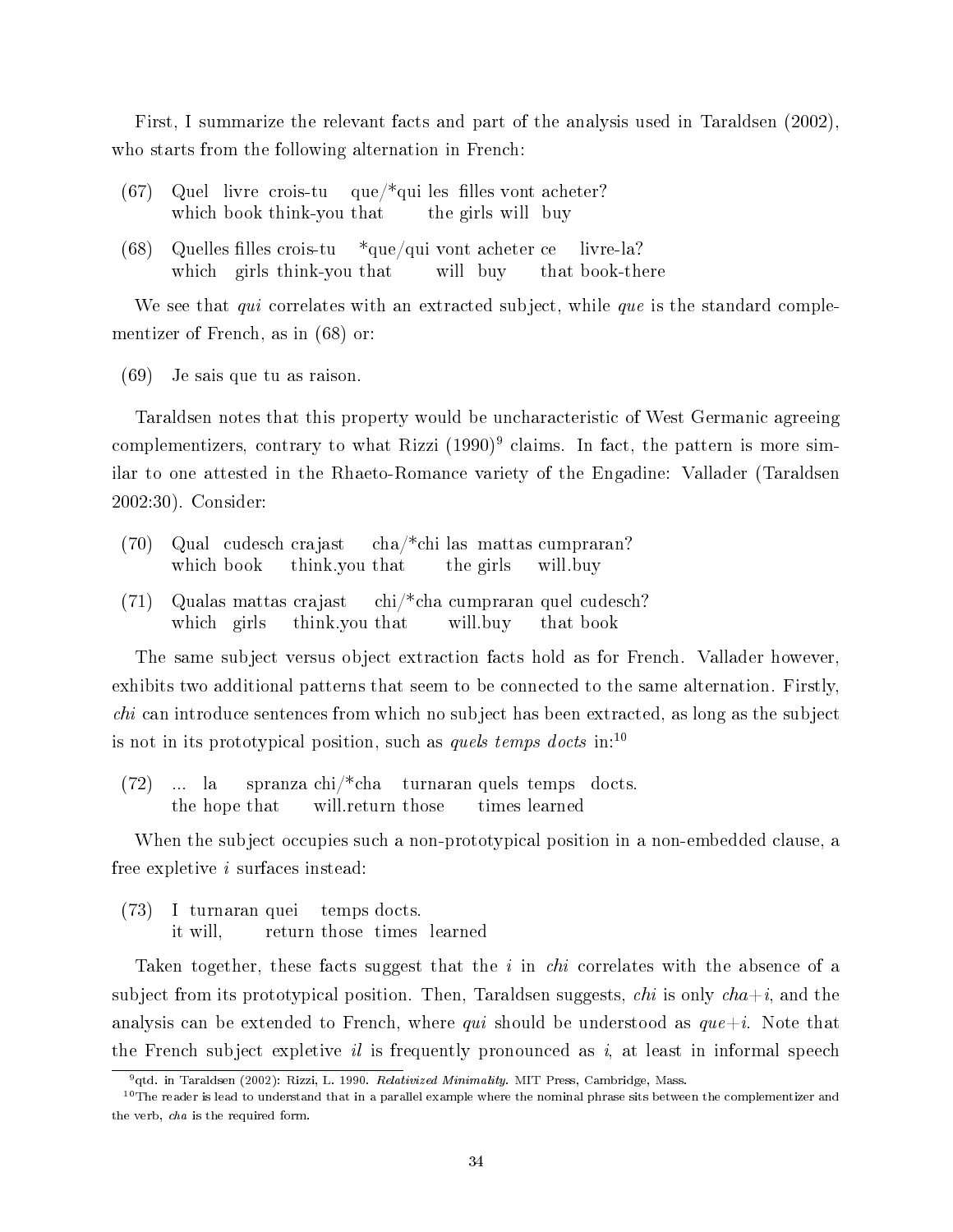First, I summarize the relevant facts and part of the analysis used in Taraldsen (2002), who starts from the following alternation in French:

(67) Quel livre crois-tu que/*qui les filles vont acheter?
which book think-you that the girls will buy

(68) Quelles filles crois-tu *que/qui vont acheter ce livre-la?
which girls think-you that will buy that book-there

We see that *qui* correlates with an extracted subject, while *que* is the standard complementizer of French, as in (68) or:

(69) Je sais que tu as raison.

Taraldsen notes that this property would be uncharacteristic of West Germanic agreeing complementizers, contrary to what Rizzi (1990)[9] claims. In fact, the pattern is more similar to one attested in the Rhaeto-Romance variety of the Engadine: Vallader (Taraldsen 2002:30). Consider:

(70) Qual cudesch crajast cha/*chi las mattas cumpraran?
which book think.you that the girls will.buy

(71) Qualas mattas crajast chi/*cha cumpraran quel cudesch?
which girls think.you that will.buy that book

The same subject versus object extraction facts hold as for French. Vallader however, exhibits two additional patterns that seem to be connected to the same alternation. Firstly, *chi* can introduce sentences from which no subject has been extracted, as long as the subject is not in its prototypical position, such as *quels temps docts* in:[10]

(72) ... la spranza chi/*cha turnaran quels temps docts.
the hope that will.return those times learned

When the subject occupies such a non-prototypical position in a non-embedded clause, a free expletive *i* surfaces instead:

(73) I turnaran quei temps docts.
it will, return those times learned

Taken together, these facts suggest that the *i* in *chi* correlates with the absence of a subject from its prototypical position. Then, Taraldsen suggests, *chi* is only *cha*+*i*, and the analysis can be extended to French, where *qui* should be understood as *que*+*i*. Note that the French subject expletive *il* is frequently pronounced as *i*, at least in informal speech

[9] qtd. in Taraldsen (2002): Rizzi, L. 1990. *Relativized Minimality.* MIT Press, Cambridge, Mass.

[10] The reader is lead to understand that in a parallel example where the nominal phrase sits between the complementizer and the verb, *cha* is the required form.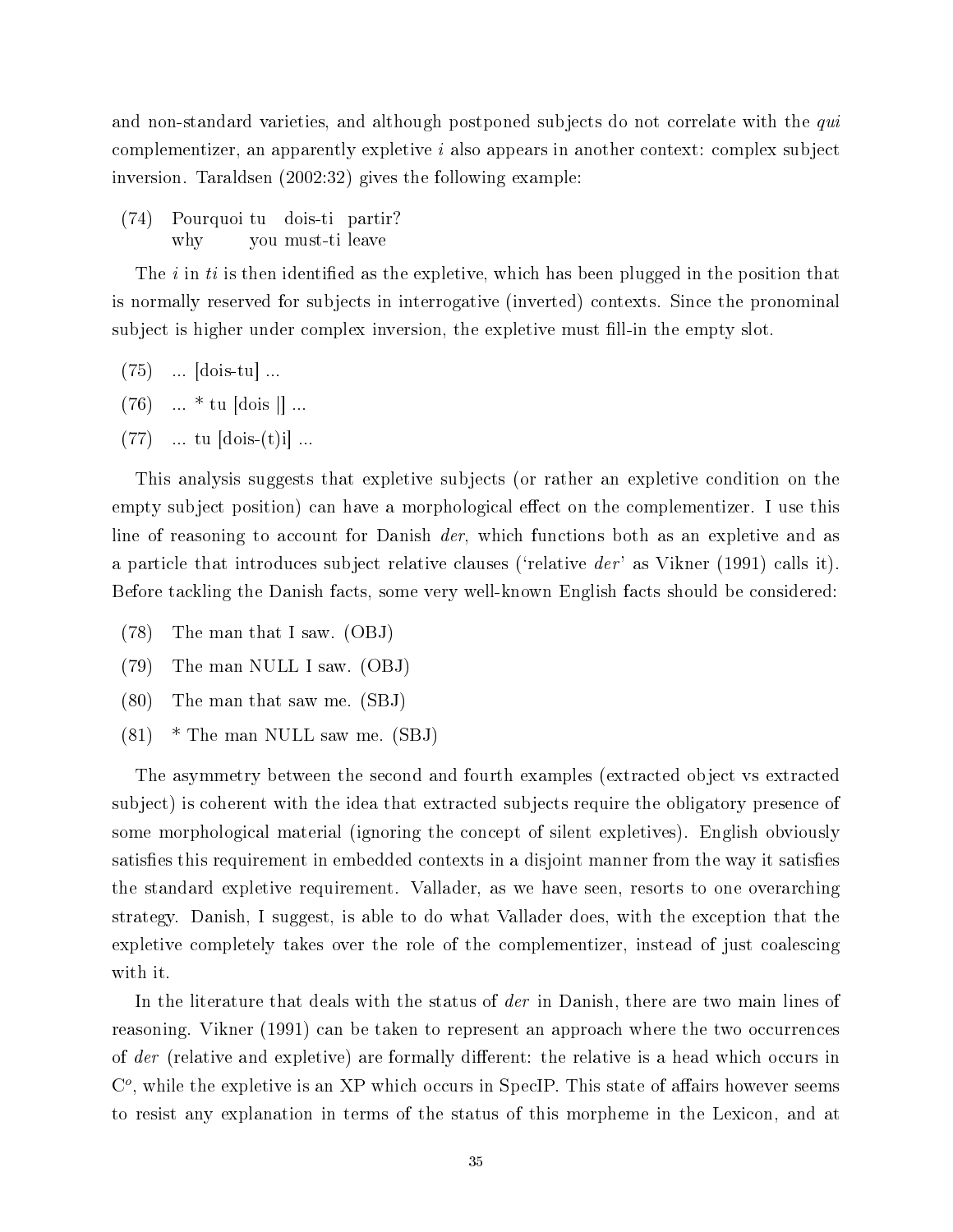and non-standard varieties, and although postponed subjects do not correlate with the *qui* complementizer, an apparently expletive *i* also appears in another context: complex subject inversion. Taraldsen (2002:32) gives the following example:

(74) Pourquoi tu dois-ti partir?
     why you must-ti leave

The *i* in *ti* is then identified as the expletive, which has been plugged in the position that is normally reserved for subjects in interrogative (inverted) contexts. Since the pronominal subject is higher under complex inversion, the expletive must fill-in the empty slot.

(75) ... [dois-tu] ...

(76) ... * tu [dois ||] ...

(77) ... tu [dois-(t)i] ...

This analysis suggests that expletive subjects (or rather an expletive condition on the empty subject position) can have a morphological effect on the complementizer. I use this line of reasoning to account for Danish *der*, which functions both as an expletive and as a particle that introduces subject relative clauses ('relative *der*' as Vikner (1991) calls it). Before tackling the Danish facts, some very well-known English facts should be considered:

(78) The man that I saw. (OBJ)

(79) The man NULL I saw. (OBJ)

(80) The man that saw me. (SBJ)

(81) * The man NULL saw me. (SBJ)

The asymmetry between the second and fourth examples (extracted object vs extracted subject) is coherent with the idea that extracted subjects require the obligatory presence of some morphological material (ignoring the concept of silent expletives). English obviously satisfies this requirement in embedded contexts in a disjoint manner from the way it satisfies the standard expletive requirement. Vallader, as we have seen, resorts to one overarching strategy. Danish, I suggest, is able to do what Vallader does, with the exception that the expletive completely takes over the role of the complementizer, instead of just coalescing with it.

In the literature that deals with the status of *der* in Danish, there are two main lines of reasoning. Vikner (1991) can be taken to represent an approach where the two occurrences of *der* (relative and expletive) are formally different: the relative is a head which occurs in $C^o$, while the expletive is an XP which occurs in SpecIP. This state of affairs however seems to resist any explanation in terms of the status of this morpheme in the Lexicon, and at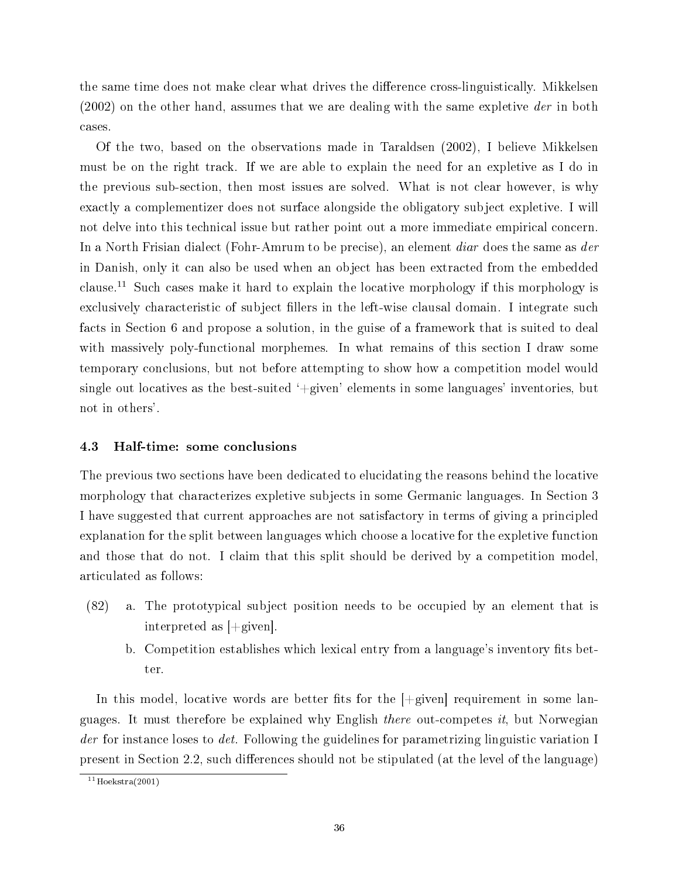the same time does not make clear what drives the difference cross-linguistically. Mikkelsen (2002) on the other hand, assumes that we are dealing with the same expletive *der* in both cases.

Of the two, based on the observations made in Taraldsen (2002), I believe Mikkelsen must be on the right track. If we are able to explain the need for an expletive as I do in the previous sub-section, then most issues are solved. What is not clear however, is why exactly a complementizer does not surface alongside the obligatory subject expletive. I will not delve into this technical issue but rather point out a more immediate empirical concern. In a North Frisian dialect (Fohr-Amrum to be precise), an element *diar* does the same as *der* in Danish, only it can also be used when an object has been extracted from the embedded clause.[11] Such cases make it hard to explain the locative morphology if this morphology is exclusively characteristic of subject fillers in the left-wise clausal domain. I integrate such facts in Section 6 and propose a solution, in the guise of a framework that is suited to deal with massively poly-functional morphemes. In what remains of this section I draw some temporary conclusions, but not before attempting to show how a competition model would single out locatives as the best-suited '+given' elements in some languages' inventories, but not in others'.

### 4.3 Half-time: some conclusions

The previous two sections have been dedicated to elucidating the reasons behind the locative morphology that characterizes expletive subjects in some Germanic languages. In Section 3 I have suggested that current approaches are not satisfactory in terms of giving a principled explanation for the split between languages which choose a locative for the expletive function and those that do not. I claim that this split should be derived by a competition model, articulated as follows:

(82) a. The prototypical subject position needs to be occupied by an element that is interpreted as [+given].

b. Competition establishes which lexical entry from a language's inventory fits better.

In this model, locative words are better fits for the [+given] requirement in some languages. It must therefore be explained why English *there* out-competes *it*, but Norwegian *der* for instance loses to *det*. Following the guidelines for parametrizing linguistic variation I present in Section 2.2, such differences should not be stipulated (at the level of the language)

[11] Hoekstra(2001)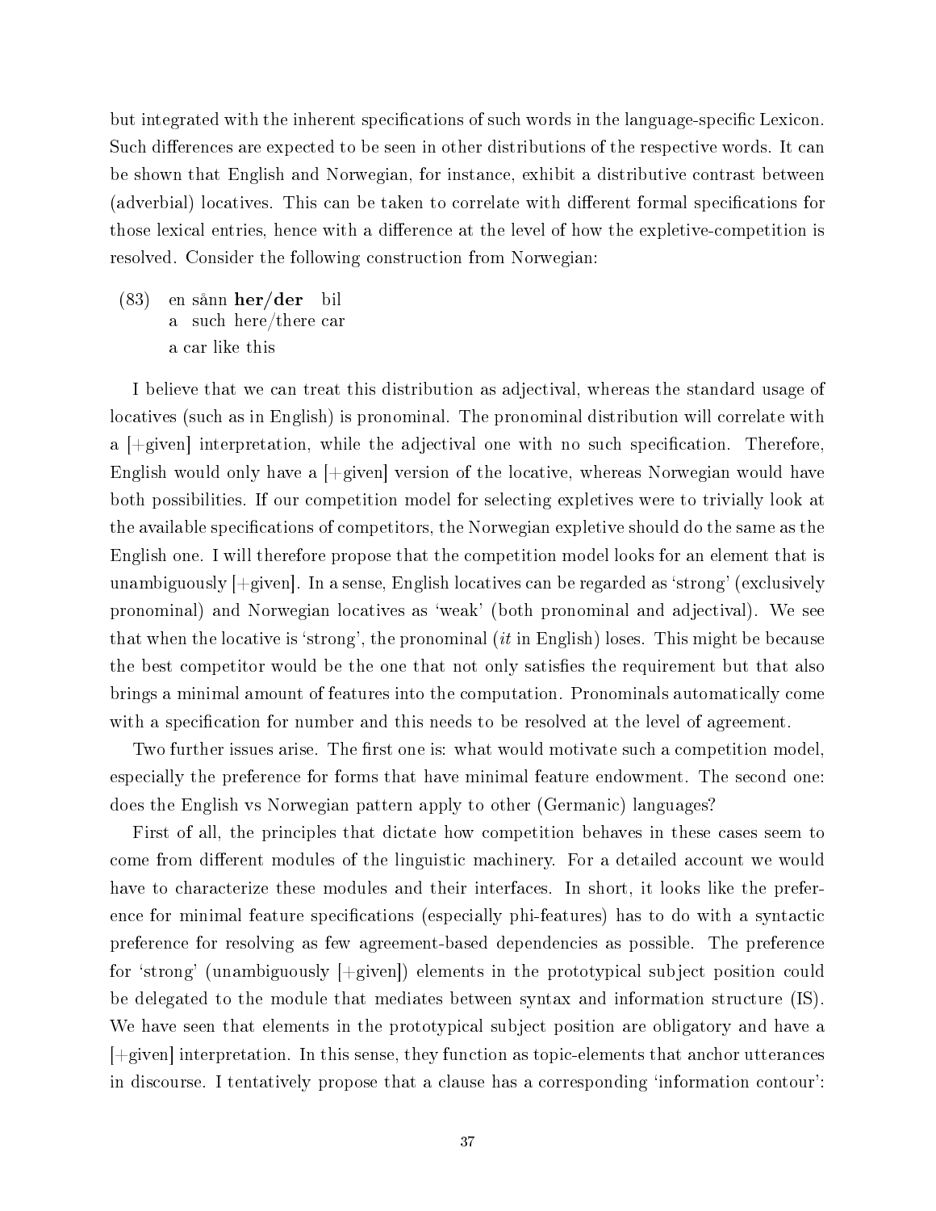but integrated with the inherent specifications of such words in the language-specific Lexicon. Such differences are expected to be seen in other distributions of the respective words. It can be shown that English and Norwegian, for instance, exhibit a distributive contrast between (adverbial) locatives. This can be taken to correlate with different formal specifications for those lexical entries, hence with a difference at the level of how the expletive-competition is resolved. Consider the following construction from Norwegian:

(83) en sånn **her/der** bil
   a such here/there car
   a car like this

I believe that we can treat this distribution as adjectival, whereas the standard usage of locatives (such as in English) is pronominal. The pronominal distribution will correlate with a [+given] interpretation, while the adjectival one with no such specification. Therefore, English would only have a [+given] version of the locative, whereas Norwegian would have both possibilities. If our competition model for selecting expletives were to trivially look at the available specifications of competitors, the Norwegian expletive should do the same as the English one. I will therefore propose that the competition model looks for an element that is unambiguously [+given]. In a sense, English locatives can be regarded as 'strong' (exclusively pronominal) and Norwegian locatives as 'weak' (both pronominal and adjectival). We see that when the locative is 'strong', the pronominal (*it* in English) loses. This might be because the best competitor would be the one that not only satisfies the requirement but that also brings a minimal amount of features into the computation. Pronominals automatically come with a specification for number and this needs to be resolved at the level of agreement.

Two further issues arise. The first one is: what would motivate such a competition model, especially the preference for forms that have minimal feature endowment. The second one: does the English vs Norwegian pattern apply to other (Germanic) languages?

First of all, the principles that dictate how competition behaves in these cases seem to come from different modules of the linguistic machinery. For a detailed account we would have to characterize these modules and their interfaces. In short, it looks like the preference for minimal feature specifications (especially phi-features) has to do with a syntactic preference for resolving as few agreement-based dependencies as possible. The preference for 'strong' (unambiguously [+given]) elements in the prototypical subject position could be delegated to the module that mediates between syntax and information structure (IS). We have seen that elements in the prototypical subject position are obligatory and have a [+given] interpretation. In this sense, they function as topic-elements that anchor utterances in discourse. I tentatively propose that a clause has a corresponding 'information contour':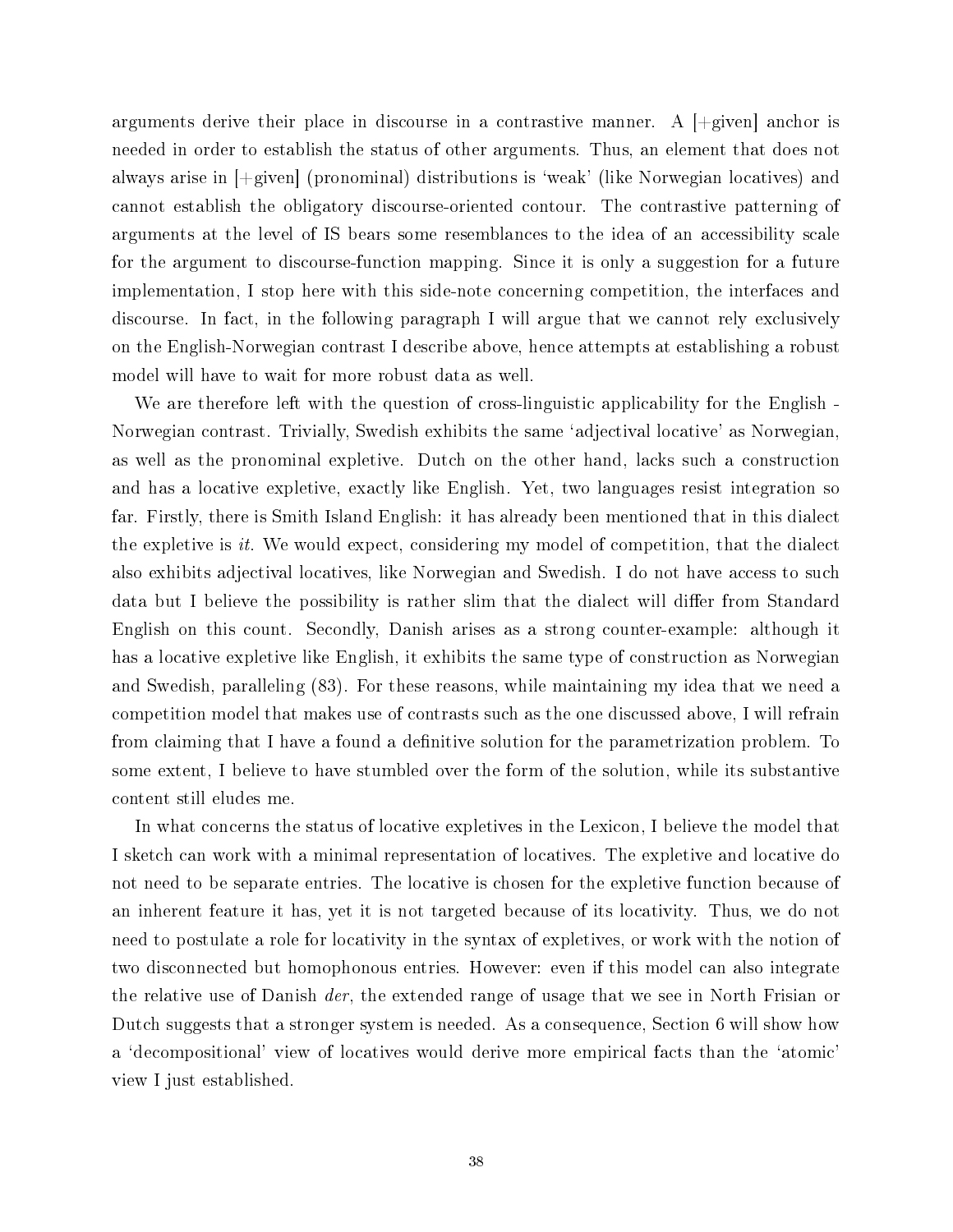arguments derive their place in discourse in a contrastive manner. A [+given] anchor is needed in order to establish the status of other arguments. Thus, an element that does not always arise in [+given] (pronominal) distributions is 'weak' (like Norwegian locatives) and cannot establish the obligatory discourse-oriented contour. The contrastive patterning of arguments at the level of IS bears some resemblances to the idea of an accessibility scale for the argument to discourse-function mapping. Since it is only a suggestion for a future implementation, I stop here with this side-note concerning competition, the interfaces and discourse. In fact, in the following paragraph I will argue that we cannot rely exclusively on the English-Norwegian contrast I describe above, hence attempts at establishing a robust model will have to wait for more robust data as well.

We are therefore left with the question of cross-linguistic applicability for the English - Norwegian contrast. Trivially, Swedish exhibits the same 'adjectival locative' as Norwegian, as well as the pronominal expletive. Dutch on the other hand, lacks such a construction and has a locative expletive, exactly like English. Yet, two languages resist integration so far. Firstly, there is Smith Island English: it has already been mentioned that in this dialect the expletive is *it*. We would expect, considering my model of competition, that the dialect also exhibits adjectival locatives, like Norwegian and Swedish. I do not have access to such data but I believe the possibility is rather slim that the dialect will differ from Standard English on this count. Secondly, Danish arises as a strong counter-example: although it has a locative expletive like English, it exhibits the same type of construction as Norwegian and Swedish, paralleling (83). For these reasons, while maintaining my idea that we need a competition model that makes use of contrasts such as the one discussed above, I will refrain from claiming that I have a found a definitive solution for the parametrization problem. To some extent, I believe to have stumbled over the form of the solution, while its substantive content still eludes me.

In what concerns the status of locative expletives in the Lexicon, I believe the model that I sketch can work with a minimal representation of locatives. The expletive and locative do not need to be separate entries. The locative is chosen for the expletive function because of an inherent feature it has, yet it is not targeted because of its locativity. Thus, we do not need to postulate a role for locativity in the syntax of expletives, or work with the notion of two disconnected but homophonous entries. However: even if this model can also integrate the relative use of Danish *der*, the extended range of usage that we see in North Frisian or Dutch suggests that a stronger system is needed. As a consequence, Section 6 will show how a 'decompositional' view of locatives would derive more empirical facts than the 'atomic' view I just established.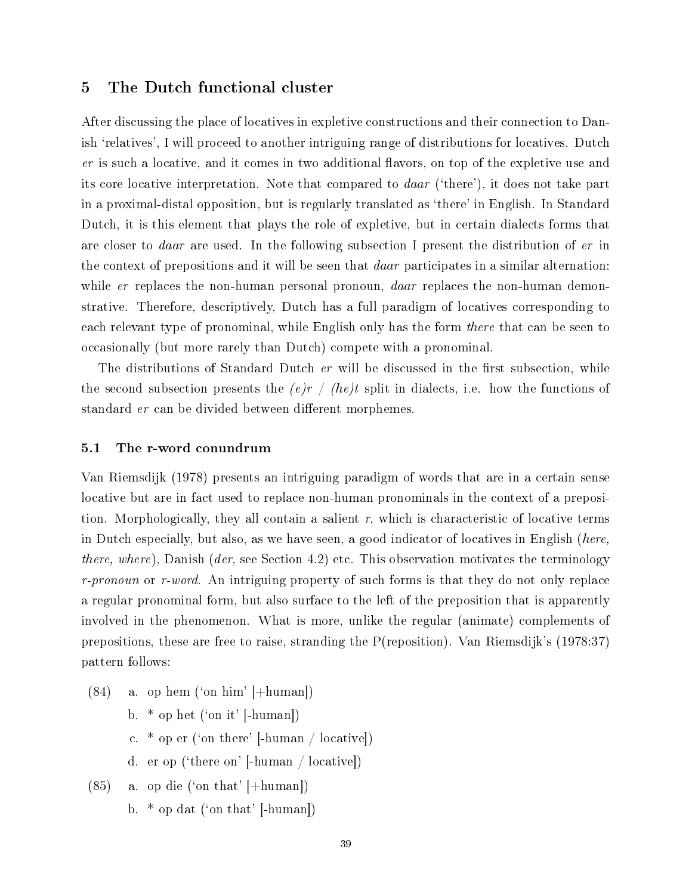## 5 The Dutch functional cluster

After discussing the place of locatives in expletive constructions and their connection to Danish 'relatives', I will proceed to another intriguing range of distributions for locatives. Dutch *er* is such a locative, and it comes in two additional flavors, on top of the expletive use and its core locative interpretation. Note that compared to *daar* ('there'), it does not take part in a proximal-distal opposition, but is regularly translated as 'there' in English. In Standard Dutch, it is this element that plays the role of expletive, but in certain dialects forms that are closer to *daar* are used. In the following subsection I present the distribution of *er* in the context of prepositions and it will be seen that *daar* participates in a similar alternation: while *er* replaces the non-human personal pronoun, *daar* replaces the non-human demonstrative. Therefore, descriptively, Dutch has a full paradigm of locatives corresponding to each relevant type of pronominal, while English only has the form *there* that can be seen to occasionally (but more rarely than Dutch) compete with a pronominal.

The distributions of Standard Dutch *er* will be discussed in the first subsection, while the second subsection presents the *(e)r / (he)t* split in dialects, i.e. how the functions of standard *er* can be divided between different morphemes.

### 5.1 The r-word conundrum

Van Riemsdijk (1978) presents an intriguing paradigm of words that are in a certain sense locative but are in fact used to replace non-human pronominals in the context of a preposition. Morphologically, they all contain a salient *r*, which is characteristic of locative terms in Dutch especially, but also, as we have seen, a good indicator of locatives in English (*here, there, where*), Danish (*der*, see Section 4.2) etc. This observation motivates the terminology *r-pronoun* or *r-word*. An intriguing property of such forms is that they do not only replace a regular pronominal form, but also surface to the left of the preposition that is apparently involved in the phenomenon. What is more, unlike the regular (animate) complements of prepositions, these are free to raise, stranding the P(reposition). Van Riemsdijk's (1978:37) pattern follows:

(84) a. op hem ('on him' [+human])
  b. * op het ('on it' [-human])
  c. * op er ('on there' [-human / locative])
  d. er op ('there on' [-human / locative])

(85) a. op die ('on that' [+human])
  b. * op dat ('on that' [-human])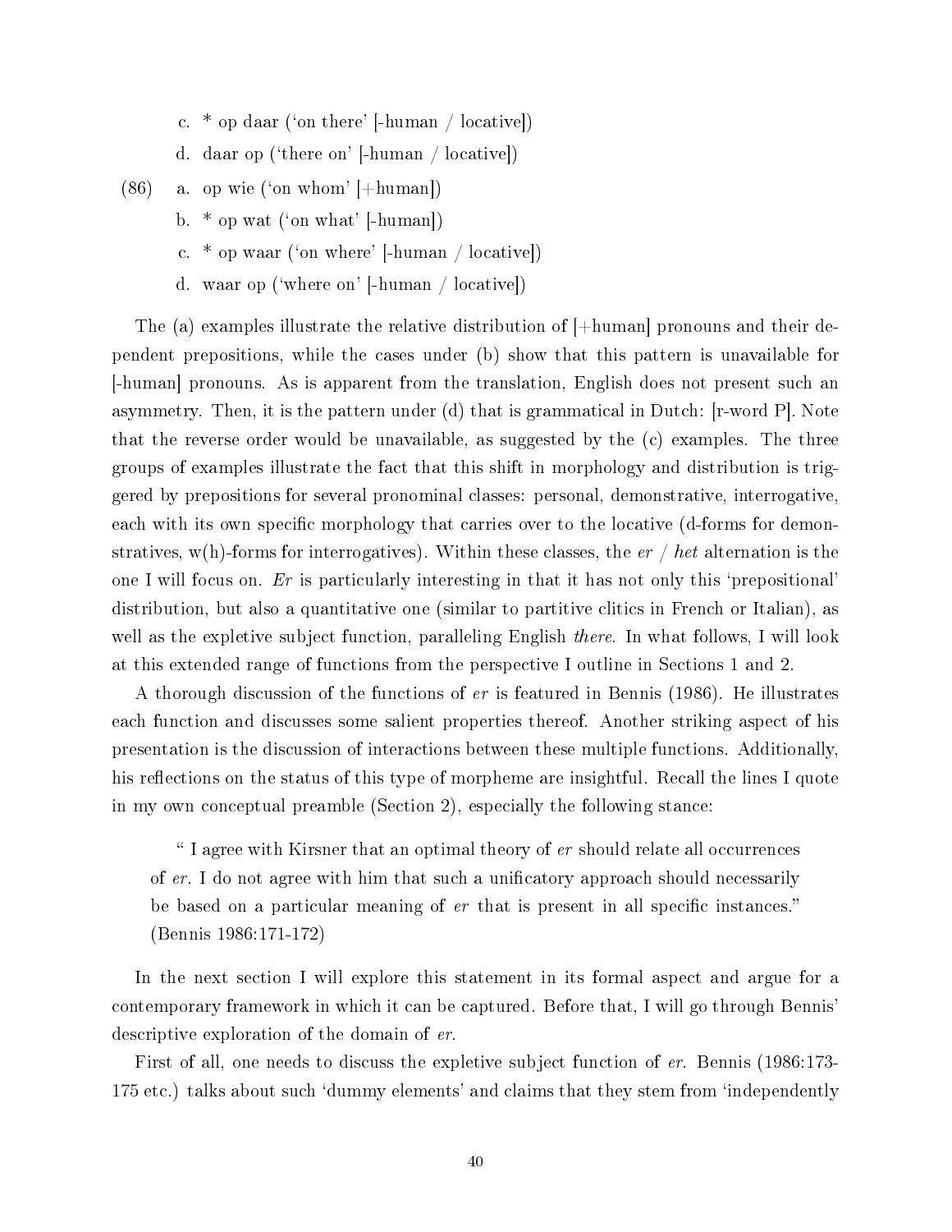c. * op daar (‘on there’ [-human / locative])

d. daar op (‘there on’ [-human / locative])

(86) a. op wie (‘on whom’ [+human])

b. * op wat (‘on what’ [-human])

c. * op waar (‘on where’ [-human / locative])

d. waar op (‘where on’ [-human / locative])

The (a) examples illustrate the relative distribution of [+human] pronouns and their dependent prepositions, while the cases under (b) show that this pattern is unavailable for [-human] pronouns. As is apparent from the translation, English does not present such an asymmetry. Then, it is the pattern under (d) that is grammatical in Dutch: [r-word P]. Note that the reverse order would be unavailable, as suggested by the (c) examples. The three groups of examples illustrate the fact that this shift in morphology and distribution is triggered by prepositions for several pronominal classes: personal, demonstrative, interrogative, each with its own specific morphology that carries over to the locative (d-forms for demonstratives, w(h)-forms for interrogatives). Within these classes, the *er* / *het* alternation is the one I will focus on. *Er* is particularly interesting in that it has not only this ‘prepositional’ distribution, but also a quantitative one (similar to partitive clitics in French or Italian), as well as the expletive subject function, paralleling English *there*. In what follows, I will look at this extended range of functions from the perspective I outline in Sections 1 and 2.

A thorough discussion of the functions of *er* is featured in Bennis (1986). He illustrates each function and discusses some salient properties thereof. Another striking aspect of his presentation is the discussion of interactions between these multiple functions. Additionally, his reflections on the status of this type of morpheme are insightful. Recall the lines I quote in my own conceptual preamble (Section 2), especially the following stance:

> “ I agree with Kirsner that an optimal theory of *er* should relate all occurrences of *er*. I do not agree with him that such a unificatory approach should necessarily be based on a particular meaning of *er* that is present in all specific instances.” (Bennis 1986:171-172)

In the next section I will explore this statement in its formal aspect and argue for a contemporary framework in which it can be captured. Before that, I will go through Bennis’ descriptive exploration of the domain of *er*.

First of all, one needs to discuss the expletive subject function of *er*. Bennis (1986:173-175 etc.) talks about such ‘dummy elements’ and claims that they stem from ‘independently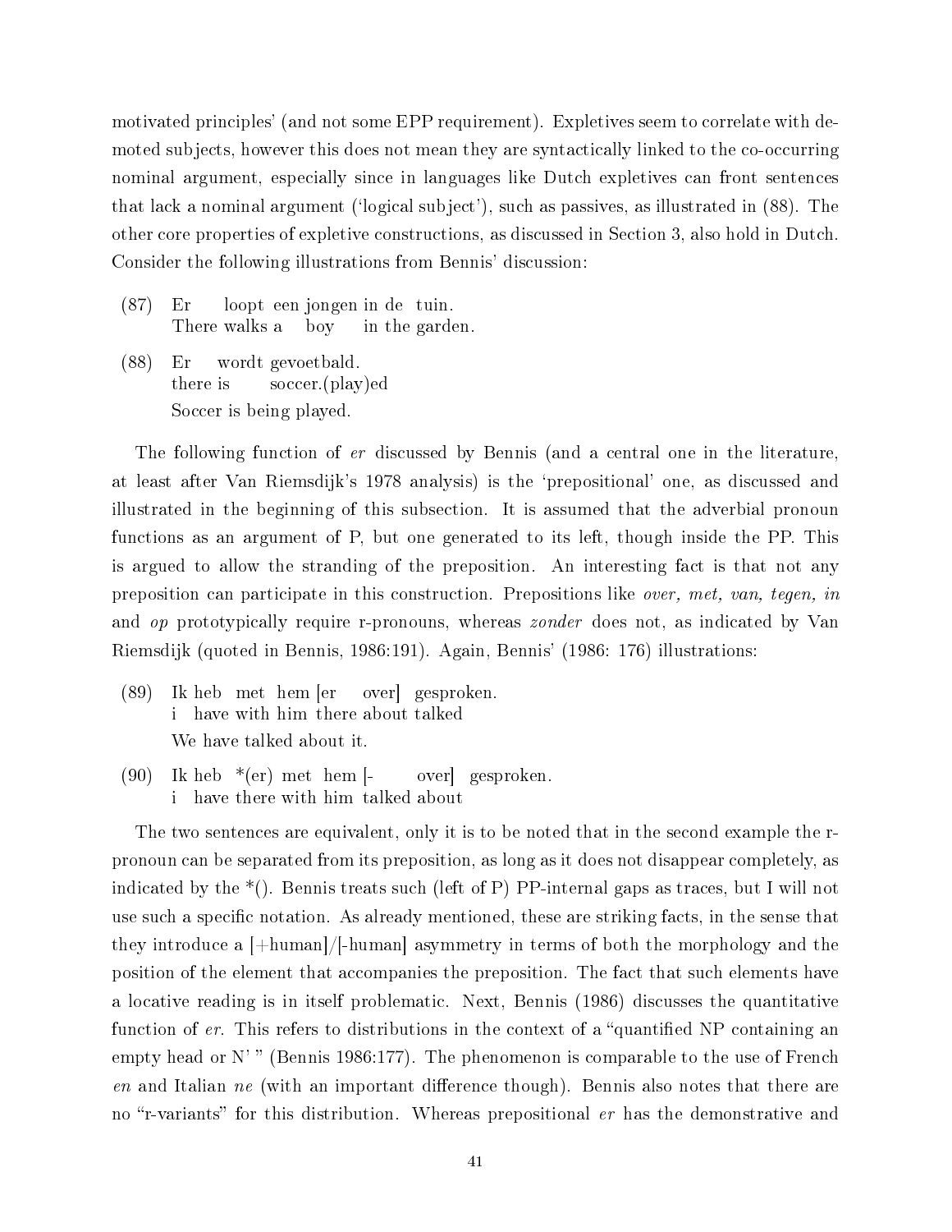motivated principles' (and not some EPP requirement). Expletives seem to correlate with demoted subjects, however this does not mean they are syntactically linked to the co-occurring nominal argument, especially since in languages like Dutch expletives can front sentences that lack a nominal argument ('logical subject'), such as passives, as illustrated in (88). The other core properties of expletive constructions, as discussed in Section 3, also hold in Dutch. Consider the following illustrations from Bennis' discussion:

(87) Er loopt een jongen in de tuin.
     There walks a boy in the garden.

(88) Er wordt gevoetbald.
     there is soccer.(play)ed
     Soccer is being played.

The following function of *er* discussed by Bennis (and a central one in the literature, at least after Van Riemsdijk's 1978 analysis) is the 'prepositional' one, as discussed and illustrated in the beginning of this subsection. It is assumed that the adverbial pronoun functions as an argument of P, but one generated to its left, though inside the PP. This is argued to allow the stranding of the preposition. An interesting fact is that not any preposition can participate in this construction. Prepositions like *over, met, van, tegen, in* and *op* prototypically require r-pronouns, whereas *zonder* does not, as indicated by Van Riemsdijk (quoted in Bennis, 1986:191). Again, Bennis' (1986: 176) illustrations:

(89) Ik heb met hem [er over] gesproken.
     i have with him there about talked
     We have talked about it.

(90) Ik heb *(er) met hem [- over] gesproken.
     i have there with him talked about

The two sentences are equivalent, only it is to be noted that in the second example the r-pronoun can be separated from its preposition, as long as it does not disappear completely, as indicated by the *(). Bennis treats such (left of P) PP-internal gaps as traces, but I will not use such a specific notation. As already mentioned, these are striking facts, in the sense that they introduce a [+human]/[-human] asymmetry in terms of both the morphology and the position of the element that accompanies the preposition. The fact that such elements have a locative reading is in itself problematic. Next, Bennis (1986) discusses the quantitative function of *er*. This refers to distributions in the context of a "quantified NP containing an empty head or N' " (Bennis 1986:177). The phenomenon is comparable to the use of French *en* and Italian *ne* (with an important difference though). Bennis also notes that there are no "r-variants" for this distribution. Whereas prepositional *er* has the demonstrative and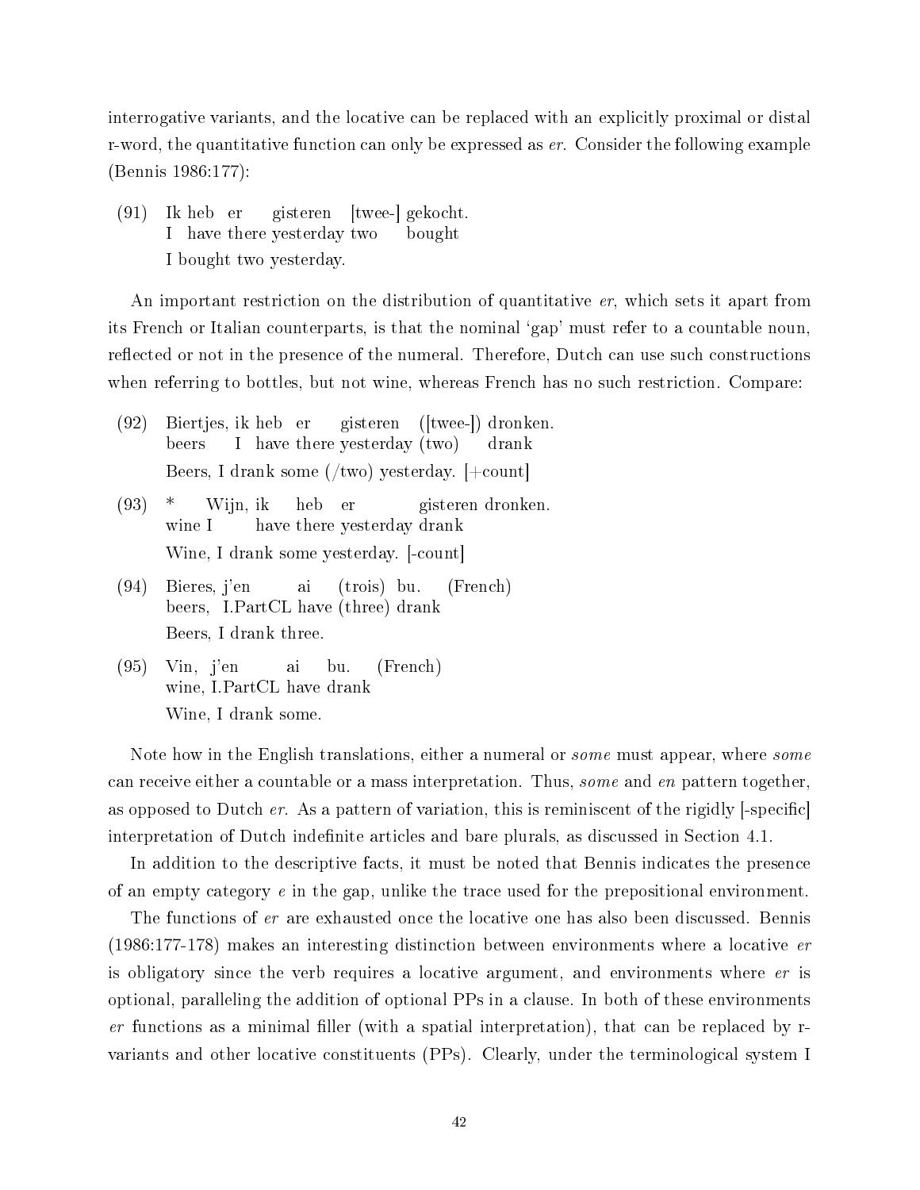interrogative variants, and the locative can be replaced with an explicitly proximal or distal r-word, the quantitative function can only be expressed as *er*. Consider the following example (Bennis 1986:177):

(91) Ik heb er gisteren [twee-] gekocht.
I have there yesterday two bought
I bought two yesterday.

An important restriction on the distribution of quantitative *er*, which sets it apart from its French or Italian counterparts, is that the nominal 'gap' must refer to a countable noun, reflected or not in the presence of the numeral. Therefore, Dutch can use such constructions when referring to bottles, but not wine, whereas French has no such restriction. Compare:

(92) Biertjes, ik heb er gisteren ([twee-]) dronken.
beers I have there yesterday (two) drank
Beers, I drank some (/two) yesterday. [+count]

(93) * Wijn, ik heb er gisteren dronken.
wine I have there yesterday drank
Wine, I drank some yesterday. [-count]

(94) Bieres, j'en ai (trois) bu. (French)
beers, I.PartCL have (three) drank
Beers, I drank three.

(95) Vin, j'en ai bu. (French)
wine, I.PartCL have drank
Wine, I drank some.

Note how in the English translations, either a numeral or *some* must appear, where *some* can receive either a countable or a mass interpretation. Thus, *some* and *en* pattern together, as opposed to Dutch *er*. As a pattern of variation, this is reminiscent of the rigidly [-specific] interpretation of Dutch indefinite articles and bare plurals, as discussed in Section 4.1.

In addition to the descriptive facts, it must be noted that Bennis indicates the presence of an empty category *e* in the gap, unlike the trace used for the prepositional environment.

The functions of *er* are exhausted once the locative one has also been discussed. Bennis (1986:177-178) makes an interesting distinction between environments where a locative *er* is obligatory since the verb requires a locative argument, and environments where *er* is optional, paralleling the addition of optional PPs in a clause. In both of these environments *er* functions as a minimal filler (with a spatial interpretation), that can be replaced by r-variants and other locative constituents (PPs). Clearly, under the terminological system I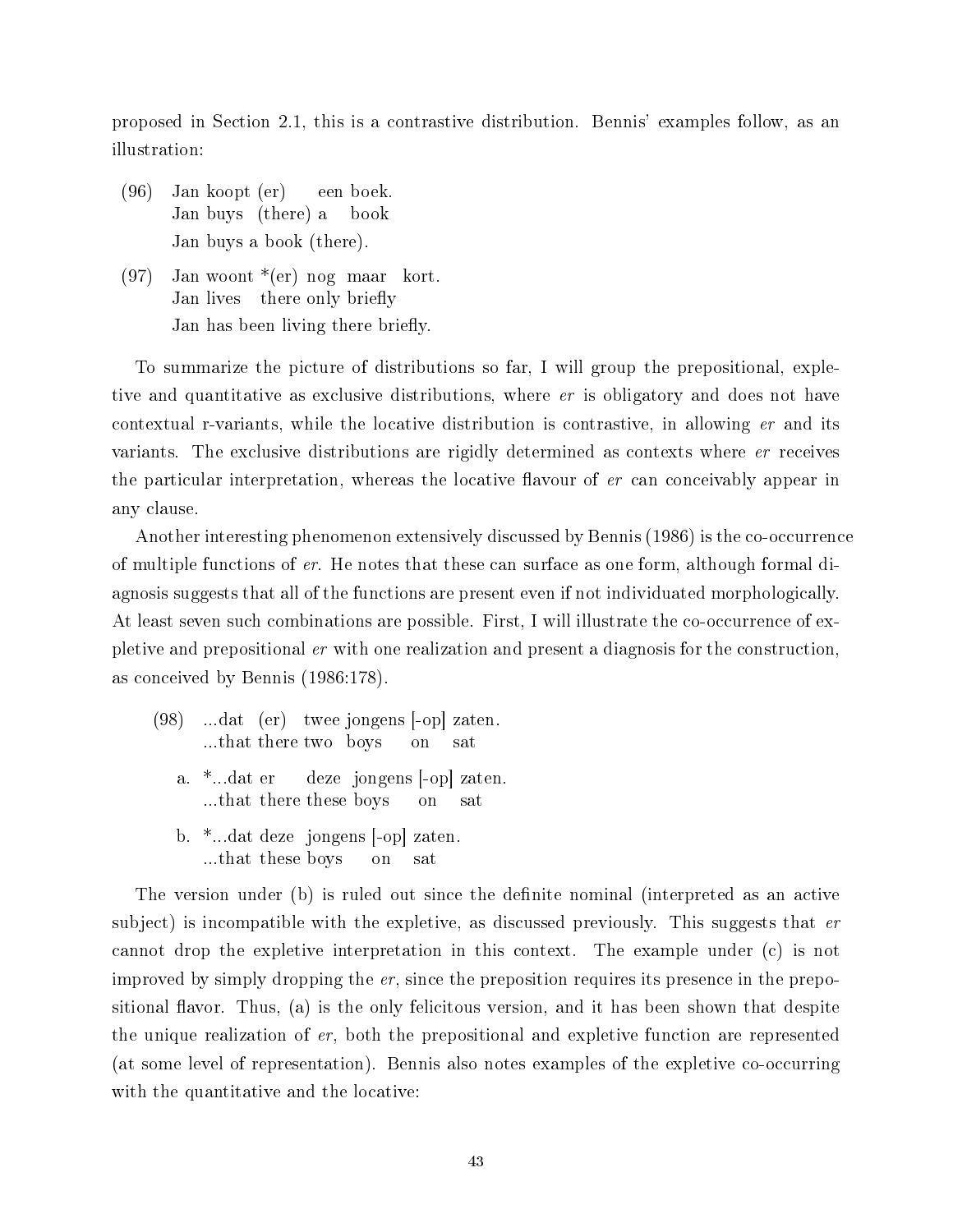proposed in Section 2.1, this is a contrastive distribution. Bennis' examples follow, as an illustration:

(96) Jan koopt (er) een boek.
Jan buys (there) a book
Jan buys a book (there).

(97) Jan woont *(er) nog maar kort.
Jan lives there only briefly
Jan has been living there briefly.

To summarize the picture of distributions so far, I will group the prepositional, expletive and quantitative as exclusive distributions, where *er* is obligatory and does not have contextual r-variants, while the locative distribution is contrastive, in allowing *er* and its variants. The exclusive distributions are rigidly determined as contexts where *er* receives the particular interpretation, whereas the locative flavour of *er* can conceivably appear in any clause.

Another interesting phenomenon extensively discussed by Bennis (1986) is the co-occurrence of multiple functions of *er*. He notes that these can surface as one form, although formal diagnosis suggests that all of the functions are present even if not individuated morphologically. At least seven such combinations are possible. First, I will illustrate the co-occurrence of expletive and prepositional *er* with one realization and present a diagnosis for the construction, as conceived by Bennis (1986:178).

(98) ...dat (er) twee jongens [-op] zaten.
...that there two boys on sat

a. *...dat er deze jongens [-op] zaten.
...that there these boys on sat

b. *...dat deze jongens [-op] zaten.
...that these boys on sat

The version under (b) is ruled out since the definite nominal (interpreted as an active subject) is incompatible with the expletive, as discussed previously. This suggests that *er* cannot drop the expletive interpretation in this context. The example under (c) is not improved by simply dropping the *er*, since the preposition requires its presence in the prepositional flavor. Thus, (a) is the only felicitous version, and it has been shown that despite the unique realization of *er*, both the prepositional and expletive function are represented (at some level of representation). Bennis also notes examples of the expletive co-occurring with the quantitative and the locative: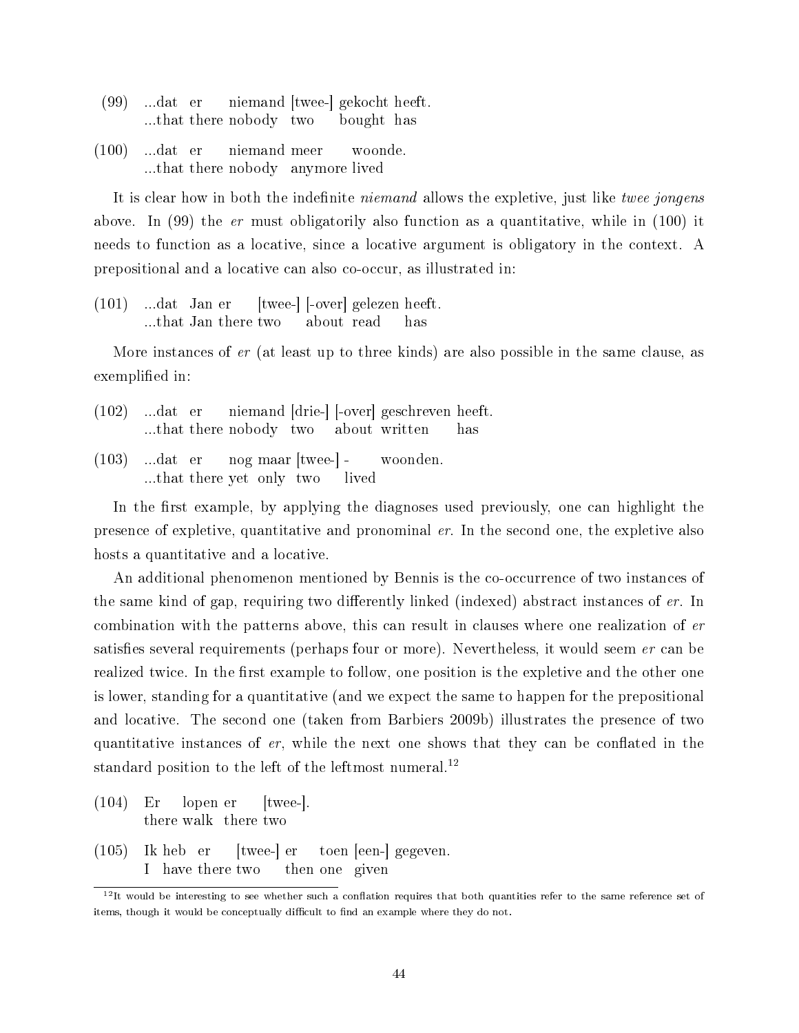(99) ...dat er niemand [twee-] gekocht heeft.
 ...that there nobody two bought has

(100) ...dat er niemand meer woonde.
 ...that there nobody anymore lived

It is clear how in both the indefinite *niemand* allows the expletive, just like *twee jongens* above. In (99) the *er* must obligatorily also function as a quantitative, while in (100) it needs to function as a locative, since a locative argument is obligatory in the context. A prepositional and a locative can also co-occur, as illustrated in:

(101) ...dat Jan er [twee-] [-over] gelezen heeft.
 ...that Jan there two about read has

More instances of *er* (at least up to three kinds) are also possible in the same clause, as exemplified in:

(102) ...dat er niemand [drie-] [-over] geschreven heeft.
 ...that there nobody two about written has

(103) ...dat er nog maar [twee-] - woonden.
 ...that there yet only two lived

In the first example, by applying the diagnoses used previously, one can highlight the presence of expletive, quantitative and pronominal *er*. In the second one, the expletive also hosts a quantitative and a locative.

An additional phenomenon mentioned by Bennis is the co-occurrence of two instances of the same kind of gap, requiring two differently linked (indexed) abstract instances of *er*. In combination with the patterns above, this can result in clauses where one realization of *er* satisfies several requirements (perhaps four or more). Nevertheless, it would seem *er* can be realized twice. In the first example to follow, one position is the expletive and the other one is lower, standing for a quantitative (and we expect the same to happen for the prepositional and locative. The second one (taken from Barbiers 2009b) illustrates the presence of two quantitative instances of *er*, while the next one shows that they can be conflated in the standard position to the left of the leftmost numeral.[12]

(104) Er lopen er [twee-].
 there walk there two

(105) Ik heb er [twee-] er toen [een-] gegeven.
 I have there two then one given

[12] It would be interesting to see whether such a conflation requires that both quantities refer to the same reference set of items, though it would be conceptually difficult to find an example where they do not.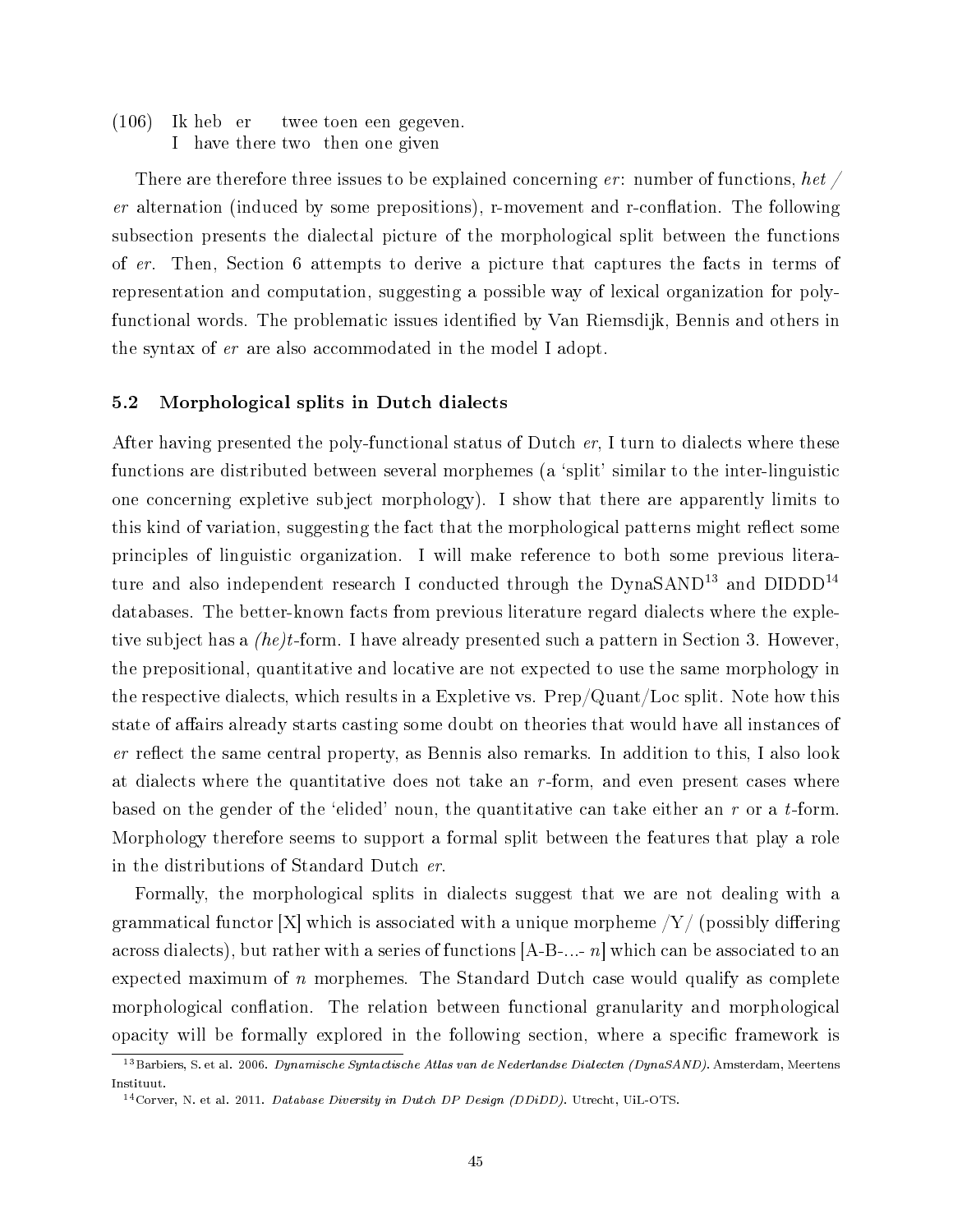(106) Ik heb er twee toen een gegeven.
I have there two then one given

There are therefore three issues to be explained concerning *er*: number of functions, *het / er* alternation (induced by some prepositions), r-movement and r-conflation. The following subsection presents the dialectal picture of the morphological split between the functions of *er*. Then, Section 6 attempts to derive a picture that captures the facts in terms of representation and computation, suggesting a possible way of lexical organization for poly-functional words. The problematic issues identified by Van Riemsdijk, Bennis and others in the syntax of *er* are also accommodated in the model I adopt.

### 5.2 Morphological splits in Dutch dialects

After having presented the poly-functional status of Dutch *er*, I turn to dialects where these functions are distributed between several morphemes (a 'split' similar to the inter-linguistic one concerning expletive subject morphology). I show that there are apparently limits to this kind of variation, suggesting the fact that the morphological patterns might reflect some principles of linguistic organization. I will make reference to both some previous literature and also independent research I conducted through the DynaSAND[13] and DIDDD[14] databases. The better-known facts from previous literature regard dialects where the expletive subject has a *(he)t*-form. I have already presented such a pattern in Section 3. However, the prepositional, quantitative and locative are not expected to use the same morphology in the respective dialects, which results in a Expletive vs. Prep/Quant/Loc split. Note how this state of affairs already starts casting some doubt on theories that would have all instances of *er* reflect the same central property, as Bennis also remarks. In addition to this, I also look at dialects where the quantitative does not take an *r*-form, and even present cases where based on the gender of the 'elided' noun, the quantitative can take either an *r* or a *t*-form. Morphology therefore seems to support a formal split between the features that play a role in the distributions of Standard Dutch *er*.

Formally, the morphological splits in dialects suggest that we are not dealing with a grammatical functor [X] which is associated with a unique morpheme /Y/ (possibly differing across dialects), but rather with a series of functions [A-B-...- *n*] which can be associated to an expected maximum of *n* morphemes. The Standard Dutch case would qualify as complete morphological conflation. The relation between functional granularity and morphological opacity will be formally explored in the following section, where a specific framework is

[13] Barbiers, S. et al. 2006. *Dynamische Syntactische Atlas van de Nederlandse Dialecten (DynaSAND)*. Amsterdam, Meertens Instituut.

[14] Corver, N. et al. 2011. *Database Diversity in Dutch DP Design (DDiDD)*. Utrecht, UiL-OTS.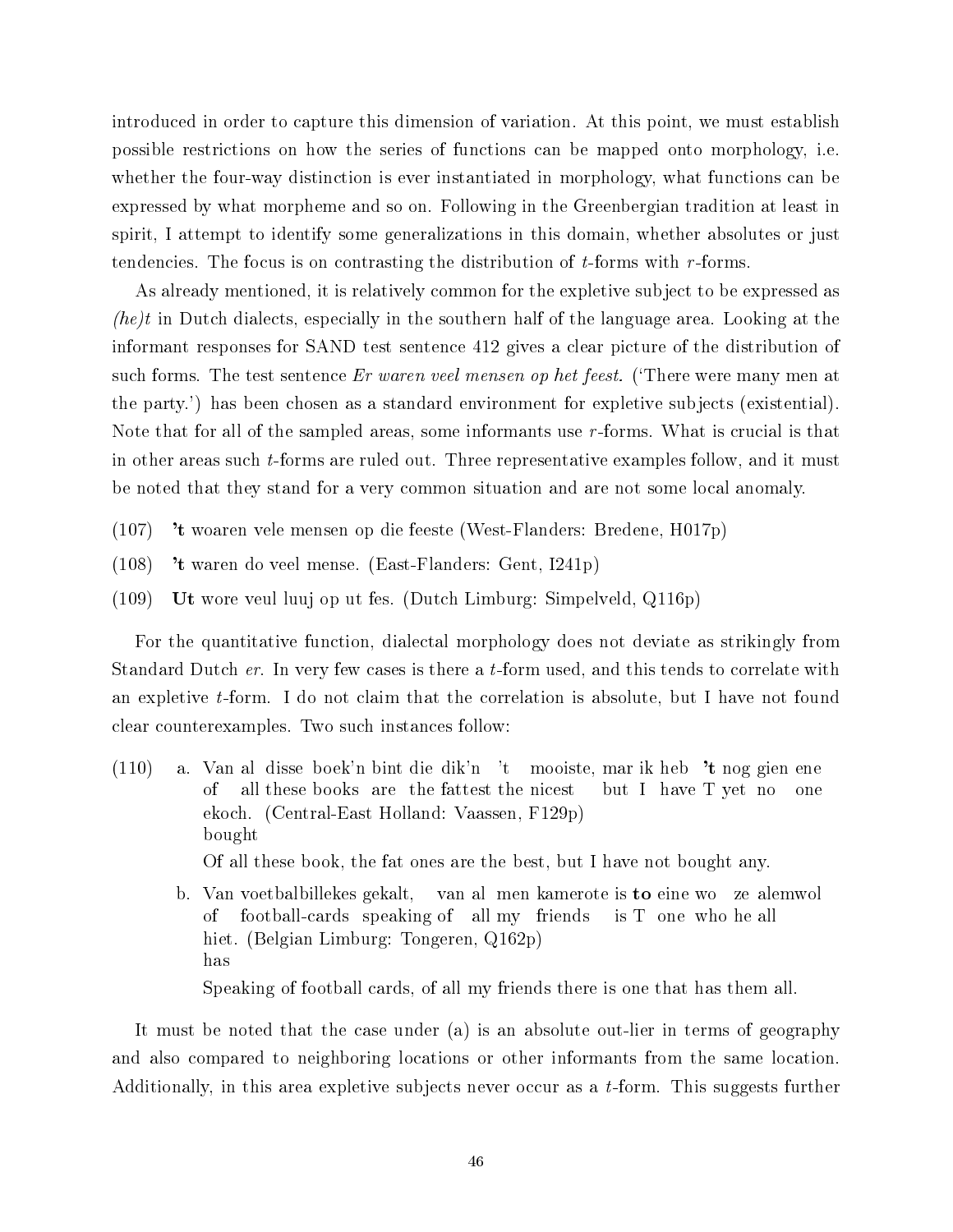introduced in order to capture this dimension of variation. At this point, we must establish possible restrictions on how the series of functions can be mapped onto morphology, i.e. whether the four-way distinction is ever instantiated in morphology, what functions can be expressed by what morpheme and so on. Following in the Greenbergian tradition at least in spirit, I attempt to identify some generalizations in this domain, whether absolutes or just tendencies. The focus is on contrasting the distribution of *t*-forms with *r*-forms.

As already mentioned, it is relatively common for the expletive subject to be expressed as *(he)t* in Dutch dialects, especially in the southern half of the language area. Looking at the informant responses for SAND test sentence 412 gives a clear picture of the distribution of such forms. The test sentence *Er waren veel mensen op het feest.* ('There were many men at the party.') has been chosen as a standard environment for expletive subjects (existential). Note that for all of the sampled areas, some informants use *r*-forms. What is crucial is that in other areas such *t*-forms are ruled out. Three representative examples follow, and it must be noted that they stand for a very common situation and are not some local anomaly.

(107) **'t** woaren vele mensen op die feeste (West-Flanders: Bredene, H017p)

(108) **'t** waren do veel mense. (East-Flanders: Gent, I241p)

(109) **Ut** wore veul luuj op ut fes. (Dutch Limburg: Simpelveld, Q116p)

For the quantitative function, dialectal morphology does not deviate as strikingly from Standard Dutch *er*. In very few cases is there a *t*-form used, and this tends to correlate with an expletive *t*-form. I do not claim that the correlation is absolute, but I have not found clear counterexamples. Two such instances follow:

(110) a. Van al disse boek'n bint die dik'n 't mooiste, mar ik heb **'t** nog gien ene ekoch. (Central-East Holland: Vaassen, F129p)
of all these books are the fattest the nicest but I have T yet no one bought
Of all these book, the fat ones are the best, but I have not bought any.

b. Van voetbalbillekes gekalt, van al men kamerote is **to** eine wo ze alemwol hiet. (Belgian Limburg: Tongeren, Q162p)
of football-cards speaking of all my friends is T one who he all has
Speaking of football cards, of all my friends there is one that has them all.

It must be noted that the case under (a) is an absolute out-lier in terms of geography and also compared to neighboring locations or other informants from the same location. Additionally, in this area expletive subjects never occur as a *t*-form. This suggests further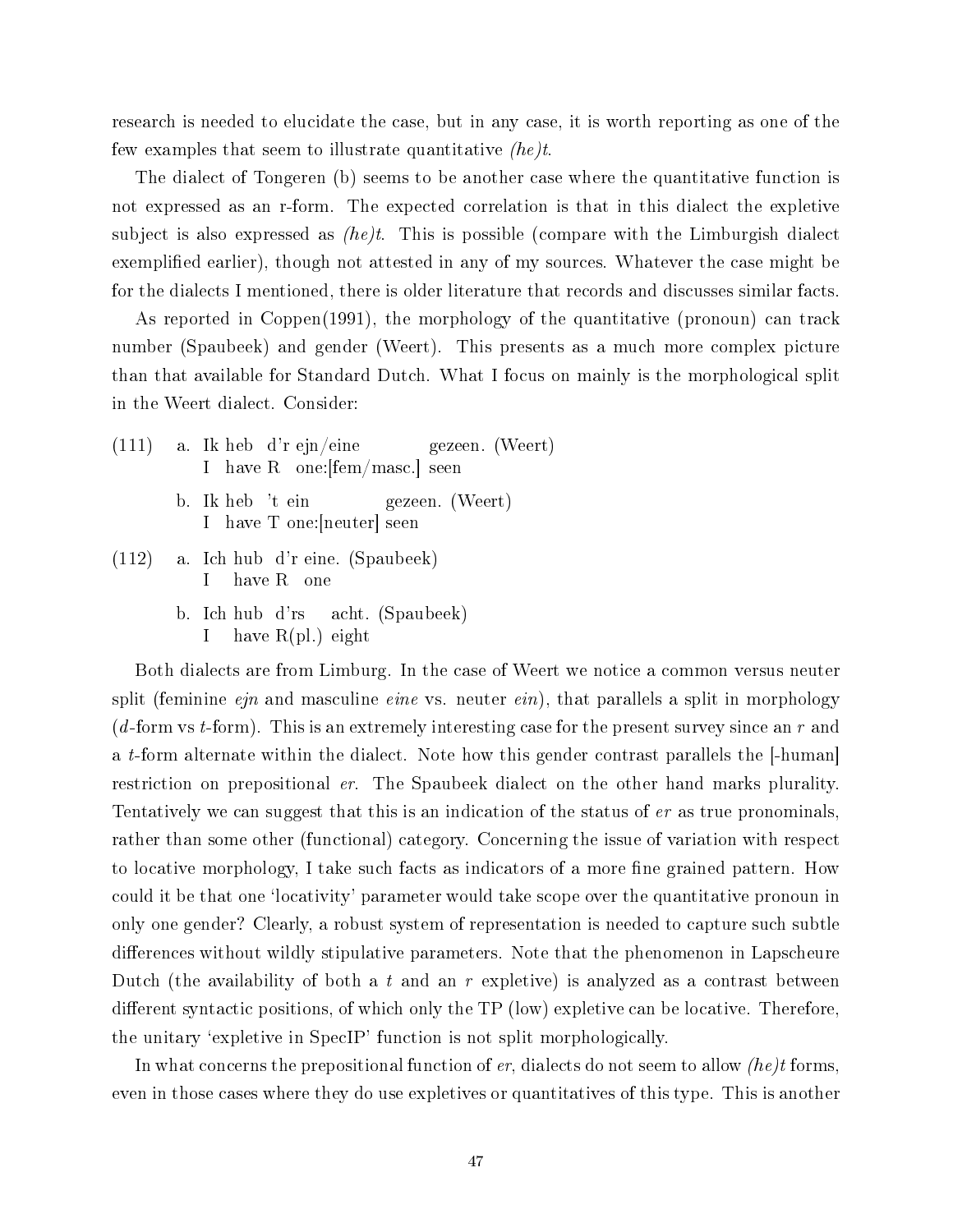research is needed to elucidate the case, but in any case, it is worth reporting as one of the few examples that seem to illustrate quantitative *(he)t*.

The dialect of Tongeren (b) seems to be another case where the quantitative function is not expressed as an r-form. The expected correlation is that in this dialect the expletive subject is also expressed as *(he)t*. This is possible (compare with the Limburgish dialect exemplified earlier), though not attested in any of my sources. Whatever the case might be for the dialects I mentioned, there is older literature that records and discusses similar facts.

As reported in Coppen(1991), the morphology of the quantitative (pronoun) can track number (Spaubeek) and gender (Weert). This presents as a much more complex picture than that available for Standard Dutch. What I focus on mainly is the morphological split in the Weert dialect. Consider:

(111) a. Ik heb d'r ejn/eine gezeen. (Weert)
   I have R one:[fem/masc.] seen

b. Ik heb 't ein gezeen. (Weert)
   I have T one:[neuter] seen

(112) a. Ich hub d'r eine. (Spaubeek)
   I have R one

b. Ich hub d'rs acht. (Spaubeek)
   I have R(pl.) eight

Both dialects are from Limburg. In the case of Weert we notice a common versus neuter split (feminine *ejn* and masculine *eine* vs. neuter *ein*), that parallels a split in morphology (*d*-form vs *t*-form). This is an extremely interesting case for the present survey since an *r* and a *t*-form alternate within the dialect. Note how this gender contrast parallels the [-human] restriction on prepositional *er*. The Spaubeek dialect on the other hand marks plurality. Tentatively we can suggest that this is an indication of the status of *er* as true pronominals, rather than some other (functional) category. Concerning the issue of variation with respect to locative morphology, I take such facts as indicators of a more fine grained pattern. How could it be that one 'locativity' parameter would take scope over the quantitative pronoun in only one gender? Clearly, a robust system of representation is needed to capture such subtle differences without wildly stipulative parameters. Note that the phenomenon in Lapscheure Dutch (the availability of both a *t* and an *r* expletive) is analyzed as a contrast between different syntactic positions, of which only the TP (low) expletive can be locative. Therefore, the unitary 'expletive in SpecIP' function is not split morphologically.

In what concerns the prepositional function of *er*, dialects do not seem to allow *(he)t* forms, even in those cases where they do use expletives or quantitatives of this type. This is another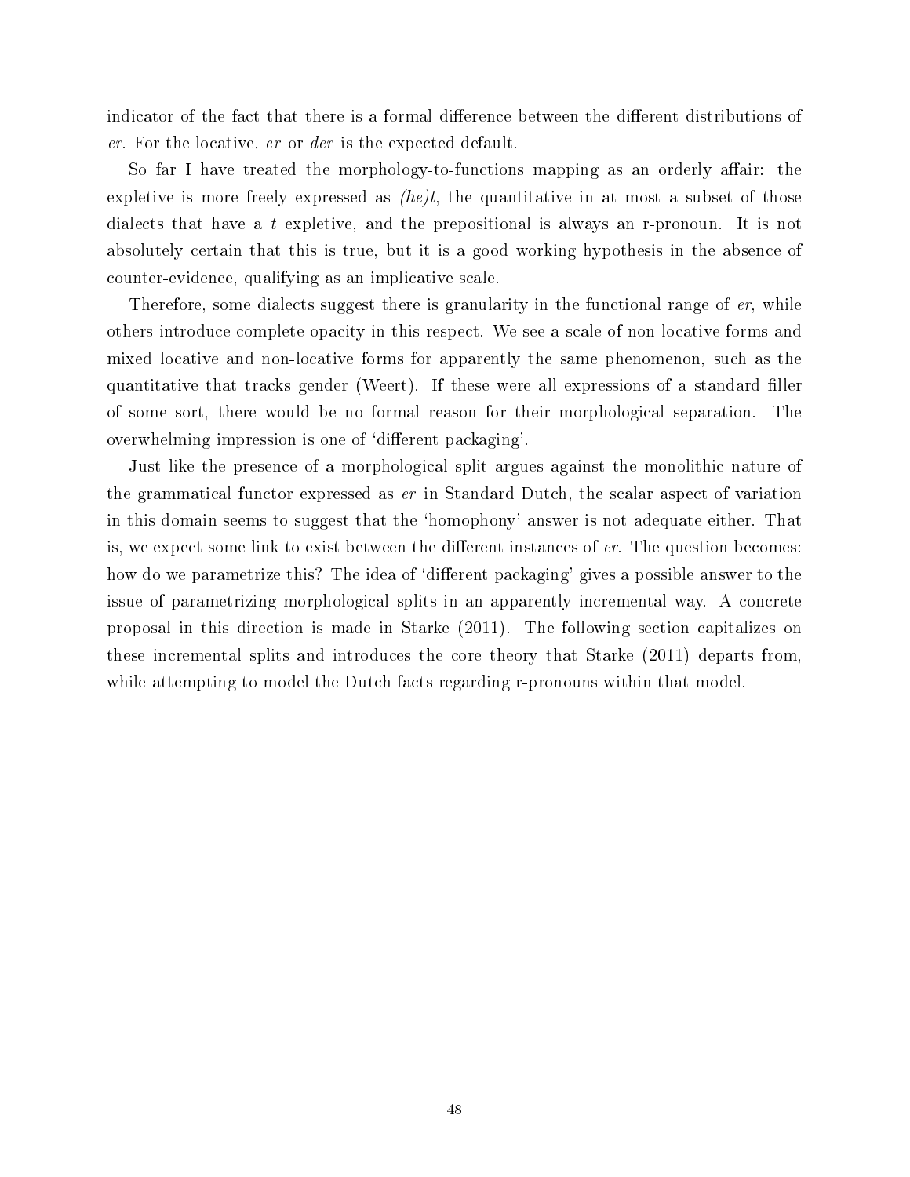indicator of the fact that there is a formal difference between the different distributions of *er*. For the locative, *er* or *der* is the expected default.

So far I have treated the morphology-to-functions mapping as an orderly affair: the expletive is more freely expressed as *(he)t*, the quantitative in at most a subset of those dialects that have a *t* expletive, and the prepositional is always an r-pronoun. It is not absolutely certain that this is true, but it is a good working hypothesis in the absence of counter-evidence, qualifying as an implicative scale.

Therefore, some dialects suggest there is granularity in the functional range of *er*, while others introduce complete opacity in this respect. We see a scale of non-locative forms and mixed locative and non-locative forms for apparently the same phenomenon, such as the quantitative that tracks gender (Weert). If these were all expressions of a standard filler of some sort, there would be no formal reason for their morphological separation. The overwhelming impression is one of 'different packaging'.

Just like the presence of a morphological split argues against the monolithic nature of the grammatical functor expressed as *er* in Standard Dutch, the scalar aspect of variation in this domain seems to suggest that the 'homophony' answer is not adequate either. That is, we expect some link to exist between the different instances of *er*. The question becomes: how do we parametrize this? The idea of 'different packaging' gives a possible answer to the issue of parametrizing morphological splits in an apparently incremental way. A concrete proposal in this direction is made in Starke (2011). The following section capitalizes on these incremental splits and introduces the core theory that Starke (2011) departs from, while attempting to model the Dutch facts regarding r-pronouns within that model.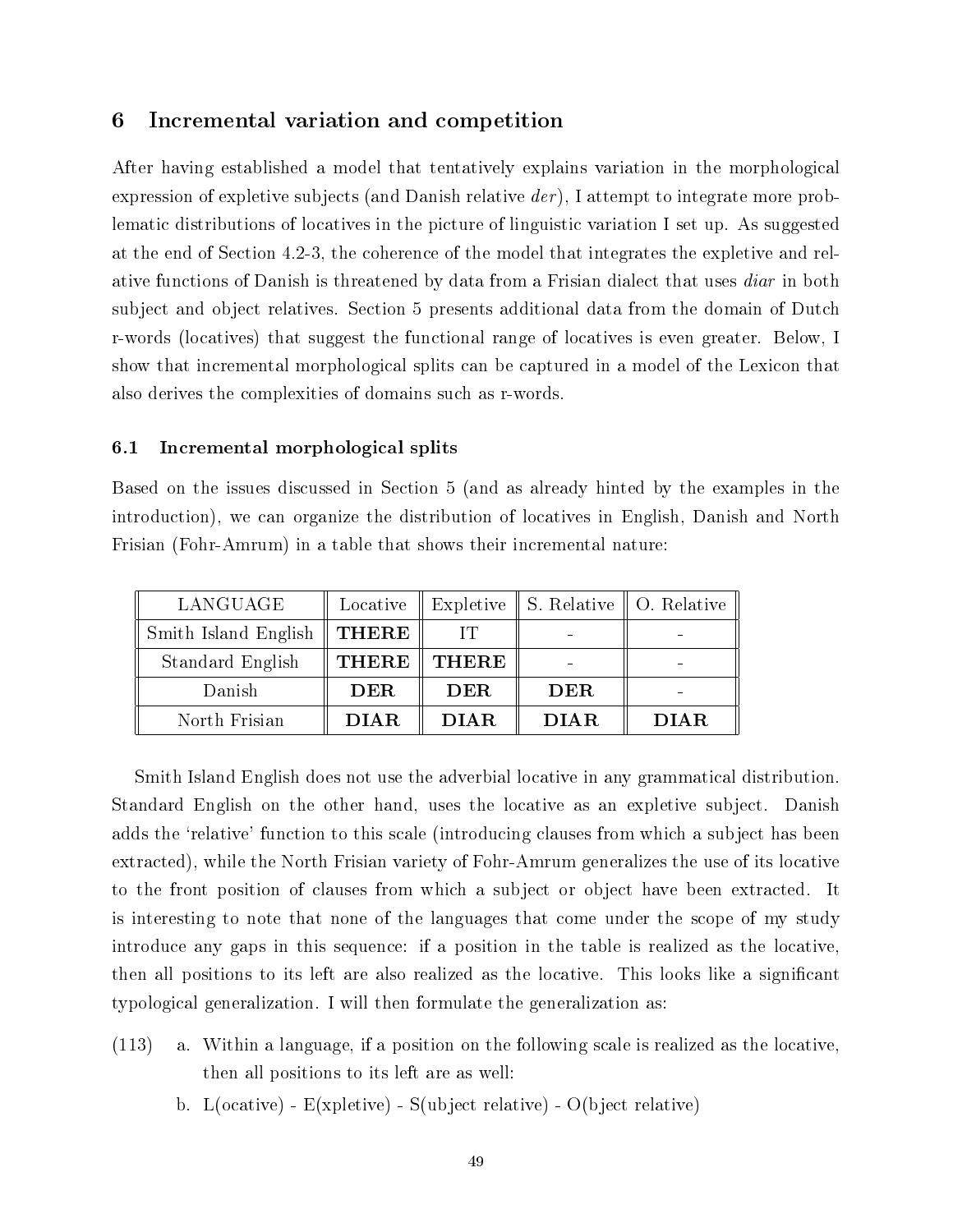## 6 Incremental variation and competition

After having established a model that tentatively explains variation in the morphological expression of expletive subjects (and Danish relative *der*), I attempt to integrate more problematic distributions of locatives in the picture of linguistic variation I set up. As suggested at the end of Section 4.2-3, the coherence of the model that integrates the expletive and relative functions of Danish is threatened by data from a Frisian dialect that uses *diar* in both subject and object relatives. Section 5 presents additional data from the domain of Dutch r-words (locatives) that suggest the functional range of locatives is even greater. Below, I show that incremental morphological splits can be captured in a model of the Lexicon that also derives the complexities of domains such as r-words.

### 6.1 Incremental morphological splits

Based on the issues discussed in Section 5 (and as already hinted by the examples in the introduction), we can organize the distribution of locatives in English, Danish and North Frisian (Fohr-Amrum) in a table that shows their incremental nature:

| LANGUAGE | Locative | Expletive | S. Relative | O. Relative |
|---|---|---|---|---|
| Smith Island English | **THERE** | IT | - | - |
| Standard English | **THERE** | **THERE** | - | - |
| Danish | **DER** | **DER** | **DER** | - |
| North Frisian | **DIAR** | **DIAR** | **DIAR** | **DIAR** |

Smith Island English does not use the adverbial locative in any grammatical distribution. Standard English on the other hand, uses the locative as an expletive subject. Danish adds the 'relative' function to this scale (introducing clauses from which a subject has been extracted), while the North Frisian variety of Fohr-Amrum generalizes the use of its locative to the front position of clauses from which a subject or object have been extracted. It is interesting to note that none of the languages that come under the scope of my study introduce any gaps in this sequence: if a position in the table is realized as the locative, then all positions to its left are also realized as the locative. This looks like a significant typological generalization. I will then formulate the generalization as:

(113) a. Within a language, if a position on the following scale is realized as the locative, then all positions to its left are as well:

b. L(ocative) - E(xpletive) - S(ubject relative) - O(bject relative)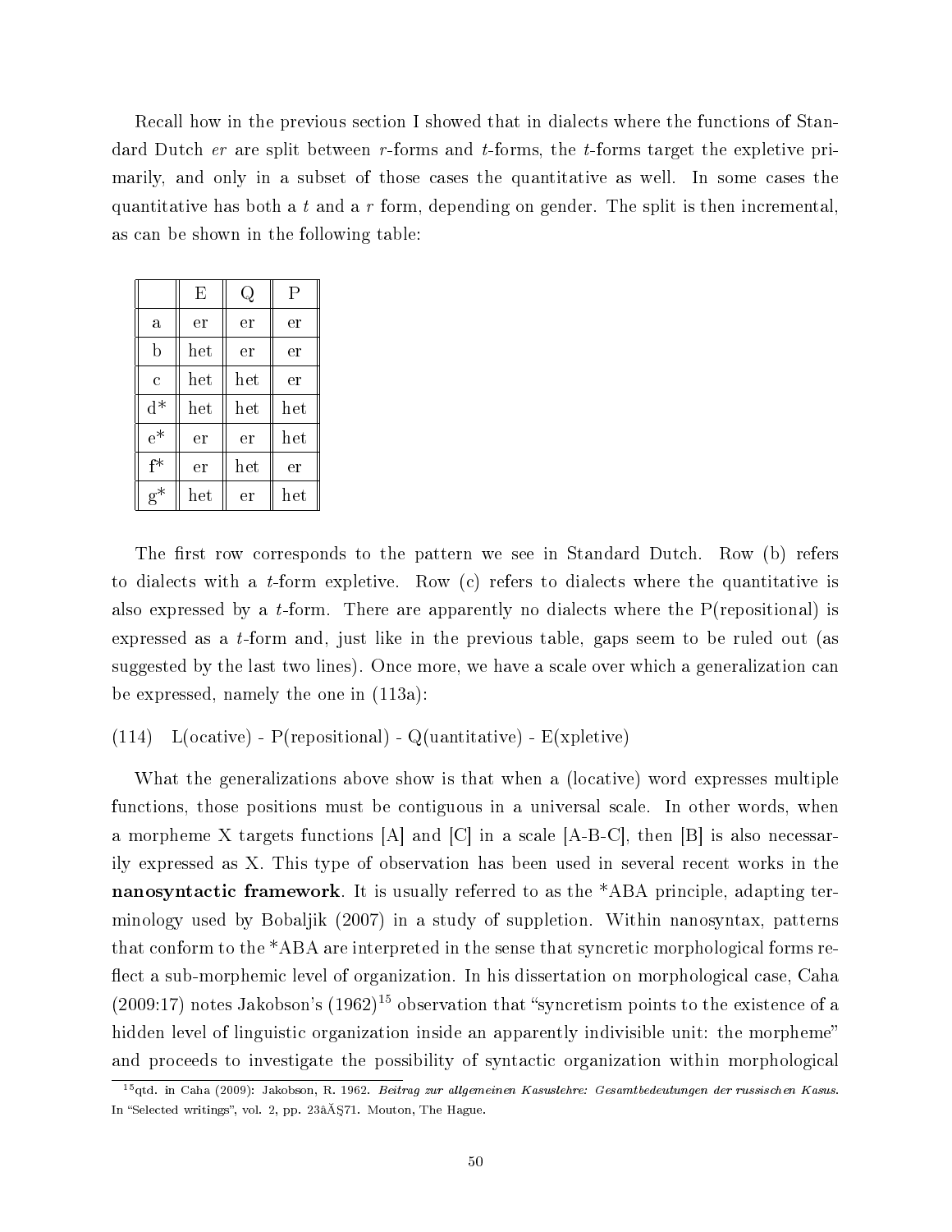Recall how in the previous section I showed that in dialects where the functions of Standard Dutch *er* are split between *r*-forms and *t*-forms, the *t*-forms target the expletive primarily, and only in a subset of those cases the quantitative as well. In some cases the quantitative has both a *t* and a *r* form, depending on gender. The split is then incremental, as can be shown in the following table:

| | E | Q | P |
|---|---|---|---|
| a | er | er | er |
| b | het | er | er |
| c | het | het | er |
| d* | het | het | het |
| e* | er | er | het |
| f* | er | het | er |
| g* | het | er | het |

The first row corresponds to the pattern we see in Standard Dutch. Row (b) refers to dialects with a *t*-form expletive. Row (c) refers to dialects where the quantitative is also expressed by a *t*-form. There are apparently no dialects where the P(repositional) is expressed as a *t*-form and, just like in the previous table, gaps seem to be ruled out (as suggested by the last two lines). Once more, we have a scale over which a generalization can be expressed, namely the one in (113a):

(114) L(ocative) - P(repositional) - Q(uantitative) - E(xpletive)

What the generalizations above show is that when a (locative) word expresses multiple functions, those positions must be contiguous in a universal scale. In other words, when a morpheme X targets functions [A] and [C] in a scale [A-B-C], then [B] is also necessarily expressed as X. This type of observation has been used in several recent works in the **nanosyntactic framework**. It is usually referred to as the *ABA principle, adapting terminology used by Bobaljik (2007) in a study of suppletion. Within nanosyntax, patterns that conform to the *ABA are interpreted in the sense that syncretic morphological forms reflect a sub-morphemic level of organization. In his dissertation on morphological case, Caha (2009:17) notes Jakobson's (1962)[15] observation that "syncretism points to the existence of a hidden level of linguistic organization inside an apparently indivisible unit: the morpheme" and proceeds to investigate the possibility of syntactic organization within morphological

[15] qtd. in Caha (2009): Jakobson, R. 1962. *Beitrag zur allgemeinen Kasuslehre: Gesamtbedeutungen der russischen Kasus.* In "Selected writings", vol. 2, pp. 23âĂŞ71. Mouton, The Hague.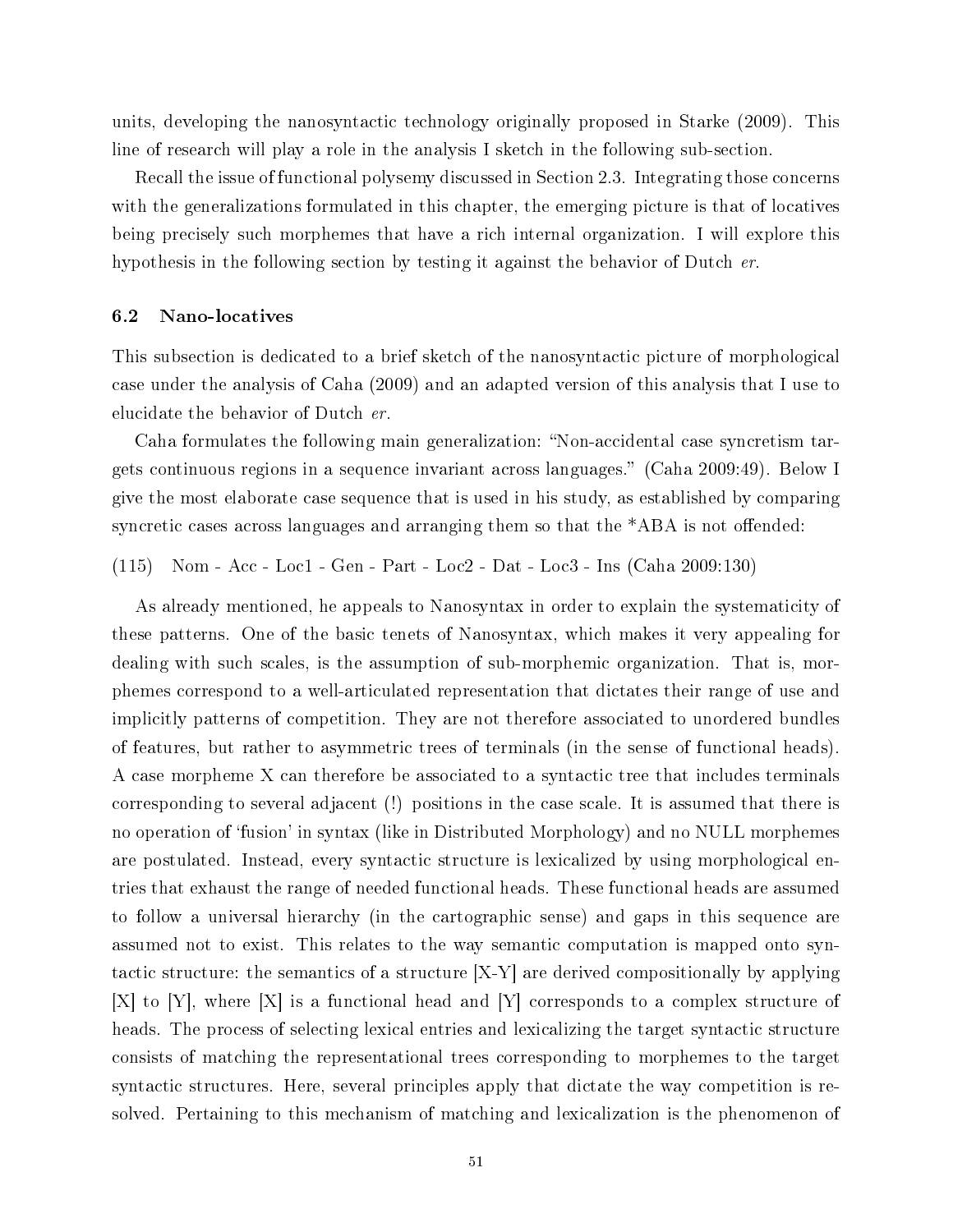units, developing the nanosyntactic technology originally proposed in Starke (2009). This line of research will play a role in the analysis I sketch in the following sub-section.

Recall the issue of functional polysemy discussed in Section 2.3. Integrating those concerns with the generalizations formulated in this chapter, the emerging picture is that of locatives being precisely such morphemes that have a rich internal organization. I will explore this hypothesis in the following section by testing it against the behavior of Dutch *er*.

### 6.2 Nano-locatives

This subsection is dedicated to a brief sketch of the nanosyntactic picture of morphological case under the analysis of Caha (2009) and an adapted version of this analysis that I use to elucidate the behavior of Dutch *er*.

Caha formulates the following main generalization: "Non-accidental case syncretism targets continuous regions in a sequence invariant across languages." (Caha 2009:49). Below I give the most elaborate case sequence that is used in his study, as established by comparing syncretic cases across languages and arranging them so that the *ABA is not offended:

(115) Nom - Acc - Loc1 - Gen - Part - Loc2 - Dat - Loc3 - Ins (Caha 2009:130)

As already mentioned, he appeals to Nanosyntax in order to explain the systematicity of these patterns. One of the basic tenets of Nanosyntax, which makes it very appealing for dealing with such scales, is the assumption of sub-morphemic organization. That is, morphemes correspond to a well-articulated representation that dictates their range of use and implicitly patterns of competition. They are not therefore associated to unordered bundles of features, but rather to asymmetric trees of terminals (in the sense of functional heads). A case morpheme X can therefore be associated to a syntactic tree that includes terminals corresponding to several adjacent (!) positions in the case scale. It is assumed that there is no operation of 'fusion' in syntax (like in Distributed Morphology) and no NULL morphemes are postulated. Instead, every syntactic structure is lexicalized by using morphological entries that exhaust the range of needed functional heads. These functional heads are assumed to follow a universal hierarchy (in the cartographic sense) and gaps in this sequence are assumed not to exist. This relates to the way semantic computation is mapped onto syntactic structure: the semantics of a structure [X-Y] are derived compositionally by applying [X] to [Y], where [X] is a functional head and [Y] corresponds to a complex structure of heads. The process of selecting lexical entries and lexicalizing the target syntactic structure consists of matching the representational trees corresponding to morphemes to the target syntactic structures. Here, several principles apply that dictate the way competition is resolved. Pertaining to this mechanism of matching and lexicalization is the phenomenon of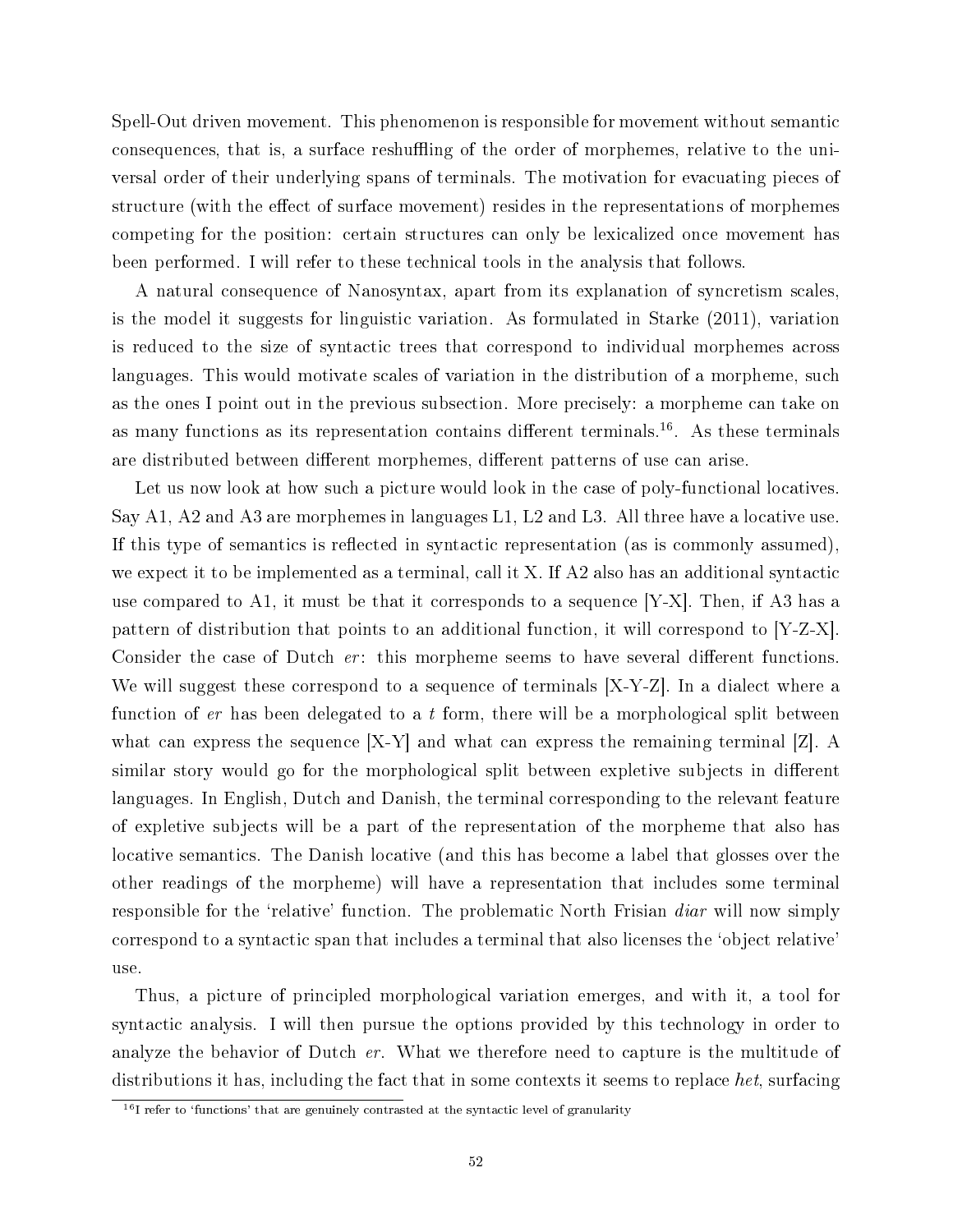Spell-Out driven movement. This phenomenon is responsible for movement without semantic consequences, that is, a surface reshuffling of the order of morphemes, relative to the universal order of their underlying spans of terminals. The motivation for evacuating pieces of structure (with the effect of surface movement) resides in the representations of morphemes competing for the position: certain structures can only be lexicalized once movement has been performed. I will refer to these technical tools in the analysis that follows.

A natural consequence of Nanosyntax, apart from its explanation of syncretism scales, is the model it suggests for linguistic variation. As formulated in Starke (2011), variation is reduced to the size of syntactic trees that correspond to individual morphemes across languages. This would motivate scales of variation in the distribution of a morpheme, such as the ones I point out in the previous subsection. More precisely: a morpheme can take on as many functions as its representation contains different terminals.[16]. As these terminals are distributed between different morphemes, different patterns of use can arise.

Let us now look at how such a picture would look in the case of poly-functional locatives. Say A1, A2 and A3 are morphemes in languages L1, L2 and L3. All three have a locative use. If this type of semantics is reflected in syntactic representation (as is commonly assumed), we expect it to be implemented as a terminal, call it X. If A2 also has an additional syntactic use compared to A1, it must be that it corresponds to a sequence [Y-X]. Then, if A3 has a pattern of distribution that points to an additional function, it will correspond to [Y-Z-X]. Consider the case of Dutch *er*: this morpheme seems to have several different functions. We will suggest these correspond to a sequence of terminals [X-Y-Z]. In a dialect where a function of *er* has been delegated to a *t* form, there will be a morphological split between what can express the sequence [X-Y] and what can express the remaining terminal [Z]. A similar story would go for the morphological split between expletive subjects in different languages. In English, Dutch and Danish, the terminal corresponding to the relevant feature of expletive subjects will be a part of the representation of the morpheme that also has locative semantics. The Danish locative (and this has become a label that glosses over the other readings of the morpheme) will have a representation that includes some terminal responsible for the 'relative' function. The problematic North Frisian *diar* will now simply correspond to a syntactic span that includes a terminal that also licenses the 'object relative' use.

Thus, a picture of principled morphological variation emerges, and with it, a tool for syntactic analysis. I will then pursue the options provided by this technology in order to analyze the behavior of Dutch *er*. What we therefore need to capture is the multitude of distributions it has, including the fact that in some contexts it seems to replace *het*, surfacing

[16] I refer to 'functions' that are genuinely contrasted at the syntactic level of granularity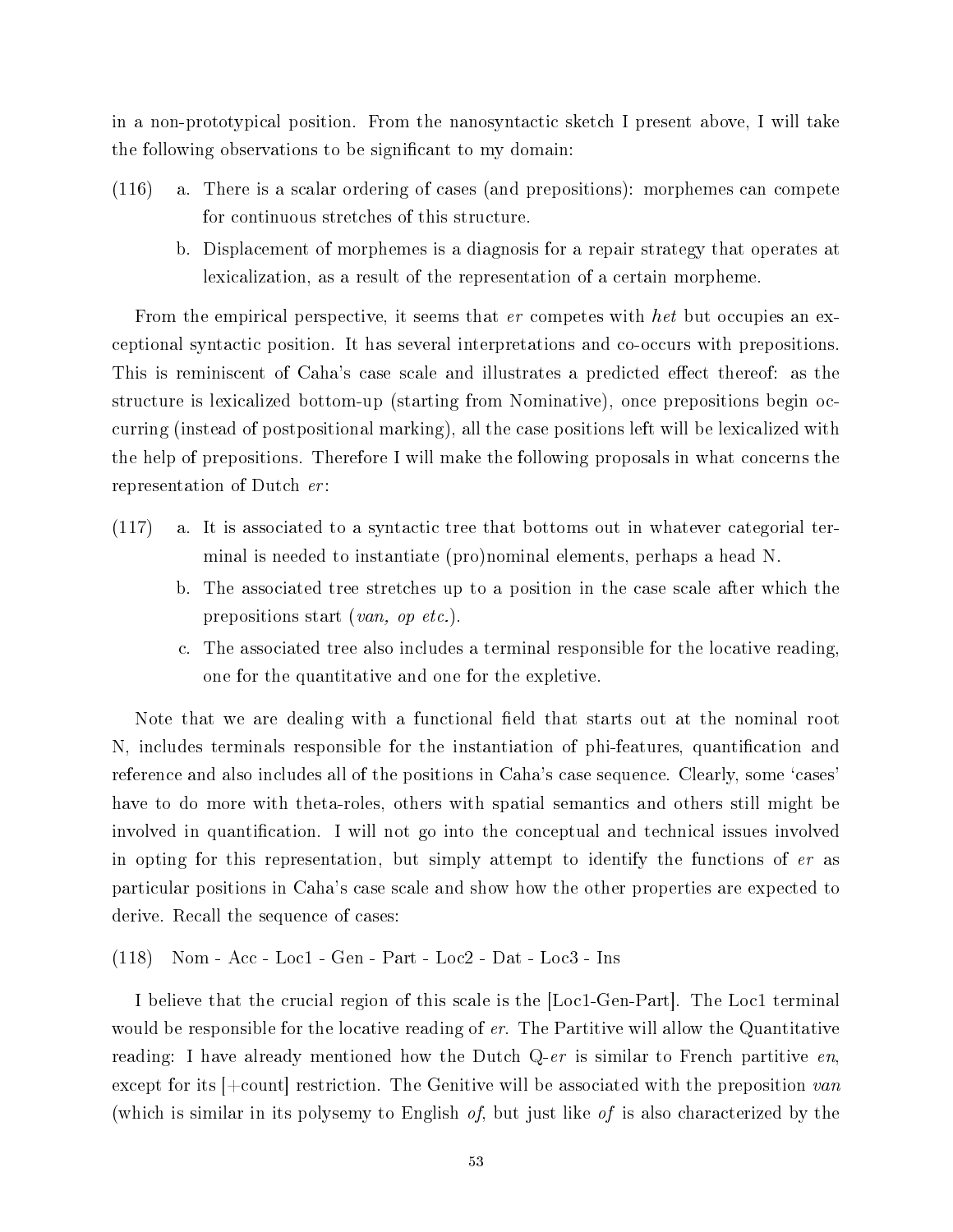in a non-prototypical position. From the nanosyntactic sketch I present above, I will take the following observations to be significant to my domain:

(116) a. There is a scalar ordering of cases (and prepositions): morphemes can compete for continuous stretches of this structure.

b. Displacement of morphemes is a diagnosis for a repair strategy that operates at lexicalization, as a result of the representation of a certain morpheme.

From the empirical perspective, it seems that *er* competes with *het* but occupies an exceptional syntactic position. It has several interpretations and co-occurs with prepositions. This is reminiscent of Caha's case scale and illustrates a predicted effect thereof: as the structure is lexicalized bottom-up (starting from Nominative), once prepositions begin occurring (instead of postpositional marking), all the case positions left will be lexicalized with the help of prepositions. Therefore I will make the following proposals in what concerns the representation of Dutch *er*:

(117) a. It is associated to a syntactic tree that bottoms out in whatever categorial terminal is needed to instantiate (pro)nominal elements, perhaps a head N.

b. The associated tree stretches up to a position in the case scale after which the prepositions start (*van, op etc.*).

c. The associated tree also includes a terminal responsible for the locative reading, one for the quantitative and one for the expletive.

Note that we are dealing with a functional field that starts out at the nominal root N, includes terminals responsible for the instantiation of phi-features, quantification and reference and also includes all of the positions in Caha's case sequence. Clearly, some 'cases' have to do more with theta-roles, others with spatial semantics and others still might be involved in quantification. I will not go into the conceptual and technical issues involved in opting for this representation, but simply attempt to identify the functions of *er* as particular positions in Caha's case scale and show how the other properties are expected to derive. Recall the sequence of cases:

(118) Nom - Acc - Loc1 - Gen - Part - Loc2 - Dat - Loc3 - Ins

I believe that the crucial region of this scale is the [Loc1-Gen-Part]. The Loc1 terminal would be responsible for the locative reading of *er*. The Partitive will allow the Quantitative reading: I have already mentioned how the Dutch Q-*er* is similar to French partitive *en*, except for its [+count] restriction. The Genitive will be associated with the preposition *van* (which is similar in its polysemy to English *of*, but just like *of* is also characterized by the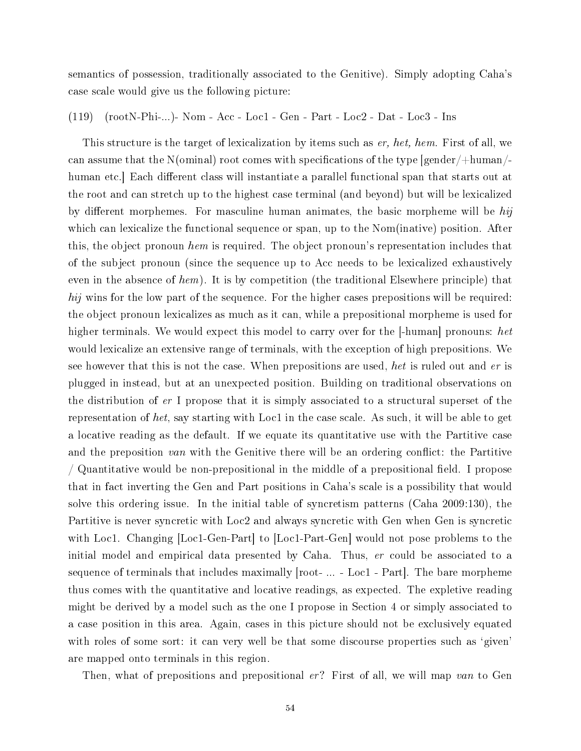semantics of possession, traditionally associated to the Genitive). Simply adopting Caha's case scale would give us the following picture:

(119) (rootN-Phi-...)- Nom - Acc - Loc1 - Gen - Part - Loc2 - Dat - Loc3 - Ins

This structure is the target of lexicalization by items such as *er, het, hem*. First of all, we can assume that the N(ominal) root comes with specifications of the type [gender/+human/-human etc.] Each different class will instantiate a parallel functional span that starts out at the root and can stretch up to the highest case terminal (and beyond) but will be lexicalized by different morphemes. For masculine human animates, the basic morpheme will be *hij* which can lexicalize the functional sequence or span, up to the Nom(inative) position. After this, the object pronoun *hem* is required. The object pronoun's representation includes that of the subject pronoun (since the sequence up to Acc needs to be lexicalized exhaustively even in the absence of *hem*). It is by competition (the traditional Elsewhere principle) that *hij* wins for the low part of the sequence. For the higher cases prepositions will be required: the object pronoun lexicalizes as much as it can, while a prepositional morpheme is used for higher terminals. We would expect this model to carry over for the [-human] pronouns: *het* would lexicalize an extensive range of terminals, with the exception of high prepositions. We see however that this is not the case. When prepositions are used, *het* is ruled out and *er* is plugged in instead, but at an unexpected position. Building on traditional observations on the distribution of *er* I propose that it is simply associated to a structural superset of the representation of *het*, say starting with Loc1 in the case scale. As such, it will be able to get a locative reading as the default. If we equate its quantitative use with the Partitive case and the preposition *van* with the Genitive there will be an ordering conflict: the Partitive / Quantitative would be non-prepositional in the middle of a prepositional field. I propose that in fact inverting the Gen and Part positions in Caha's scale is a possibility that would solve this ordering issue. In the initial table of syncretism patterns (Caha 2009:130), the Partitive is never syncretic with Loc2 and always syncretic with Gen when Gen is syncretic with Loc1. Changing [Loc1-Gen-Part] to [Loc1-Part-Gen] would not pose problems to the initial model and empirical data presented by Caha. Thus, *er* could be associated to a sequence of terminals that includes maximally [root- ... - Loc1 - Part]. The bare morpheme thus comes with the quantitative and locative readings, as expected. The expletive reading might be derived by a model such as the one I propose in Section 4 or simply associated to a case position in this area. Again, cases in this picture should not be exclusively equated with roles of some sort: it can very well be that some discourse properties such as 'given' are mapped onto terminals in this region.

Then, what of prepositions and prepositional *er*? First of all, we will map *van* to Gen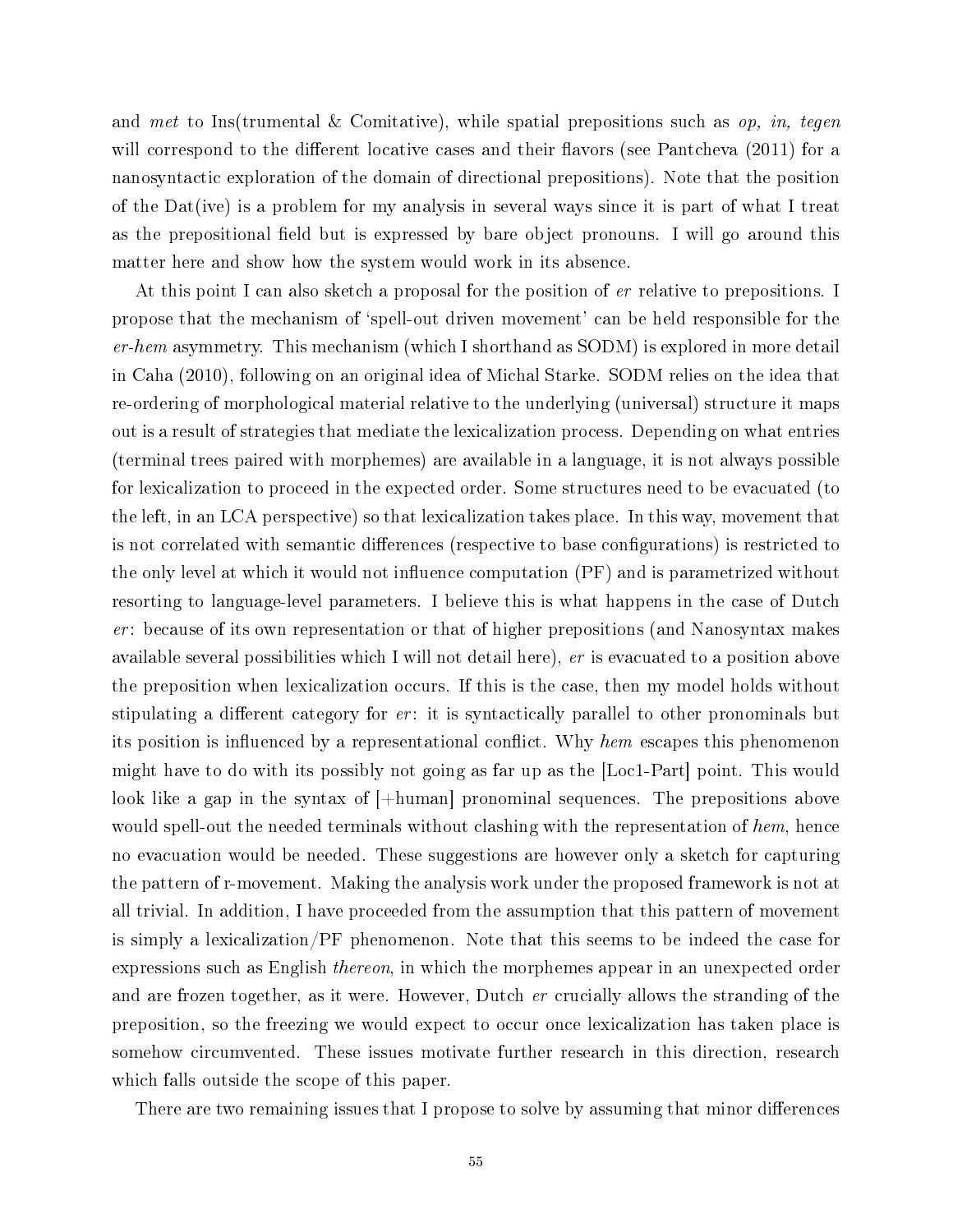and *met* to Ins(trumental & Comitative), while spatial prepositions such as *op, in, tegen* will correspond to the different locative cases and their flavors (see Pantcheva (2011) for a nanosyntactic exploration of the domain of directional prepositions). Note that the position of the Dat(ive) is a problem for my analysis in several ways since it is part of what I treat as the prepositional field but is expressed by bare object pronouns. I will go around this matter here and show how the system would work in its absence.

At this point I can also sketch a proposal for the position of *er* relative to prepositions. I propose that the mechanism of 'spell-out driven movement' can be held responsible for the *er-hem* asymmetry. This mechanism (which I shorthand as SODM) is explored in more detail in Caha (2010), following on an original idea of Michal Starke. SODM relies on the idea that re-ordering of morphological material relative to the underlying (universal) structure it maps out is a result of strategies that mediate the lexicalization process. Depending on what entries (terminal trees paired with morphemes) are available in a language, it is not always possible for lexicalization to proceed in the expected order. Some structures need to be evacuated (to the left, in an LCA perspective) so that lexicalization takes place. In this way, movement that is not correlated with semantic differences (respective to base configurations) is restricted to the only level at which it would not influence computation (PF) and is parametrized without resorting to language-level parameters. I believe this is what happens in the case of Dutch *er*: because of its own representation or that of higher prepositions (and Nanosyntax makes available several possibilities which I will not detail here), *er* is evacuated to a position above the preposition when lexicalization occurs. If this is the case, then my model holds without stipulating a different category for *er*: it is syntactically parallel to other pronominals but its position is influenced by a representational conflict. Why *hem* escapes this phenomenon might have to do with its possibly not going as far up as the [Loc1-Part] point. This would look like a gap in the syntax of [+human] pronominal sequences. The prepositions above would spell-out the needed terminals without clashing with the representation of *hem*, hence no evacuation would be needed. These suggestions are however only a sketch for capturing the pattern of r-movement. Making the analysis work under the proposed framework is not at all trivial. In addition, I have proceeded from the assumption that this pattern of movement is simply a lexicalization/PF phenomenon. Note that this seems to be indeed the case for expressions such as English *thereon*, in which the morphemes appear in an unexpected order and are frozen together, as it were. However, Dutch *er* crucially allows the stranding of the preposition, so the freezing we would expect to occur once lexicalization has taken place is somehow circumvented. These issues motivate further research in this direction, research which falls outside the scope of this paper.

There are two remaining issues that I propose to solve by assuming that minor differences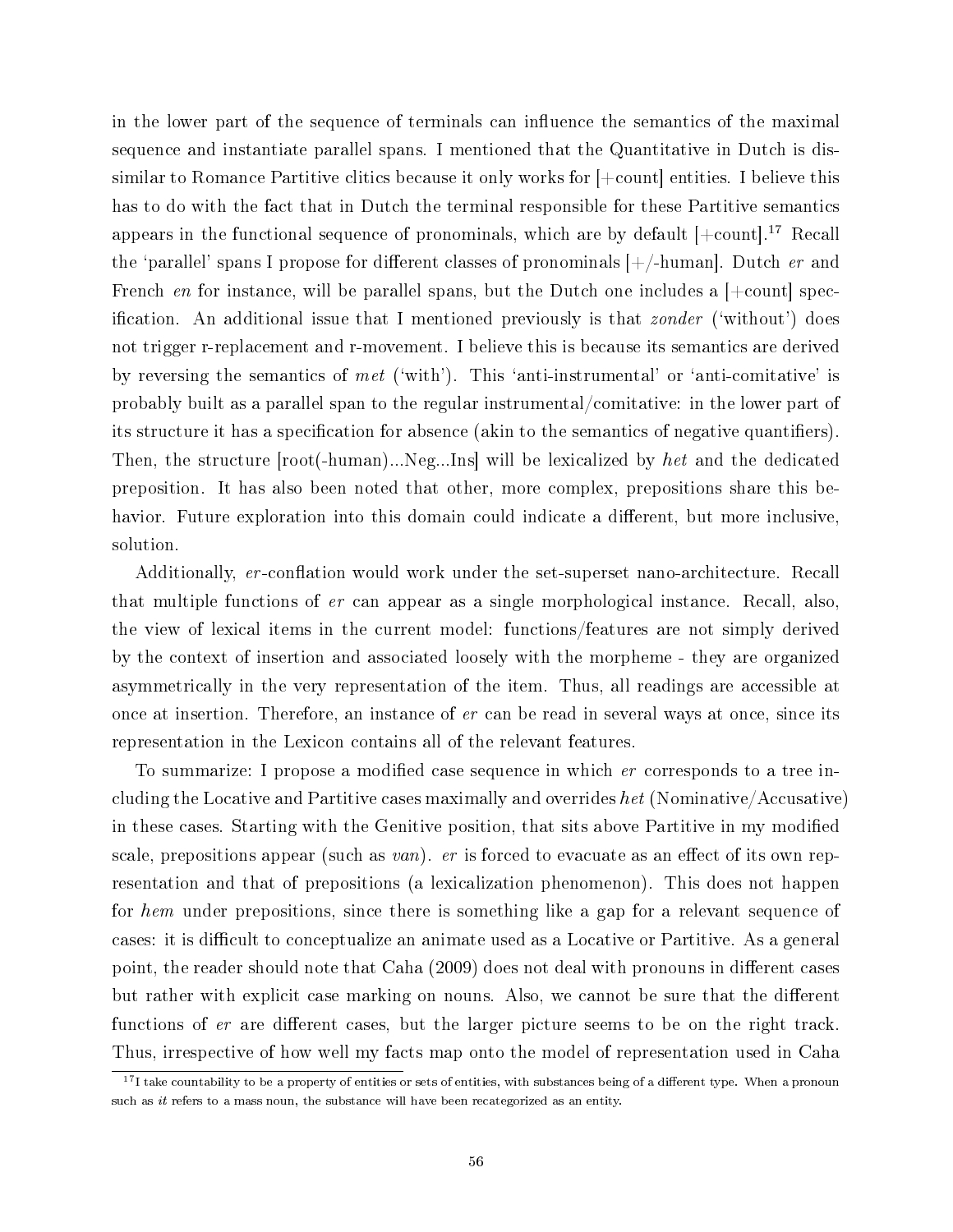in the lower part of the sequence of terminals can influence the semantics of the maximal sequence and instantiate parallel spans. I mentioned that the Quantitative in Dutch is dissimilar to Romance Partitive clitics because it only works for [+count] entities. I believe this has to do with the fact that in Dutch the terminal responsible for these Partitive semantics appears in the functional sequence of pronominals, which are by default [+count].[17] Recall the 'parallel' spans I propose for different classes of pronominals [+/-human]. Dutch *er* and French *en* for instance, will be parallel spans, but the Dutch one includes a [+count] specification. An additional issue that I mentioned previously is that *zonder* ('without') does not trigger r-replacement and r-movement. I believe this is because its semantics are derived by reversing the semantics of *met* ('with'). This 'anti-instrumental' or 'anti-comitative' is probably built as a parallel span to the regular instrumental/comitative: in the lower part of its structure it has a specification for absence (akin to the semantics of negative quantifiers). Then, the structure [root(-human)...Neg...Ins] will be lexicalized by *het* and the dedicated preposition. It has also been noted that other, more complex, prepositions share this behavior. Future exploration into this domain could indicate a different, but more inclusive, solution.

Additionally, *er*-conflation would work under the set-superset nano-architecture. Recall that multiple functions of *er* can appear as a single morphological instance. Recall, also, the view of lexical items in the current model: functions/features are not simply derived by the context of insertion and associated loosely with the morpheme - they are organized asymmetrically in the very representation of the item. Thus, all readings are accessible at once at insertion. Therefore, an instance of *er* can be read in several ways at once, since its representation in the Lexicon contains all of the relevant features.

To summarize: I propose a modified case sequence in which *er* corresponds to a tree including the Locative and Partitive cases maximally and overrides *het* (Nominative/Accusative) in these cases. Starting with the Genitive position, that sits above Partitive in my modified scale, prepositions appear (such as *van*). *er* is forced to evacuate as an effect of its own representation and that of prepositions (a lexicalization phenomenon). This does not happen for *hem* under prepositions, since there is something like a gap for a relevant sequence of cases: it is difficult to conceptualize an animate used as a Locative or Partitive. As a general point, the reader should note that Caha (2009) does not deal with pronouns in different cases but rather with explicit case marking on nouns. Also, we cannot be sure that the different functions of *er* are different cases, but the larger picture seems to be on the right track. Thus, irrespective of how well my facts map onto the model of representation used in Caha

[17] I take countability to be a property of entities or sets of entities, with substances being of a different type. When a pronoun such as *it* refers to a mass noun, the substance will have been recategorized as an entity.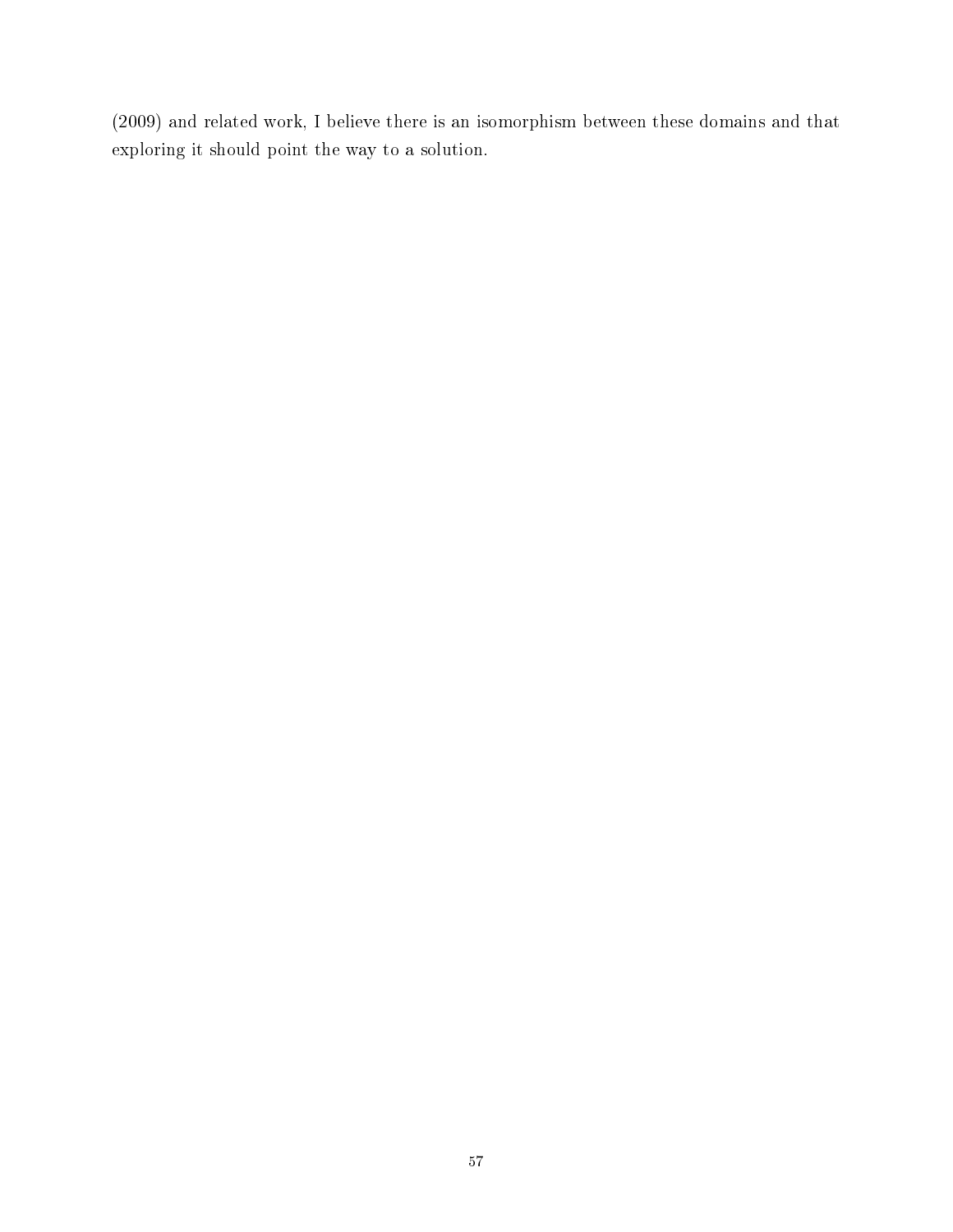(2009) and related work, I believe there is an isomorphism between these domains and that exploring it should point the way to a solution.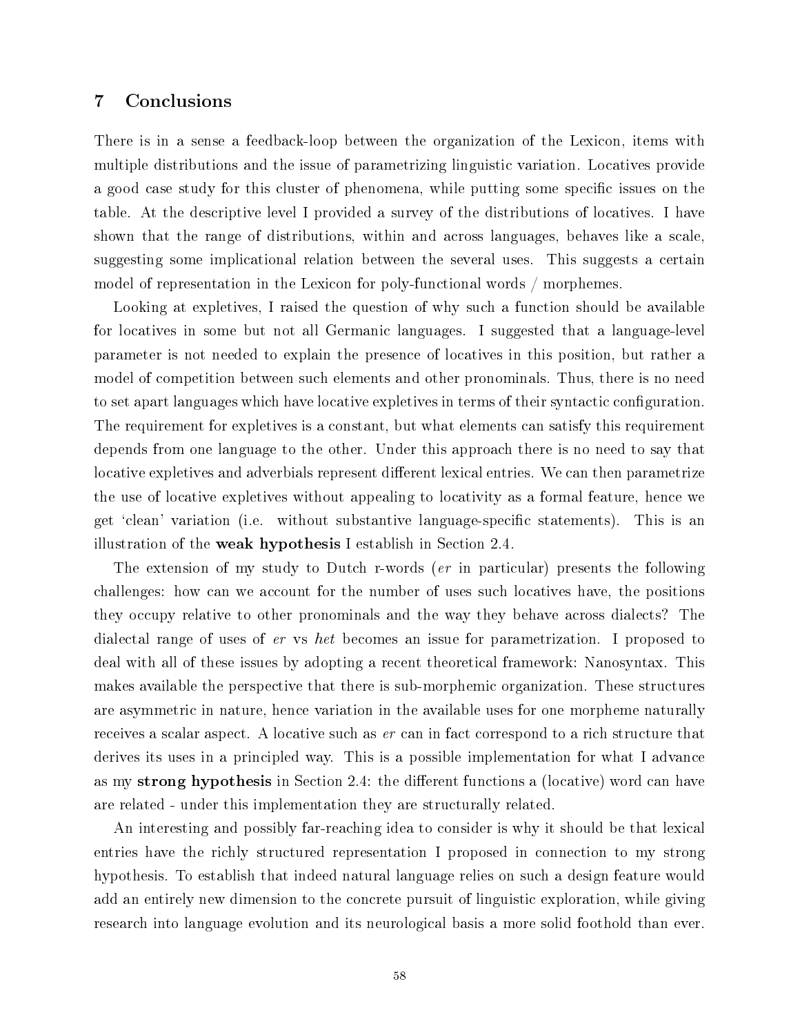# 7 Conclusions

There is in a sense a feedback-loop between the organization of the Lexicon, items with multiple distributions and the issue of parametrizing linguistic variation. Locatives provide a good case study for this cluster of phenomena, while putting some specific issues on the table. At the descriptive level I provided a survey of the distributions of locatives. I have shown that the range of distributions, within and across languages, behaves like a scale, suggesting some implicational relation between the several uses. This suggests a certain model of representation in the Lexicon for poly-functional words / morphemes.

Looking at expletives, I raised the question of why such a function should be available for locatives in some but not all Germanic languages. I suggested that a language-level parameter is not needed to explain the presence of locatives in this position, but rather a model of competition between such elements and other pronominals. Thus, there is no need to set apart languages which have locative expletives in terms of their syntactic configuration. The requirement for expletives is a constant, but what elements can satisfy this requirement depends from one language to the other. Under this approach there is no need to say that locative expletives and adverbials represent different lexical entries. We can then parametrize the use of locative expletives without appealing to locativity as a formal feature, hence we get 'clean' variation (i.e. without substantive language-specific statements). This is an illustration of the **weak hypothesis** I establish in Section 2.4.

The extension of my study to Dutch r-words (*er* in particular) presents the following challenges: how can we account for the number of uses such locatives have, the positions they occupy relative to other pronominals and the way they behave across dialects? The dialectal range of uses of *er* vs *het* becomes an issue for parametrization. I proposed to deal with all of these issues by adopting a recent theoretical framework: Nanosyntax. This makes available the perspective that there is sub-morphemic organization. These structures are asymmetric in nature, hence variation in the available uses for one morpheme naturally receives a scalar aspect. A locative such as *er* can in fact correspond to a rich structure that derives its uses in a principled way. This is a possible implementation for what I advance as my **strong hypothesis** in Section 2.4: the different functions a (locative) word can have are related - under this implementation they are structurally related.

An interesting and possibly far-reaching idea to consider is why it should be that lexical entries have the richly structured representation I proposed in connection to my strong hypothesis. To establish that indeed natural language relies on such a design feature would add an entirely new dimension to the concrete pursuit of linguistic exploration, while giving research into language evolution and its neurological basis a more solid foothold than ever.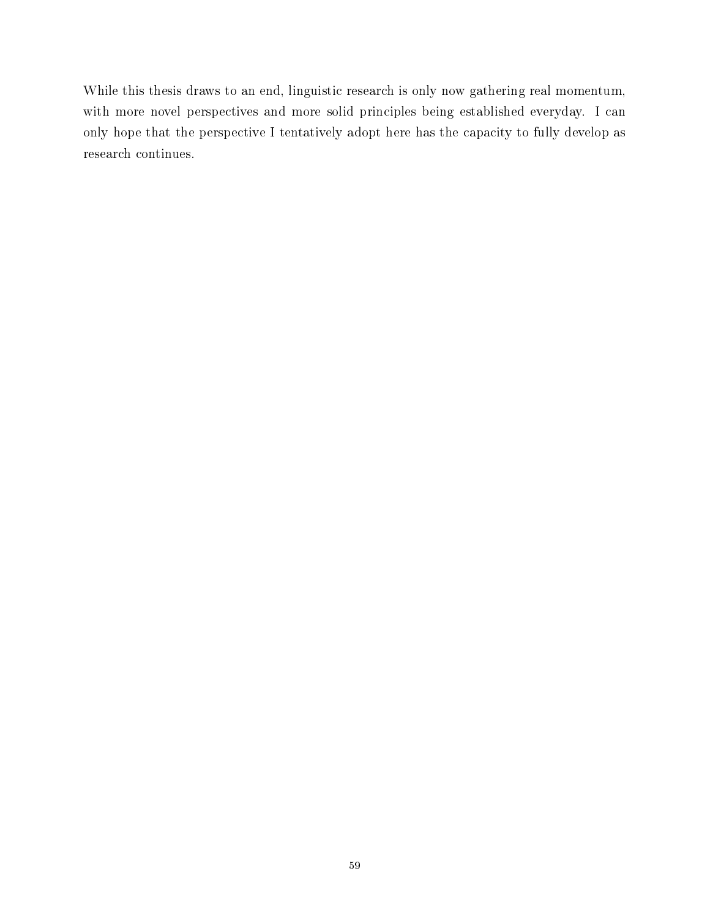While this thesis draws to an end, linguistic research is only now gathering real momentum, with more novel perspectives and more solid principles being established everyday. I can only hope that the perspective I tentatively adopt here has the capacity to fully develop as research continues.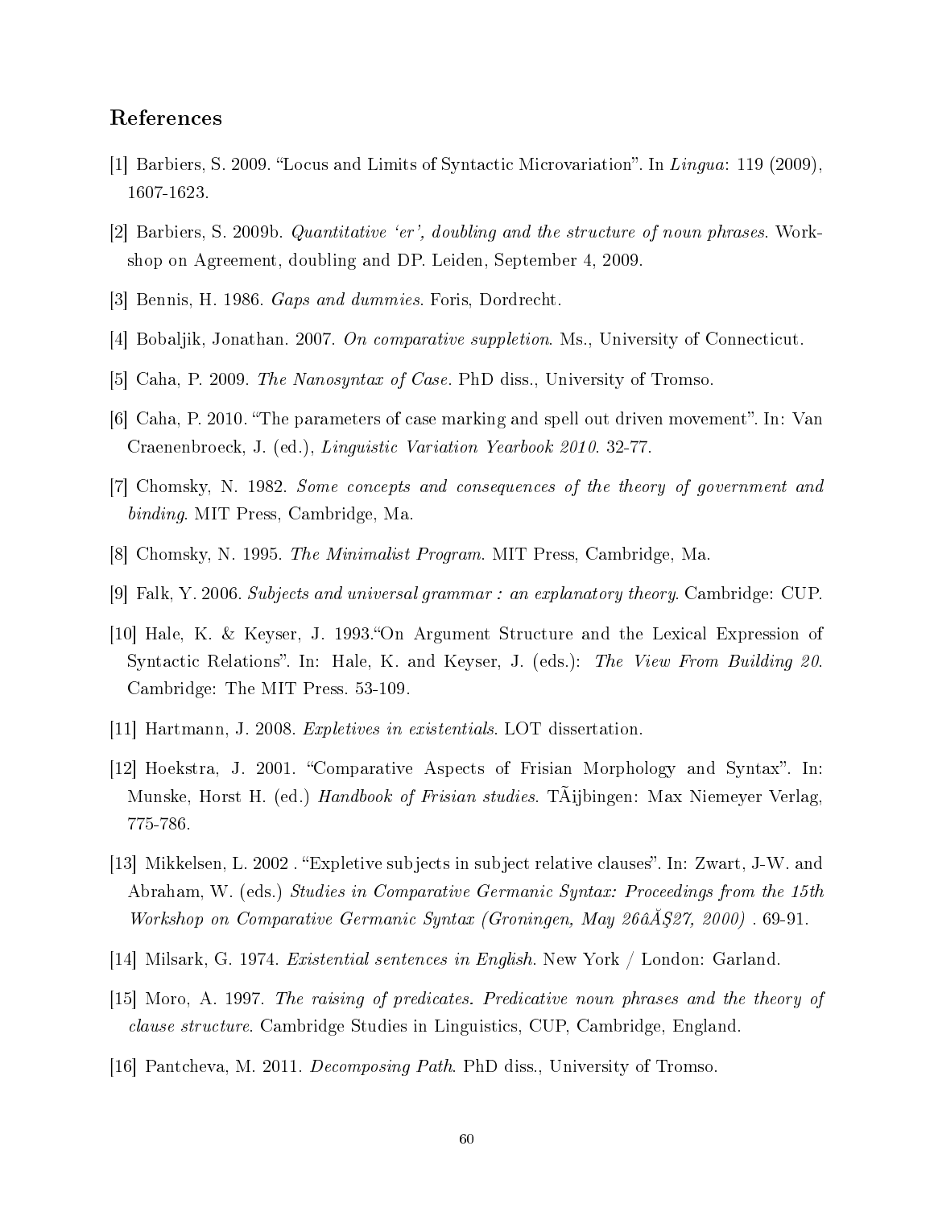## References

[1] Barbiers, S. 2009. "Locus and Limits of Syntactic Microvariation". In *Lingua*: 119 (2009), 1607-1623.

[2] Barbiers, S. 2009b. *Quantitative 'er', doubling and the structure of noun phrases*. Workshop on Agreement, doubling and DP. Leiden, September 4, 2009.

[3] Bennis, H. 1986. *Gaps and dummies*. Foris, Dordrecht.

[4] Bobaljik, Jonathan. 2007. *On comparative suppletion*. Ms., University of Connecticut.

[5] Caha, P. 2009. *The Nanosyntax of Case*. PhD diss., University of Tromso.

[6] Caha, P. 2010. "The parameters of case marking and spell out driven movement". In: Van Craenenbroeck, J. (ed.), *Linguistic Variation Yearbook 2010*. 32-77.

[7] Chomsky, N. 1982. *Some concepts and consequences of the theory of government and binding*. MIT Press, Cambridge, Ma.

[8] Chomsky, N. 1995. *The Minimalist Program*. MIT Press, Cambridge, Ma.

[9] Falk, Y. 2006. *Subjects and universal grammar : an explanatory theory*. Cambridge: CUP.

[10] Hale, K. & Keyser, J. 1993."On Argument Structure and the Lexical Expression of Syntactic Relations". In: Hale, K. and Keyser, J. (eds.): *The View From Building 20*. Cambridge: The MIT Press. 53-109.

[11] Hartmann, J. 2008. *Expletives in existentials*. LOT dissertation.

[12] Hoekstra, J. 2001. "Comparative Aspects of Frisian Morphology and Syntax". In: Munske, Horst H. (ed.) *Handbook of Frisian studies*. TÃijbingen: Max Niemeyer Verlag, 775-786.

[13] Mikkelsen, L. 2002 . "Expletive subjects in subject relative clauses". In: Zwart, J-W. and Abraham, W. (eds.) *Studies in Comparative Germanic Syntax: Proceedings from the 15th Workshop on Comparative Germanic Syntax (Groningen, May 26âĂŞ27, 2000)* . 69-91.

[14] Milsark, G. 1974. *Existential sentences in English*. New York / London: Garland.

[15] Moro, A. 1997. *The raising of predicates. Predicative noun phrases and the theory of clause structure*. Cambridge Studies in Linguistics, CUP, Cambridge, England.

[16] Pantcheva, M. 2011. *Decomposing Path*. PhD diss., University of Tromso.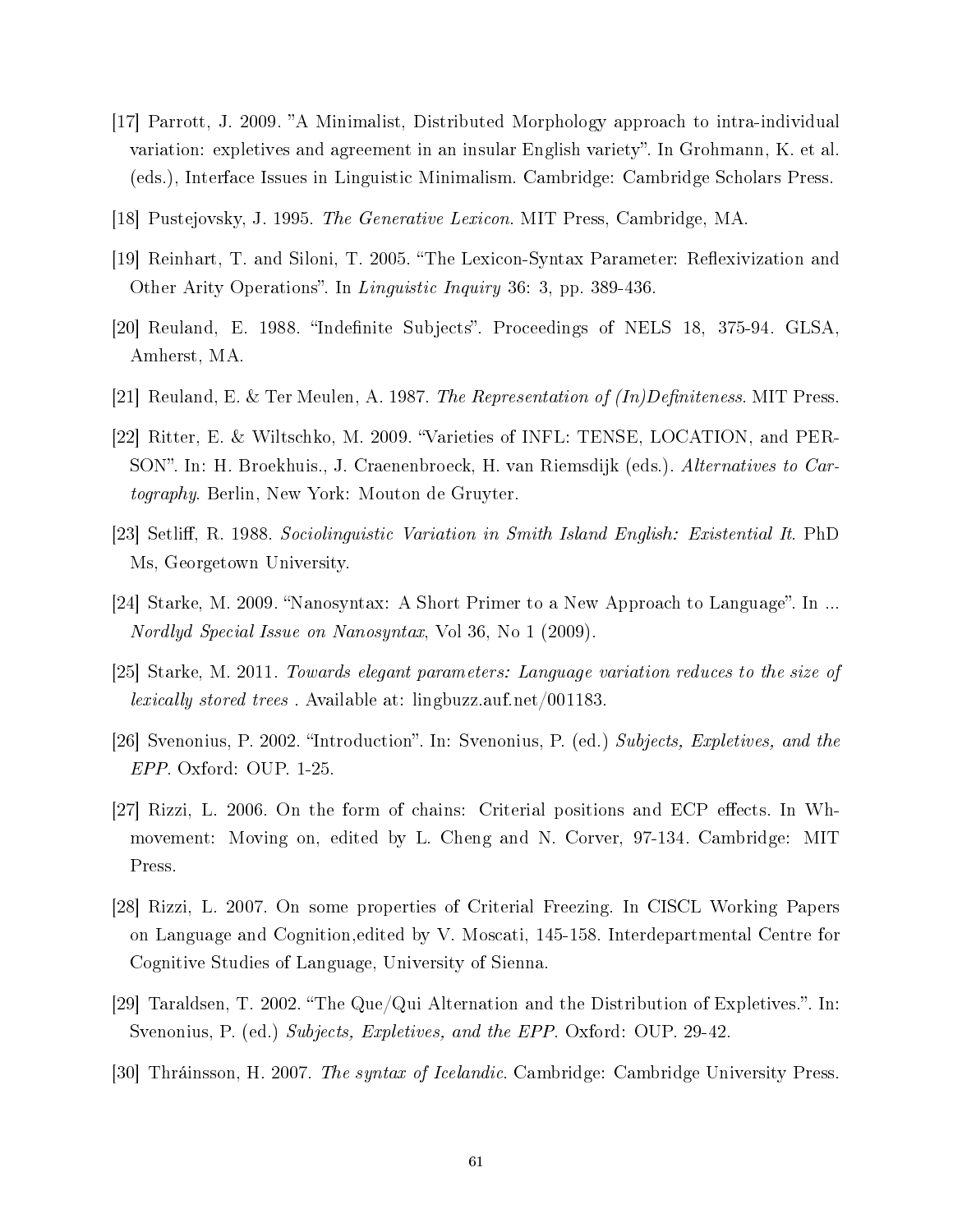[17] Parrott, J. 2009. "A Minimalist, Distributed Morphology approach to intra-individual variation: expletives and agreement in an insular English variety". In Grohmann, K. et al. (eds.), Interface Issues in Linguistic Minimalism. Cambridge: Cambridge Scholars Press.

[18] Pustejovsky, J. 1995. *The Generative Lexicon*. MIT Press, Cambridge, MA.

[19] Reinhart, T. and Siloni, T. 2005. "The Lexicon-Syntax Parameter: Reflexivization and Other Arity Operations". In *Linguistic Inquiry* 36: 3, pp. 389-436.

[20] Reuland, E. 1988. "Indefinite Subjects". Proceedings of NELS 18, 375-94. GLSA, Amherst, MA.

[21] Reuland, E. & Ter Meulen, A. 1987. *The Representation of (In)Definiteness*. MIT Press.

[22] Ritter, E. & Wiltschko, M. 2009. "Varieties of INFL: TENSE, LOCATION, and PERSON". In: H. Broekhuis., J. Craenenbroeck, H. van Riemsdijk (eds.). *Alternatives to Cartography*. Berlin, New York: Mouton de Gruyter.

[23] Setliff, R. 1988. *Sociolinguistic Variation in Smith Island English: Existential It*. PhD Ms, Georgetown University.

[24] Starke, M. 2009. "Nanosyntax: A Short Primer to a New Approach to Language". In ... *Nordlyd Special Issue on Nanosyntax*, Vol 36, No 1 (2009).

[25] Starke, M. 2011. *Towards elegant parameters: Language variation reduces to the size of lexically stored trees* . Available at: lingbuzz.auf.net/001183.

[26] Svenonius, P. 2002. "Introduction". In: Svenonius, P. (ed.) *Subjects, Expletives, and the EPP*. Oxford: OUP. 1-25.

[27] Rizzi, L. 2006. On the form of chains: Criterial positions and ECP effects. In Wh-movement: Moving on, edited by L. Cheng and N. Corver, 97-134. Cambridge: MIT Press.

[28] Rizzi, L. 2007. On some properties of Criterial Freezing. In CISCL Working Papers on Language and Cognition,edited by V. Moscati, 145-158. Interdepartmental Centre for Cognitive Studies of Language, University of Sienna.

[29] Taraldsen, T. 2002. "The Que/Qui Alternation and the Distribution of Expletives.". In: Svenonius, P. (ed.) *Subjects, Expletives, and the EPP*. Oxford: OUP. 29-42.

[30] Thráinsson, H. 2007. *The syntax of Icelandic*. Cambridge: Cambridge University Press.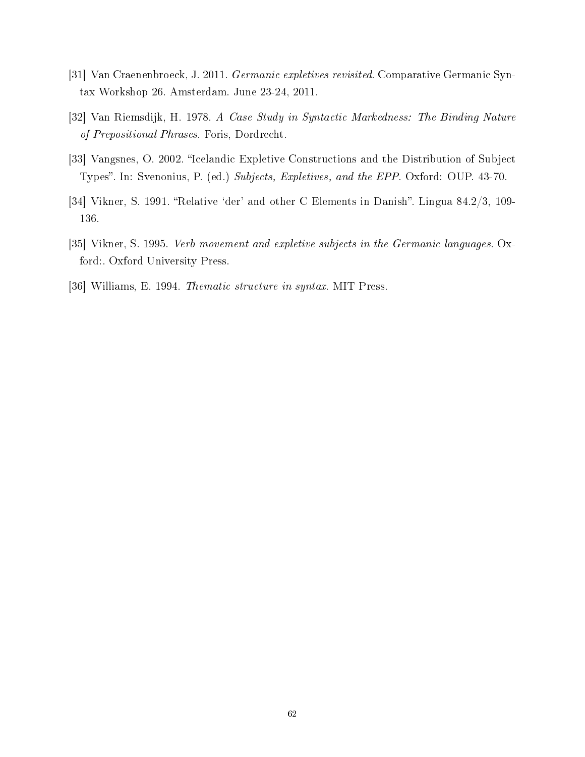[31] Van Craenenbroeck, J. 2011. *Germanic expletives revisited*. Comparative Germanic Syntax Workshop 26. Amsterdam. June 23-24, 2011.

[32] Van Riemsdijk, H. 1978. *A Case Study in Syntactic Markedness: The Binding Nature of Prepositional Phrases*. Foris, Dordrecht.

[33] Vangsnes, O. 2002. "Icelandic Expletive Constructions and the Distribution of Subject Types". In: Svenonius, P. (ed.) *Subjects, Expletives, and the EPP*. Oxford: OUP. 43-70.

[34] Vikner, S. 1991. "Relative 'der' and other C Elements in Danish". Lingua 84.2/3, 109-136.

[35] Vikner, S. 1995. *Verb movement and expletive subjects in the Germanic languages*. Oxford:. Oxford University Press.

[36] Williams, E. 1994. *Thematic structure in syntax*. MIT Press.